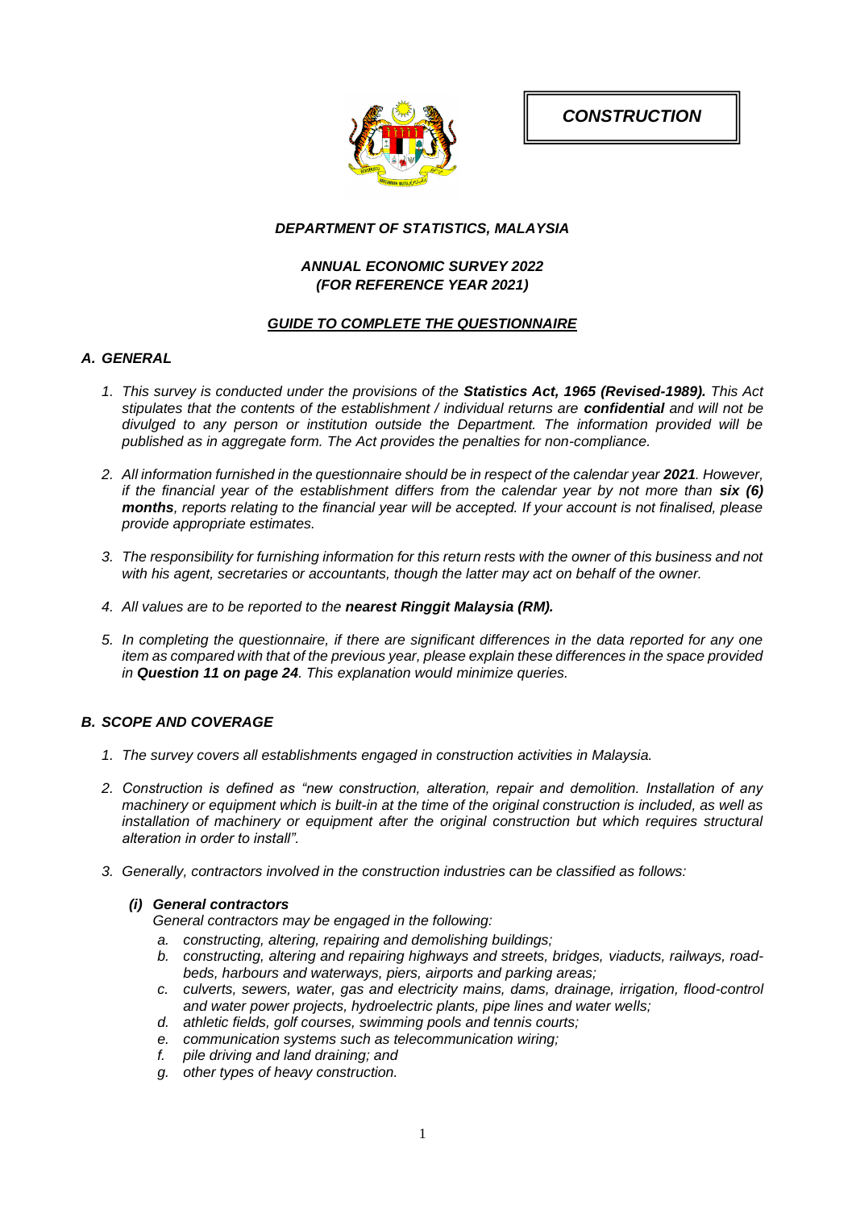***CONSTRUCTION***

***DEPARTMENT OF STATISTICS, MALAYSIA***

***ANNUAL ECONOMIC SURVEY 2022***
***(FOR REFERENCE YEAR 2021)***

***GUIDE TO COMPLETE THE QUESTIONNAIRE***

## *A. GENERAL*

1. *This survey is conducted under the provisions of the **Statistics Act, 1965 (Revised-1989).** This Act stipulates that the contents of the establishment / individual returns are **confidential** and will not be divulged to any person or institution outside the Department. The information provided will be published as in aggregate form. The Act provides the penalties for non-compliance.*

2. *All information furnished in the questionnaire should be in respect of the calendar year **2021**. However, if the financial year of the establishment differs from the calendar year by not more than **six (6) months**, reports relating to the financial year will be accepted. If your account is not finalised, please provide appropriate estimates.*

3. *The responsibility for furnishing information for this return rests with the owner of this business and not with his agent, secretaries or accountants, though the latter may act on behalf of the owner.*

4. *All values are to be reported to the **nearest Ringgit Malaysia (RM).***

5. *In completing the questionnaire, if there are significant differences in the data reported for any one item as compared with that of the previous year, please explain these differences in the space provided in **Question 11 on page 24**. This explanation would minimize queries.*

## *B. SCOPE AND COVERAGE*

1. *The survey covers all establishments engaged in construction activities in Malaysia.*

2. *Construction is defined as "new construction, alteration, repair and demolition. Installation of any machinery or equipment which is built-in at the time of the original construction is included, as well as installation of machinery or equipment after the original construction but which requires structural alteration in order to install".*

3. *Generally, contractors involved in the construction industries can be classified as follows:*

   ***(i) General contractors***
   *General contractors may be engaged in the following:*
   - a. *constructing, altering, repairing and demolishing buildings;*
   - b. *constructing, altering and repairing highways and streets, bridges, viaducts, railways, road-beds, harbours and waterways, piers, airports and parking areas;*
   - c. *culverts, sewers, water, gas and electricity mains, dams, drainage, irrigation, flood-control and water power projects, hydroelectric plants, pipe lines and water wells;*
   - d. *athletic fields, golf courses, swimming pools and tennis courts;*
   - e. *communication systems such as telecommunication wiring;*
   - f. *pile driving and land draining; and*
   - g. *other types of heavy construction.*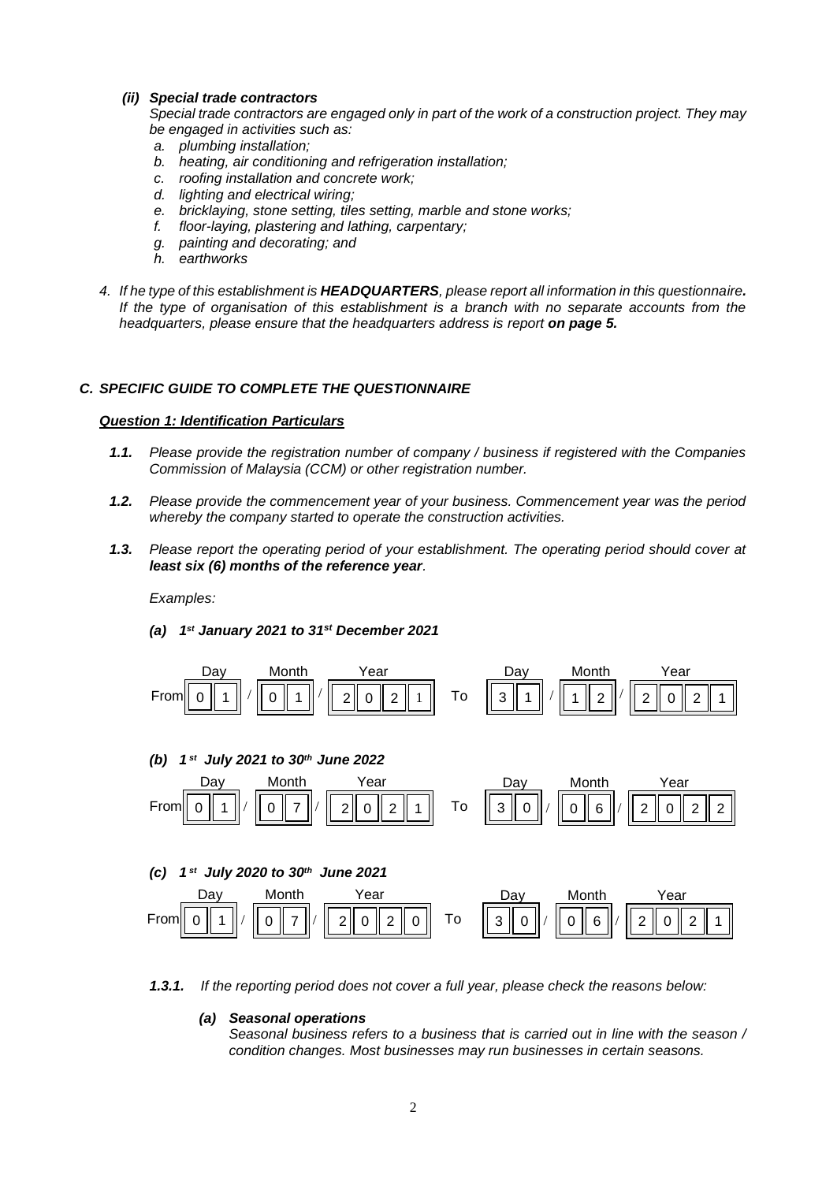*(ii)* ***Special trade contractors***

*Special trade contractors are engaged only in part of the work of a construction project. They may be engaged in activities such as:*

*a. plumbing installation;*
*b. heating, air conditioning and refrigeration installation;*
*c. roofing installation and concrete work;*
*d. lighting and electrical wiring;*
*e. bricklaying, stone setting, tiles setting, marble and stone works;*
*f. floor-laying, plastering and lathing, carpentary;*
*g. painting and decorating; and*
*h. earthworks*

*4. If he type of this establishment is **HEADQUARTERS**, please report all information in this questionnaire. If the type of organisation of this establishment is a branch with no separate accounts from the headquarters, please ensure that the headquarters address is report **on page 5.***

## *C. SPECIFIC GUIDE TO COMPLETE THE QUESTIONNAIRE*

***Question 1: Identification Particulars***

***1.1.*** *Please provide the registration number of company / business if registered with the Companies Commission of Malaysia (CCM) or other registration number.*

***1.2.*** *Please provide the commencement year of your business. Commencement year was the period whereby the company started to operate the construction activities.*

***1.3.*** *Please report the operating period of your establishment. The operating period should cover at **least six (6) months of the reference year**.*

*Examples:*

***(a) 1st January 2021 to 31st December 2021***

| | Day | | Month | | Year | | Day | | Month | | Year |
|---|---|---|---|---|---|---|---|---|---|---|---|
| From | 0 1 | / | 0 1 | / | 2 0 2 1 | To | 3 1 | / | 1 2 | / | 2 0 2 1 |

***(b) 1st July 2021 to 30th June 2022***

| | Day | | Month | | Year | | Day | | Month | | Year |
|---|---|---|---|---|---|---|---|---|---|---|---|
| From | 0 1 | / | 0 7 | / | 2 0 2 1 | To | 3 0 | / | 0 6 | / | 2 0 2 2 |

***(c) 1st July 2020 to 30th June 2021***

| | Day | | Month | | Year | | Day | | Month | | Year |
|---|---|---|---|---|---|---|---|---|---|---|---|
| From | 0 1 | / | 0 7 | / | 2 0 2 0 | To | 3 0 | / | 0 6 | / | 2 0 2 1 |

***1.3.1.*** *If the reporting period does not cover a full year, please check the reasons below:*

***(a) Seasonal operations***

*Seasonal business refers to a business that is carried out in line with the season / condition changes. Most businesses may run businesses in certain seasons.*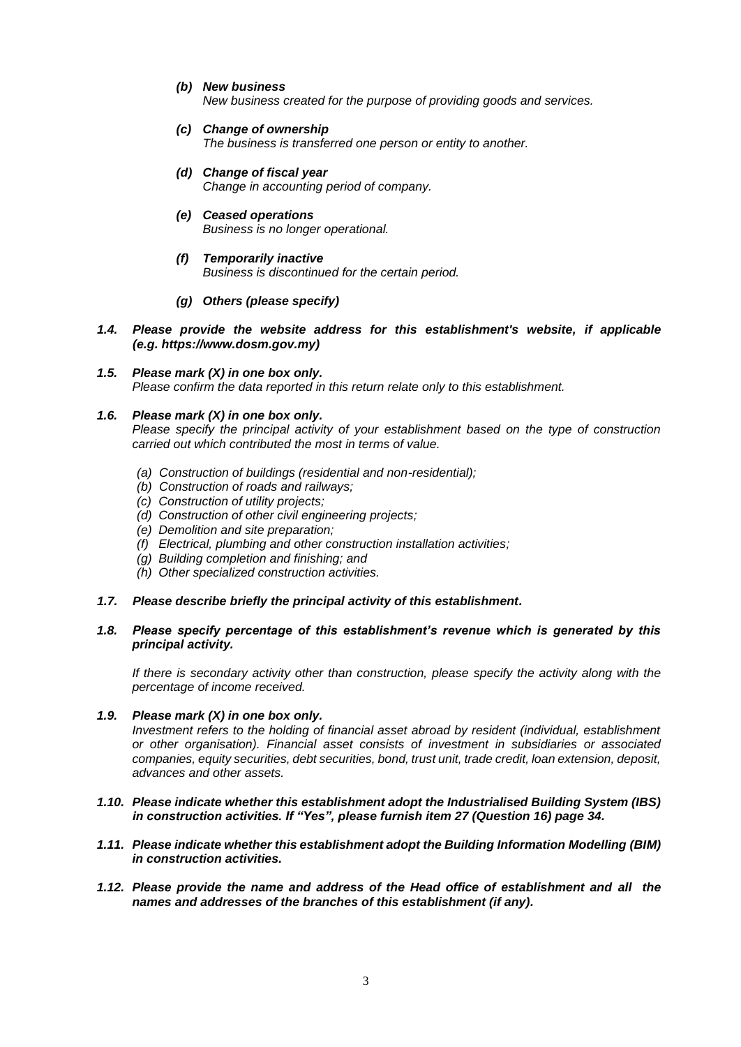***(b) New business***
*New business created for the purpose of providing goods and services.*

***(c) Change of ownership***
*The business is transferred one person or entity to another.*

***(d) Change of fiscal year***
*Change in accounting period of company.*

***(e) Ceased operations***
*Business is no longer operational.*

***(f) Temporarily inactive***
*Business is discontinued for the certain period.*

***(g) Others (please specify)***

***1.4. Please provide the website address for this establishment's website, if applicable (e.g. https://www.dosm.gov.my)***

***1.5. Please mark (X) in one box only.***
*Please confirm the data reported in this return relate only to this establishment.*

***1.6. Please mark (X) in one box only.***
*Please specify the principal activity of your establishment based on the type of construction carried out which contributed the most in terms of value.*

*(a) Construction of buildings (residential and non-residential);*
*(b) Construction of roads and railways;*
*(c) Construction of utility projects;*
*(d) Construction of other civil engineering projects;*
*(e) Demolition and site preparation;*
*(f) Electrical, plumbing and other construction installation activities;*
*(g) Building completion and finishing; and*
*(h) Other specialized construction activities.*

***1.7. Please describe briefly the principal activity of this establishment.***

***1.8. Please specify percentage of this establishment's revenue which is generated by this principal activity.***

*If there is secondary activity other than construction, please specify the activity along with the percentage of income received.*

***1.9. Please mark (X) in one box only.***
*Investment refers to the holding of financial asset abroad by resident (individual, establishment or other organisation). Financial asset consists of investment in subsidiaries or associated companies, equity securities, debt securities, bond, trust unit, trade credit, loan extension, deposit, advances and other assets.*

***1.10. Please indicate whether this establishment adopt the Industrialised Building System (IBS) in construction activities. If "Yes", please furnish item 27 (Question 16) page 34.***

***1.11. Please indicate whether this establishment adopt the Building Information Modelling (BIM) in construction activities.***

***1.12. Please provide the name and address of the Head office of establishment and all the names and addresses of the branches of this establishment (if any).***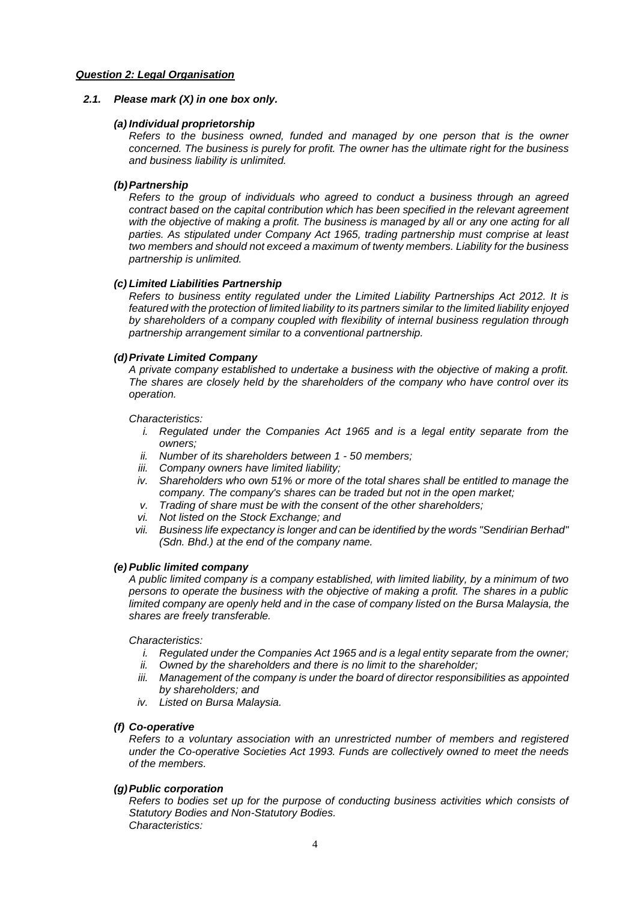***Question 2: Legal Organisation***

***2.1. Please mark (X) in one box only.***

***(a) Individual proprietorship***

*Refers to the business owned, funded and managed by one person that is the owner concerned. The business is purely for profit. The owner has the ultimate right for the business and business liability is unlimited.*

***(b) Partnership***

*Refers to the group of individuals who agreed to conduct a business through an agreed contract based on the capital contribution which has been specified in the relevant agreement with the objective of making a profit. The business is managed by all or any one acting for all parties. As stipulated under Company Act 1965, trading partnership must comprise at least two members and should not exceed a maximum of twenty members. Liability for the business partnership is unlimited.*

***(c) Limited Liabilities Partnership***

*Refers to business entity regulated under the Limited Liability Partnerships Act 2012. It is featured with the protection of limited liability to its partners similar to the limited liability enjoyed by shareholders of a company coupled with flexibility of internal business regulation through partnership arrangement similar to a conventional partnership.*

***(d) Private Limited Company***

*A private company established to undertake a business with the objective of making a profit. The shares are closely held by the shareholders of the company who have control over its operation.*

*Characteristics:*

1. *Regulated under the Companies Act 1965 and is a legal entity separate from the owners;*
2. *Number of its shareholders between 1 - 50 members;*
3. *Company owners have limited liability;*
4. *Shareholders who own 51% or more of the total shares shall be entitled to manage the company. The company's shares can be traded but not in the open market;*
5. *Trading of share must be with the consent of the other shareholders;*
6. *Not listed on the Stock Exchange; and*
7. *Business life expectancy is longer and can be identified by the words "Sendirian Berhad" (Sdn. Bhd.) at the end of the company name.*

***(e) Public limited company***

*A public limited company is a company established, with limited liability, by a minimum of two persons to operate the business with the objective of making a profit. The shares in a public limited company are openly held and in the case of company listed on the Bursa Malaysia, the shares are freely transferable.*

*Characteristics:*

1. *Regulated under the Companies Act 1965 and is a legal entity separate from the owner;*
2. *Owned by the shareholders and there is no limit to the shareholder;*
3. *Management of the company is under the board of director responsibilities as appointed by shareholders; and*
4. *Listed on Bursa Malaysia.*

***(f) Co-operative***

*Refers to a voluntary association with an unrestricted number of members and registered under the Co-operative Societies Act 1993. Funds are collectively owned to meet the needs of the members.*

***(g) Public corporation***

*Refers to bodies set up for the purpose of conducting business activities which consists of Statutory Bodies and Non-Statutory Bodies.*

*Characteristics:*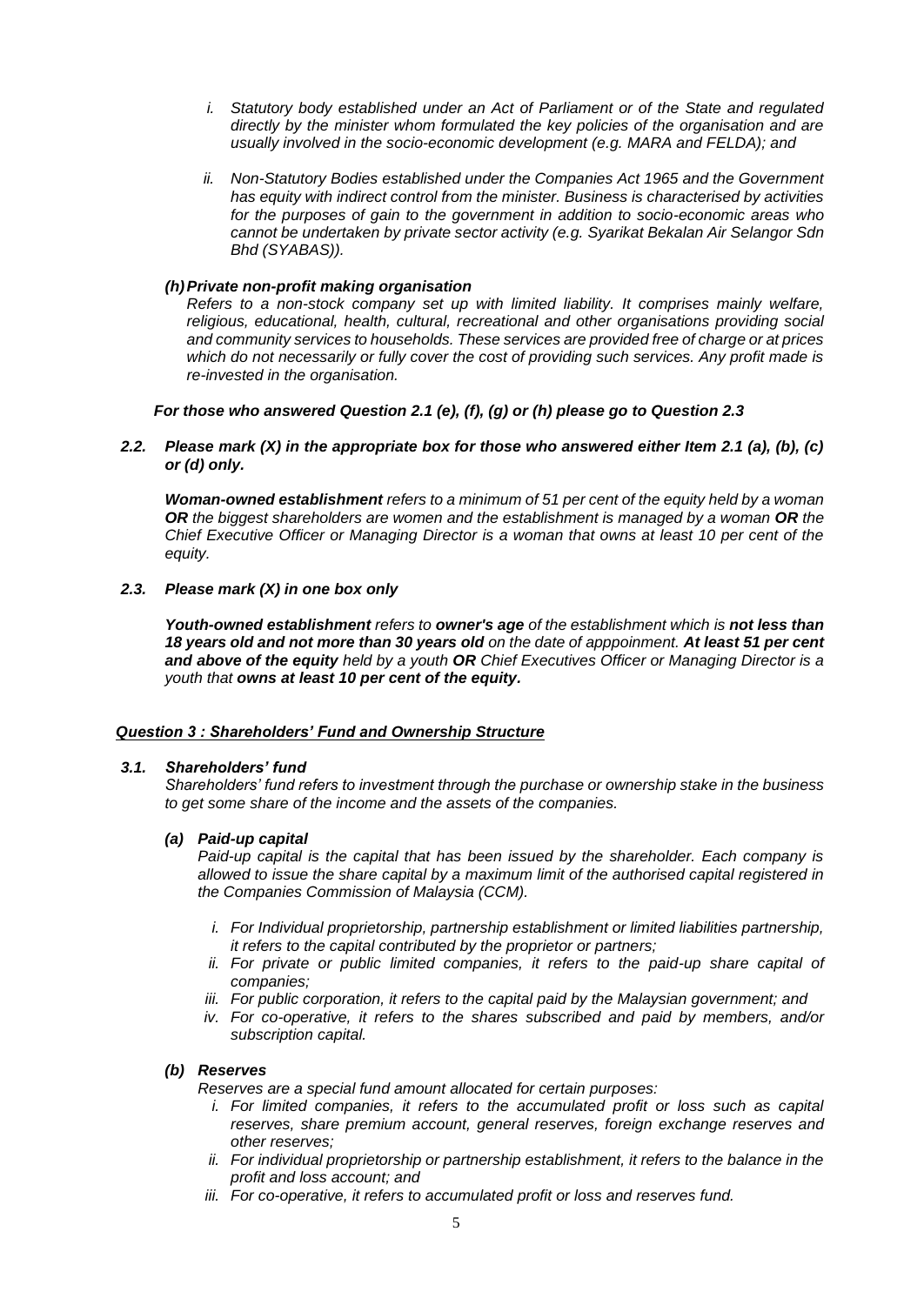*i. Statutory body established under an Act of Parliament or of the State and regulated directly by the minister whom formulated the key policies of the organisation and are usually involved in the socio-economic development (e.g. MARA and FELDA); and*

*ii. Non-Statutory Bodies established under the Companies Act 1965 and the Government has equity with indirect control from the minister. Business is characterised by activities for the purposes of gain to the government in addition to socio-economic areas who cannot be undertaken by private sector activity (e.g. Syarikat Bekalan Air Selangor Sdn Bhd (SYABAS)).*

***(h) Private non-profit making organisation***

*Refers to a non-stock company set up with limited liability. It comprises mainly welfare, religious, educational, health, cultural, recreational and other organisations providing social and community services to households. These services are provided free of charge or at prices which do not necessarily or fully cover the cost of providing such services. Any profit made is re-invested in the organisation.*

***For those who answered Question 2.1 (e), (f), (g) or (h) please go to Question 2.3***

***2.2. Please mark (X) in the appropriate box for those who answered either Item 2.1 (a), (b), (c) or (d) only.***

***Woman-owned establishment*** *refers to a minimum of 51 per cent of the equity held by a woman* ***OR*** *the biggest shareholders are women and the establishment is managed by a woman* ***OR*** *the Chief Executive Officer or Managing Director is a woman that owns at least 10 per cent of the equity.*

***2.3. Please mark (X) in one box only***

***Youth-owned establishment*** *refers to* ***owner's age*** *of the establishment which is* ***not less than 18 years old and not more than 30 years old*** *on the date of apppoinment.* ***At least 51 per cent and above of the equity*** *held by a youth* ***OR*** *Chief Executives Officer or Managing Director is a youth that* ***owns at least 10 per cent of the equity.***

## ***Question 3 : Shareholders' Fund and Ownership Structure***

***3.1. Shareholders' fund***

*Shareholders' fund refers to investment through the purchase or ownership stake in the business to get some share of the income and the assets of the companies.*

***(a) Paid-up capital***

*Paid-up capital is the capital that has been issued by the shareholder. Each company is allowed to issue the share capital by a maximum limit of the authorised capital registered in the Companies Commission of Malaysia (CCM).*

*i. For Individual proprietorship, partnership establishment or limited liabilities partnership, it refers to the capital contributed by the proprietor or partners;*

*ii. For private or public limited companies, it refers to the paid-up share capital of companies;*

*iii. For public corporation, it refers to the capital paid by the Malaysian government; and*

*iv. For co-operative, it refers to the shares subscribed and paid by members, and/or subscription capital.*

***(b) Reserves***

*Reserves are a special fund amount allocated for certain purposes:*

*i. For limited companies, it refers to the accumulated profit or loss such as capital reserves, share premium account, general reserves, foreign exchange reserves and other reserves;*

*ii. For individual proprietorship or partnership establishment, it refers to the balance in the profit and loss account; and*

*iii. For co-operative, it refers to accumulated profit or loss and reserves fund.*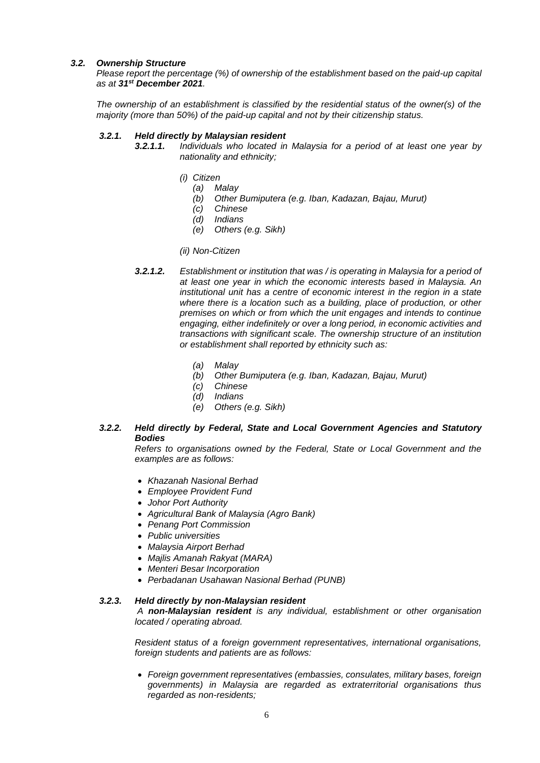### *3.2. Ownership Structure*

*Please report the percentage (%) of ownership of the establishment based on the paid-up capital as at **31st December 2021**.*

*The ownership of an establishment is classified by the residential status of the owner(s) of the majority (more than 50%) of the paid-up capital and not by their citizenship status.*

#### *3.2.1. Held directly by Malaysian resident*

***3.2.1.1.*** *Individuals who located in Malaysia for a period of at least one year by nationality and ethnicity;*

*(i) Citizen*

- *(a) Malay*
- *(b) Other Bumiputera (e.g. Iban, Kadazan, Bajau, Murut)*
- *(c) Chinese*
- *(d) Indians*
- *(e) Others (e.g. Sikh)*

*(ii) Non-Citizen*

***3.2.1.2.*** *Establishment or institution that was / is operating in Malaysia for a period of at least one year in which the economic interests based in Malaysia. An institutional unit has a centre of economic interest in the region in a state where there is a location such as a building, place of production, or other premises on which or from which the unit engages and intends to continue engaging, either indefinitely or over a long period, in economic activities and transactions with significant scale. The ownership structure of an institution or establishment shall reported by ethnicity such as:*

- *(a) Malay*
- *(b) Other Bumiputera (e.g. Iban, Kadazan, Bajau, Murut)*
- *(c) Chinese*
- *(d) Indians*
- *(e) Others (e.g. Sikh)*

#### *3.2.2. Held directly by Federal, State and Local Government Agencies and Statutory Bodies*

*Refers to organisations owned by the Federal, State or Local Government and the examples are as follows:*

- *Khazanah Nasional Berhad*
- *Employee Provident Fund*
- *Johor Port Authority*
- *Agricultural Bank of Malaysia (Agro Bank)*
- *Penang Port Commission*
- *Public universities*
- *Malaysia Airport Berhad*
- *Majlis Amanah Rakyat (MARA)*
- *Menteri Besar Incorporation*
- *Perbadanan Usahawan Nasional Berhad (PUNB)*

#### *3.2.3. Held directly by non-Malaysian resident*

*A **non-Malaysian resident** is any individual, establishment or other organisation located / operating abroad.*

*Resident status of a foreign government representatives, international organisations, foreign students and patients are as follows:*

- *Foreign government representatives (embassies, consulates, military bases, foreign governments) in Malaysia are regarded as extraterritorial organisations thus regarded as non-residents;*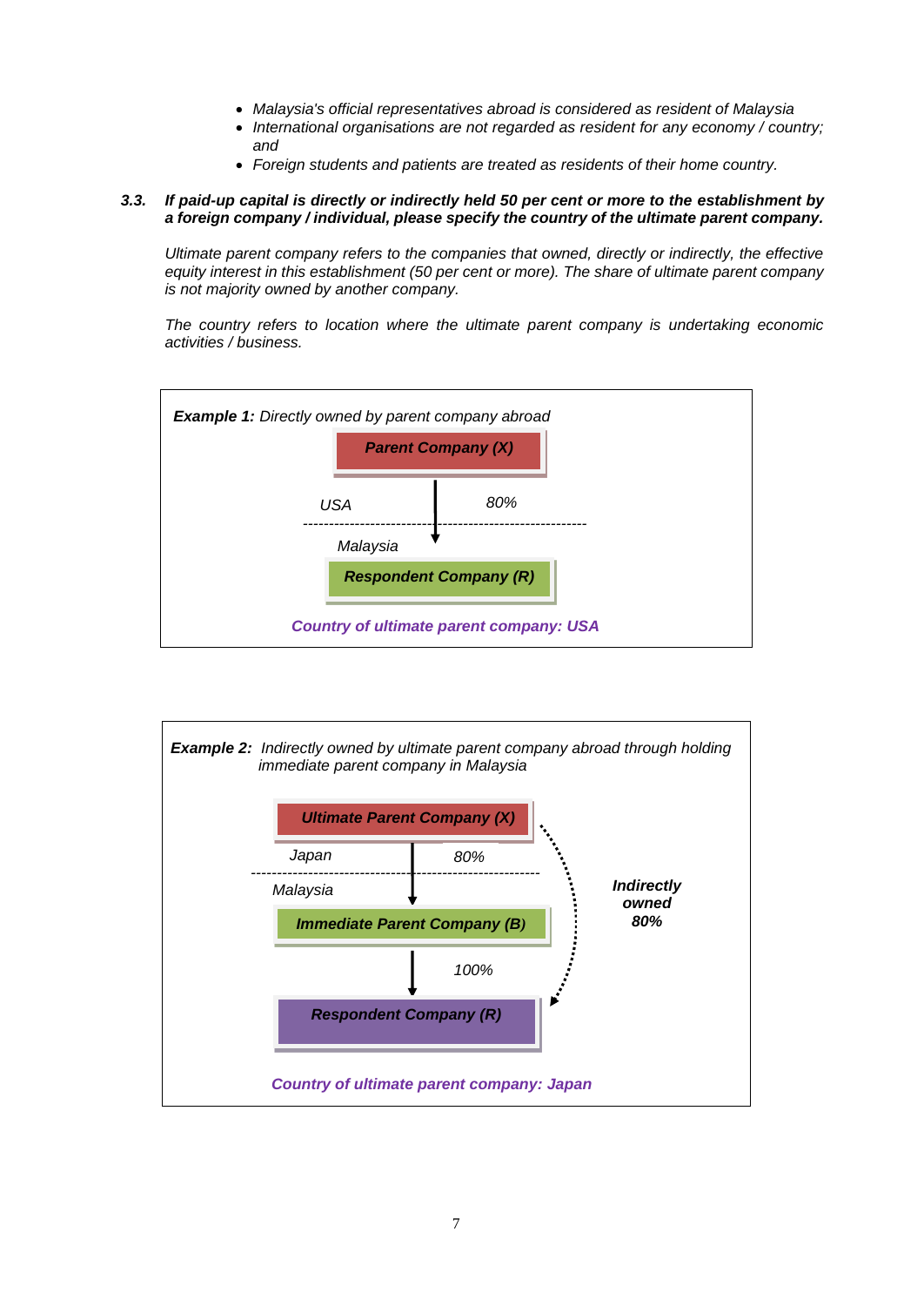- *Malaysia's official representatives abroad is considered as resident of Malaysia*
- *International organisations are not regarded as resident for any economy / country; and*
- *Foreign students and patients are treated as residents of their home country.*

***3.3. If paid-up capital is directly or indirectly held 50 per cent or more to the establishment by a foreign company / individual, please specify the country of the ultimate parent company.***

*Ultimate parent company refers to the companies that owned, directly or indirectly, the effective equity interest in this establishment (50 per cent or more). The share of ultimate parent company is not majority owned by another company.*

*The country refers to location where the ultimate parent company is undertaking economic activities / business.*

***Example 1:*** *Directly owned by parent company abroad*

***Parent Company (X)***

*USA* — *80%*

*Malaysia*

***Respondent Company (R)***

***Country of ultimate parent company: USA***

***Example 2:*** *Indirectly owned by ultimate parent company abroad through holding immediate parent company in Malaysia*

***Ultimate Parent Company (X)***

*Japan* — *80%*

*Malaysia*

***Immediate Parent Company (B)***

*100%*

***Respondent Company (R)***

***Indirectly owned 80%***

***Country of ultimate parent company: Japan***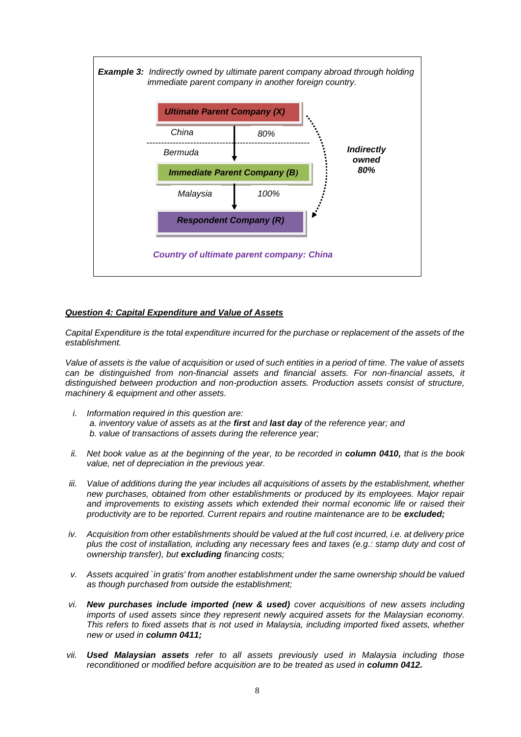***Example 3:*** *Indirectly owned by ultimate parent company abroad through holding immediate parent company in another foreign country.*

***Ultimate Parent Company (X)***

*China* — *80%*

*Bermuda*

***Immediate Parent Company (B)***

*Malaysia* — *100%*

***Respondent Company (R)***

***Indirectly owned 80%***

***Country of ultimate parent company: China***

***Question 4: Capital Expenditure and Value of Assets***

*Capital Expenditure is the total expenditure incurred for the purchase or replacement of the assets of the establishment.*

*Value of assets is the value of acquisition or used of such entities in a period of time. The value of assets can be distinguished from non-financial assets and financial assets. For non-financial assets, it distinguished between production and non-production assets. Production assets consist of structure, machinery & equipment and other assets.*

i. *Information required in this question are:*
   *a. inventory value of assets as at the* ***first*** *and* ***last day*** *of the reference year; and*
   *b. value of transactions of assets during the reference year;*

ii. *Net book value as at the beginning of the year, to be recorded in* ***column 0410,*** *that is the book value, net of depreciation in the previous year.*

iii. *Value of additions during the year includes all acquisitions of assets by the establishment, whether new purchases, obtained from other establishments or produced by its employees. Major repair and improvements to existing assets which extended their normal economic life or raised their productivity are to be reported. Current repairs and routine maintenance are to be* ***excluded;***

iv. *Acquisition from other establishments should be valued at the full cost incurred, i.e. at delivery price plus the cost of installation, including any necessary fees and taxes (e.g.: stamp duty and cost of ownership transfer), but* ***excluding*** *financing costs;*

v. *Assets acquired `in gratis' from another establishment under the same ownership should be valued as though purchased from outside the establishment;*

vi. ***New purchases include imported (new & used)*** *cover acquisitions of new assets including imports of used assets since they represent newly acquired assets for the Malaysian economy. This refers to fixed assets that is not used in Malaysia, including imported fixed assets, whether new or used in* ***column 0411;***

vii. ***Used Malaysian assets*** *refer to all assets previously used in Malaysia including those reconditioned or modified before acquisition are to be treated as used in* ***column 0412.***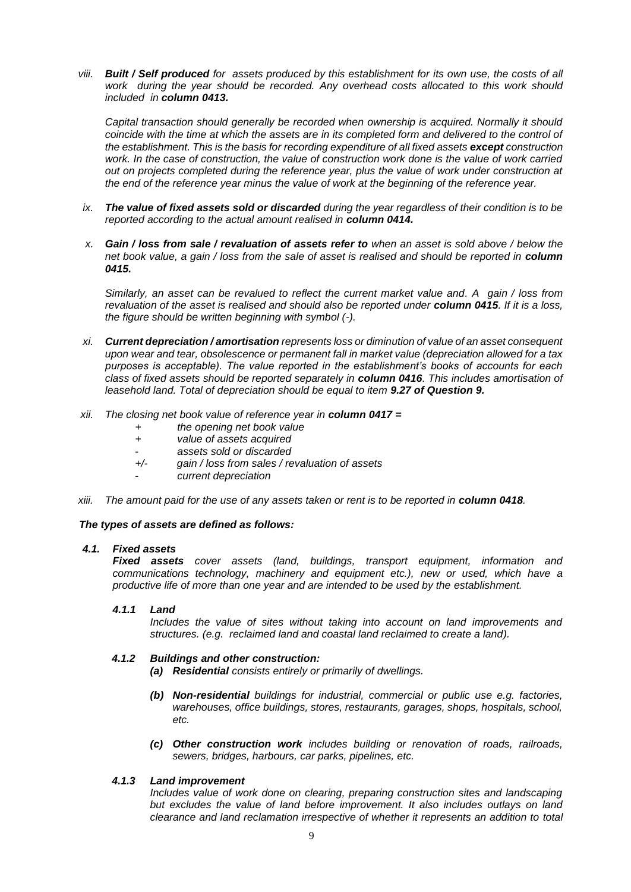viii. ***Built / Self produced*** *for assets produced by this establishment for its own use, the costs of all work during the year should be recorded. Any overhead costs allocated to this work should included in **column 0413.***

*Capital transaction should generally be recorded when ownership is acquired. Normally it should coincide with the time at which the assets are in its completed form and delivered to the control of the establishment. This is the basis for recording expenditure of all fixed assets **except** construction work. In the case of construction, the value of construction work done is the value of work carried out on projects completed during the reference year, plus the value of work under construction at the end of the reference year minus the value of work at the beginning of the reference year.*

ix. ***The value of fixed assets sold or discarded*** *during the year regardless of their condition is to be reported according to the actual amount realised in **column 0414.***

x. ***Gain / loss from sale / revaluation of assets refer to*** *when an asset is sold above / below the net book value, a gain / loss from the sale of asset is realised and should be reported in **column 0415.***

*Similarly, an asset can be revalued to reflect the current market value and. A gain / loss from revaluation of the asset is realised and should also be reported under **column 0415**. If it is a loss, the figure should be written beginning with symbol (-).*

xi. ***Current depreciation / amortisation*** *represents loss or diminution of value of an asset consequent upon wear and tear, obsolescence or permanent fall in market value (depreciation allowed for a tax purposes is acceptable). The value reported in the establishment's books of accounts for each class of fixed assets should be reported separately in **column 0416**. This includes amortisation of leasehold land. Total of depreciation should be equal to item **9.27 of Question 9.***

xii. *The closing net book value of reference year in **column 0417 =***

- \+ *the opening net book value*
- \+ *value of assets acquired*
- \- *assets sold or discarded*
- +/- *gain / loss from sales / revaluation of assets*
- \- *current depreciation*

xiii. *The amount paid for the use of any assets taken or rent is to be reported in **column 0418**.*

***The types of assets are defined as follows:***

***4.1. Fixed assets***

***Fixed assets*** *cover assets (land, buildings, transport equipment, information and communications technology, machinery and equipment etc.), new or used, which have a productive life of more than one year and are intended to be used by the establishment.*

***4.1.1 Land***

*Includes the value of sites without taking into account on land improvements and structures. (e.g. reclaimed land and coastal land reclaimed to create a land).*

***4.1.2 Buildings and other construction:***

- ***(a) Residential*** *consists entirely or primarily of dwellings.*
- ***(b) Non-residential*** *buildings for industrial, commercial or public use e.g. factories, warehouses, office buildings, stores, restaurants, garages, shops, hospitals, school, etc.*
- ***(c) Other construction work*** *includes building or renovation of roads, railroads, sewers, bridges, harbours, car parks, pipelines, etc.*

***4.1.3 Land improvement***

*Includes value of work done on clearing, preparing construction sites and landscaping but excludes the value of land before improvement. It also includes outlays on land clearance and land reclamation irrespective of whether it represents an addition to total*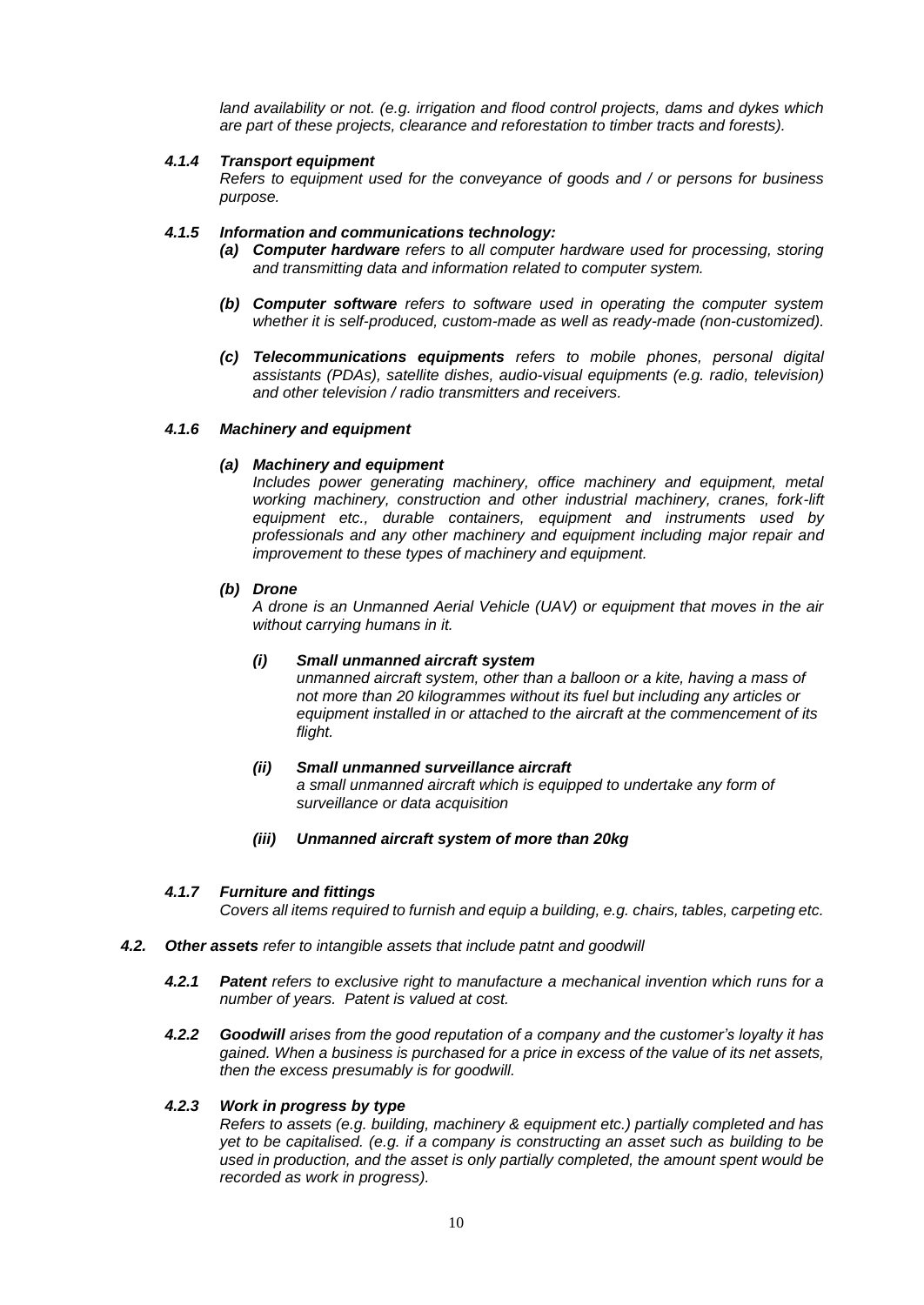*land availability or not. (e.g. irrigation and flood control projects, dams and dykes which are part of these projects, clearance and reforestation to timber tracts and forests).*

#### *4.1.4 Transport equipment*

*Refers to equipment used for the conveyance of goods and / or persons for business purpose.*

#### *4.1.5 Information and communications technology:*

- ***(a) Computer hardware** refers to all computer hardware used for processing, storing and transmitting data and information related to computer system.*
- ***(b) Computer software** refers to software used in operating the computer system whether it is self-produced, custom-made as well as ready-made (non-customized).*
- ***(c) Telecommunications equipments** refers to mobile phones, personal digital assistants (PDAs), satellite dishes, audio-visual equipments (e.g. radio, television) and other television / radio transmitters and receivers.*

#### *4.1.6 Machinery and equipment*

***(a) Machinery and equipment***

*Includes power generating machinery, office machinery and equipment, metal working machinery, construction and other industrial machinery, cranes, fork-lift equipment etc., durable containers, equipment and instruments used by professionals and any other machinery and equipment including major repair and improvement to these types of machinery and equipment.*

***(b) Drone***

*A drone is an Unmanned Aerial Vehicle (UAV) or equipment that moves in the air without carrying humans in it.*

***(i) Small unmanned aircraft system***

*unmanned aircraft system, other than a balloon or a kite, having a mass of not more than 20 kilogrammes without its fuel but including any articles or equipment installed in or attached to the aircraft at the commencement of its flight.*

***(ii) Small unmanned surveillance aircraft***

*a small unmanned aircraft which is equipped to undertake any form of surveillance or data acquisition*

***(iii) Unmanned aircraft system of more than 20kg***

#### *4.1.7 Furniture and fittings*

*Covers all items required to furnish and equip a building, e.g. chairs, tables, carpeting etc.*

### *4.2. Other assets refer to intangible assets that include patnt and goodwill*

***4.2.1 Patent** refers to exclusive right to manufacture a mechanical invention which runs for a number of years. Patent is valued at cost.*

***4.2.2 Goodwill** arises from the good reputation of a company and the customer's loyalty it has gained. When a business is purchased for a price in excess of the value of its net assets, then the excess presumably is for goodwill.*

#### *4.2.3 Work in progress by type*

*Refers to assets (e.g. building, machinery & equipment etc.) partially completed and has yet to be capitalised. (e.g. if a company is constructing an asset such as building to be used in production, and the asset is only partially completed, the amount spent would be recorded as work in progress).*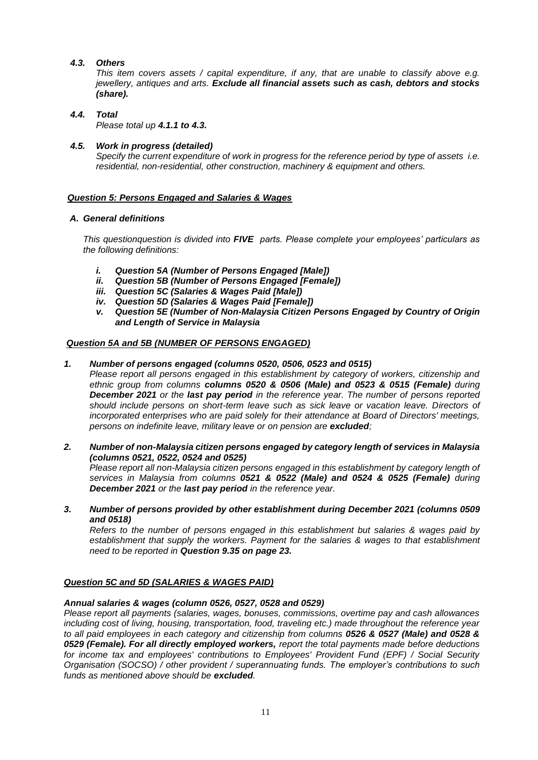### *4.3. Others*

*This item covers assets / capital expenditure, if any, that are unable to classify above e.g. jewellery, antiques and arts.* ***Exclude all financial assets such as cash, debtors and stocks (share).***

### *4.4. Total*

*Please total up* ***4.1.1 to 4.3.***

### *4.5. Work in progress (detailed)*

*Specify the current expenditure of work in progress for the reference period by type of assets i.e. residential, non-residential, other construction, machinery & equipment and others.*

## ***Question 5: Persons Engaged and Salaries & Wages***

### *A. General definitions*

*This questionquestion is divided into* ***FIVE*** *parts. Please complete your employees' particulars as the following definitions:*

- ***i. Question 5A (Number of Persons Engaged [Male])***
- ***ii. Question 5B (Number of Persons Engaged [Female])***
- ***iii. Question 5C (Salaries & Wages Paid [Male])***
- ***iv. Question 5D (Salaries & Wages Paid [Female])***
- ***v. Question 5E (Number of Non-Malaysia Citizen Persons Engaged by Country of Origin and Length of Service in Malaysia***

### ***Question 5A and 5B (NUMBER OF PERSONS ENGAGED)***

***1. Number of persons engaged (columns 0520, 0506, 0523 and 0515)***

*Please report all persons engaged in this establishment by category of workers, citizenship and ethnic group from columns* ***columns 0520 & 0506 (Male) and 0523 & 0515 (Female)*** *during* ***December 2021*** *or the* ***last pay period*** *in the reference year. The number of persons reported should include persons on short-term leave such as sick leave or vacation leave. Directors of incorporated enterprises who are paid solely for their attendance at Board of Directors' meetings, persons on indefinite leave, military leave or on pension are* ***excluded****;*

***2. Number of non-Malaysia citizen persons engaged by category length of services in Malaysia (columns 0521, 0522, 0524 and 0525)***

*Please report all non-Malaysia citizen persons engaged in this establishment by category length of services in Malaysia from columns* ***0521 & 0522 (Male) and 0524 & 0525 (Female)*** *during* ***December 2021*** *or the* ***last pay period*** *in the reference year.*

***3. Number of persons provided by other establishment during December 2021 (columns 0509 and 0518)***

*Refers to the number of persons engaged in this establishment but salaries & wages paid by establishment that supply the workers. Payment for the salaries & wages to that establishment need to be reported in* ***Question 9.35 on page 23.***

### ***Question 5C and 5D (SALARIES & WAGES PAID)***

***Annual salaries & wages (column 0526, 0527, 0528 and 0529)***

*Please report all payments (salaries, wages, bonuses, commissions, overtime pay and cash allowances including cost of living, housing, transportation, food, traveling etc.) made throughout the reference year to all paid employees in each category and citizenship from columns* ***0526 & 0527 (Male) and 0528 & 0529 (Female). For all directly employed workers,*** *report the total payments made before deductions for income tax and employees' contributions to Employees' Provident Fund (EPF) / Social Security Organisation (SOCSO) / other provident / superannuating funds. The employer's contributions to such funds as mentioned above should be* ***excluded****.*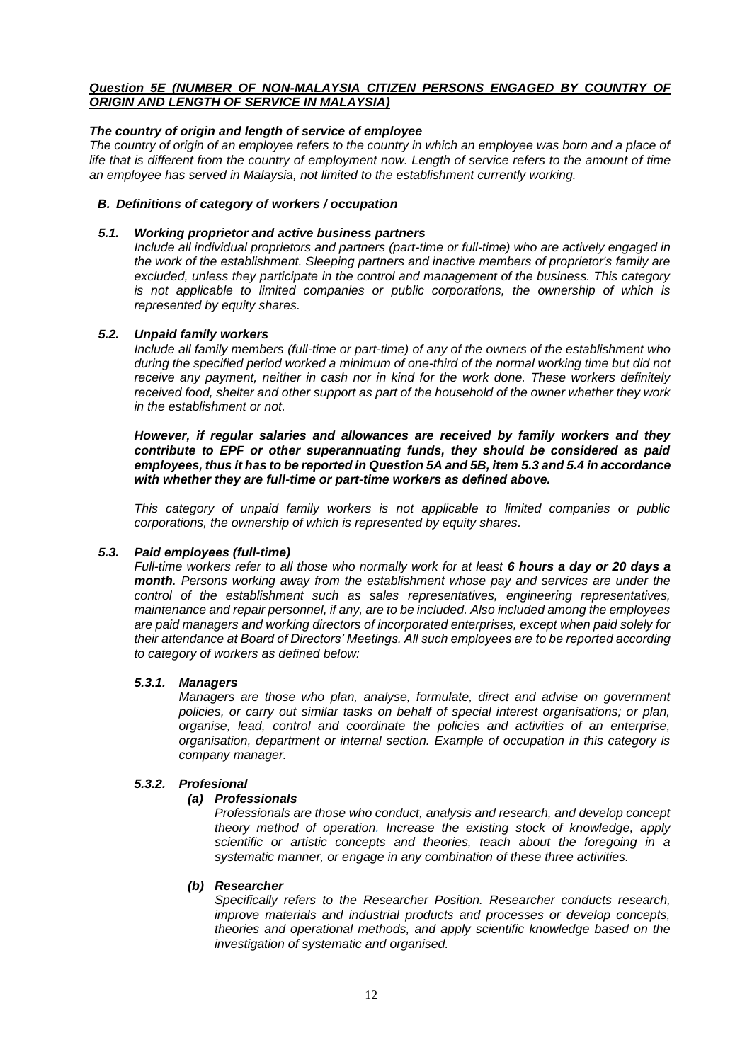***Question 5E (NUMBER OF NON-MALAYSIA CITIZEN PERSONS ENGAGED BY COUNTRY OF ORIGIN AND LENGTH OF SERVICE IN MALAYSIA)***

***The country of origin and length of service of employee***

*The country of origin of an employee refers to the country in which an employee was born and a place of life that is different from the country of employment now. Length of service refers to the amount of time an employee has served in Malaysia, not limited to the establishment currently working.*

### *B. Definitions of category of workers / occupation*

#### *5.1. Working proprietor and active business partners*

*Include all individual proprietors and partners (part-time or full-time) who are actively engaged in the work of the establishment. Sleeping partners and inactive members of proprietor's family are excluded, unless they participate in the control and management of the business. This category is not applicable to limited companies or public corporations, the ownership of which is represented by equity shares.*

#### *5.2. Unpaid family workers*

*Include all family members (full-time or part-time) of any of the owners of the establishment who during the specified period worked a minimum of one-third of the normal working time but did not receive any payment, neither in cash nor in kind for the work done. These workers definitely received food, shelter and other support as part of the household of the owner whether they work in the establishment or not.*

***However, if regular salaries and allowances are received by family workers and they contribute to EPF or other superannuating funds, they should be considered as paid employees, thus it has to be reported in Question 5A and 5B, item 5.3 and 5.4 in accordance with whether they are full-time or part-time workers as defined above.***

*This category of unpaid family workers is not applicable to limited companies or public corporations, the ownership of which is represented by equity shares.*

#### *5.3. Paid employees (full-time)*

*Full-time workers refer to all those who normally work for at least **6 hours a day or 20 days a month**. Persons working away from the establishment whose pay and services are under the control of the establishment such as sales representatives, engineering representatives, maintenance and repair personnel, if any, are to be included. Also included among the employees are paid managers and working directors of incorporated enterprises, except when paid solely for their attendance at Board of Directors' Meetings. All such employees are to be reported according to category of workers as defined below:*

##### *5.3.1. Managers*

*Managers are those who plan, analyse, formulate, direct and advise on government policies, or carry out similar tasks on behalf of special interest organisations; or plan, organise, lead, control and coordinate the policies and activities of an enterprise, organisation, department or internal section. Example of occupation in this category is company manager.*

##### *5.3.2. Profesional*

***(a) Professionals***

*Professionals are those who conduct, analysis and research, and develop concept theory method of operation. Increase the existing stock of knowledge, apply scientific or artistic concepts and theories, teach about the foregoing in a systematic manner, or engage in any combination of these three activities.*

***(b) Researcher***

*Specifically refers to the Researcher Position. Researcher conducts research, improve materials and industrial products and processes or develop concepts, theories and operational methods, and apply scientific knowledge based on the investigation of systematic and organised.*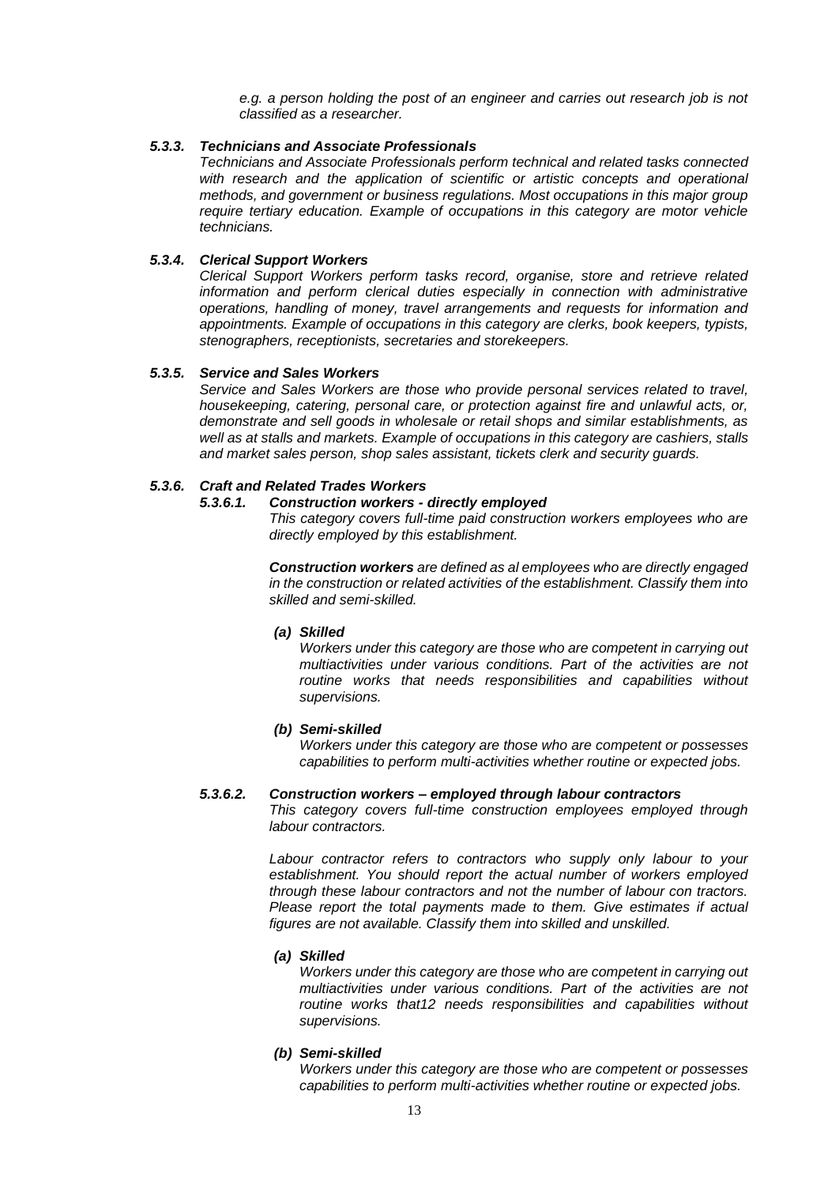*e.g. a person holding the post of an engineer and carries out research job is not classified as a researcher.*

#### *5.3.3. Technicians and Associate Professionals*

*Technicians and Associate Professionals perform technical and related tasks connected with research and the application of scientific or artistic concepts and operational methods, and government or business regulations. Most occupations in this major group require tertiary education. Example of occupations in this category are motor vehicle technicians.*

#### *5.3.4. Clerical Support Workers*

*Clerical Support Workers perform tasks record, organise, store and retrieve related information and perform clerical duties especially in connection with administrative operations, handling of money, travel arrangements and requests for information and appointments. Example of occupations in this category are clerks, book keepers, typists, stenographers, receptionists, secretaries and storekeepers.*

#### *5.3.5. Service and Sales Workers*

*Service and Sales Workers are those who provide personal services related to travel, housekeeping, catering, personal care, or protection against fire and unlawful acts, or, demonstrate and sell goods in wholesale or retail shops and similar establishments, as well as at stalls and markets. Example of occupations in this category are cashiers, stalls and market sales person, shop sales assistant, tickets clerk and security guards.*

#### *5.3.6. Craft and Related Trades Workers*

##### *5.3.6.1. Construction workers - directly employed*

*This category covers full-time paid construction workers employees who are directly employed by this establishment.*

***Construction workers** are defined as al employees who are directly engaged in the construction or related activities of the establishment. Classify them into skilled and semi-skilled.*

***(a) Skilled***

*Workers under this category are those who are competent in carrying out multiactivities under various conditions. Part of the activities are not routine works that needs responsibilities and capabilities without supervisions.*

***(b) Semi-skilled***

*Workers under this category are those who are competent or possesses capabilities to perform multi-activities whether routine or expected jobs.*

##### *5.3.6.2. Construction workers – employed through labour contractors*

*This category covers full-time construction employees employed through labour contractors.*

*Labour contractor refers to contractors who supply only labour to your establishment. You should report the actual number of workers employed through these labour contractors and not the number of labour con tractors. Please report the total payments made to them. Give estimates if actual figures are not available. Classify them into skilled and unskilled.*

***(a) Skilled***

*Workers under this category are those who are competent in carrying out multiactivities under various conditions. Part of the activities are not routine works that12 needs responsibilities and capabilities without supervisions.*

***(b) Semi-skilled***

*Workers under this category are those who are competent or possesses capabilities to perform multi-activities whether routine or expected jobs.*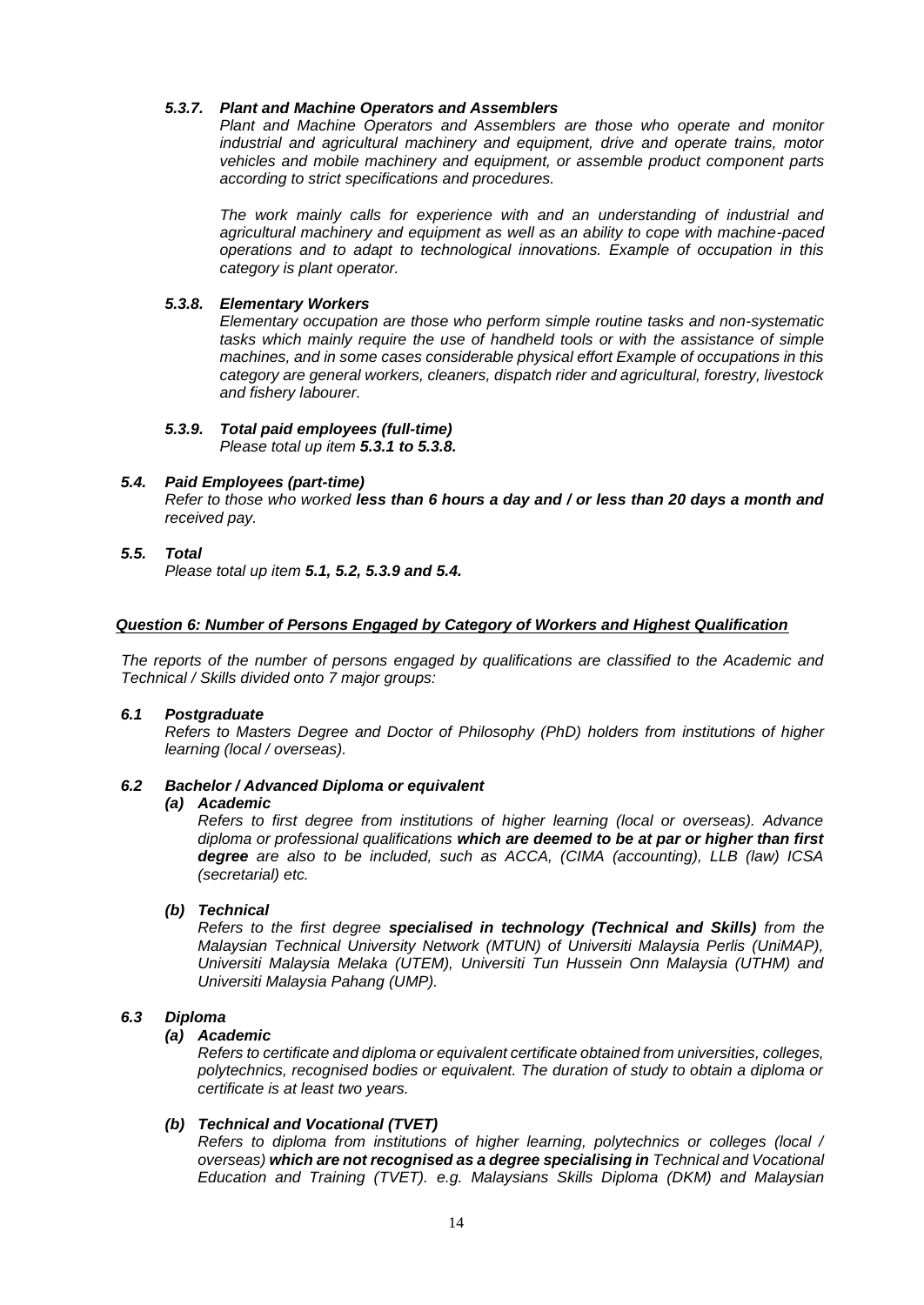#### *5.3.7. Plant and Machine Operators and Assemblers*

*Plant and Machine Operators and Assemblers are those who operate and monitor industrial and agricultural machinery and equipment, drive and operate trains, motor vehicles and mobile machinery and equipment, or assemble product component parts according to strict specifications and procedures.*

*The work mainly calls for experience with and an understanding of industrial and agricultural machinery and equipment as well as an ability to cope with machine-paced operations and to adapt to technological innovations. Example of occupation in this category is plant operator.*

#### *5.3.8. Elementary Workers*

*Elementary occupation are those who perform simple routine tasks and non-systematic tasks which mainly require the use of handheld tools or with the assistance of simple machines, and in some cases considerable physical effort Example of occupations in this category are general workers, cleaners, dispatch rider and agricultural, forestry, livestock and fishery labourer.*

#### *5.3.9. Total paid employees (full-time)*

*Please total up item **5.3.1 to 5.3.8.***

### *5.4. Paid Employees (part-time)*

*Refer to those who worked **less than 6 hours a day and / or less than 20 days a month and** received pay.*

### *5.5. Total*

*Please total up item **5.1, 5.2, 5.3.9 and 5.4.***

## ***Question 6: Number of Persons Engaged by Category of Workers and Highest Qualification***

*The reports of the number of persons engaged by qualifications are classified to the Academic and Technical / Skills divided onto 7 major groups:*

### *6.1 Postgraduate*

*Refers to Masters Degree and Doctor of Philosophy (PhD) holders from institutions of higher learning (local / overseas).*

### *6.2 Bachelor / Advanced Diploma or equivalent*

#### *(a) Academic*

*Refers to first degree from institutions of higher learning (local or overseas). Advance diploma or professional qualifications **which are deemed to be at par or higher than first degree** are also to be included, such as ACCA, (CIMA (accounting), LLB (law) ICSA (secretarial) etc.*

#### *(b) Technical*

*Refers to the first degree **specialised in technology (Technical and Skills)** from the Malaysian Technical University Network (MTUN) of Universiti Malaysia Perlis (UniMAP), Universiti Malaysia Melaka (UTEM), Universiti Tun Hussein Onn Malaysia (UTHM) and Universiti Malaysia Pahang (UMP).*

### *6.3 Diploma*

#### *(a) Academic*

*Refers to certificate and diploma or equivalent certificate obtained from universities, colleges, polytechnics, recognised bodies or equivalent. The duration of study to obtain a diploma or certificate is at least two years.*

#### *(b) Technical and Vocational (TVET)*

*Refers to diploma from institutions of higher learning, polytechnics or colleges (local / overseas) **which are not recognised as a degree specialising in** Technical and Vocational Education and Training (TVET). e.g. Malaysians Skills Diploma (DKM) and Malaysian*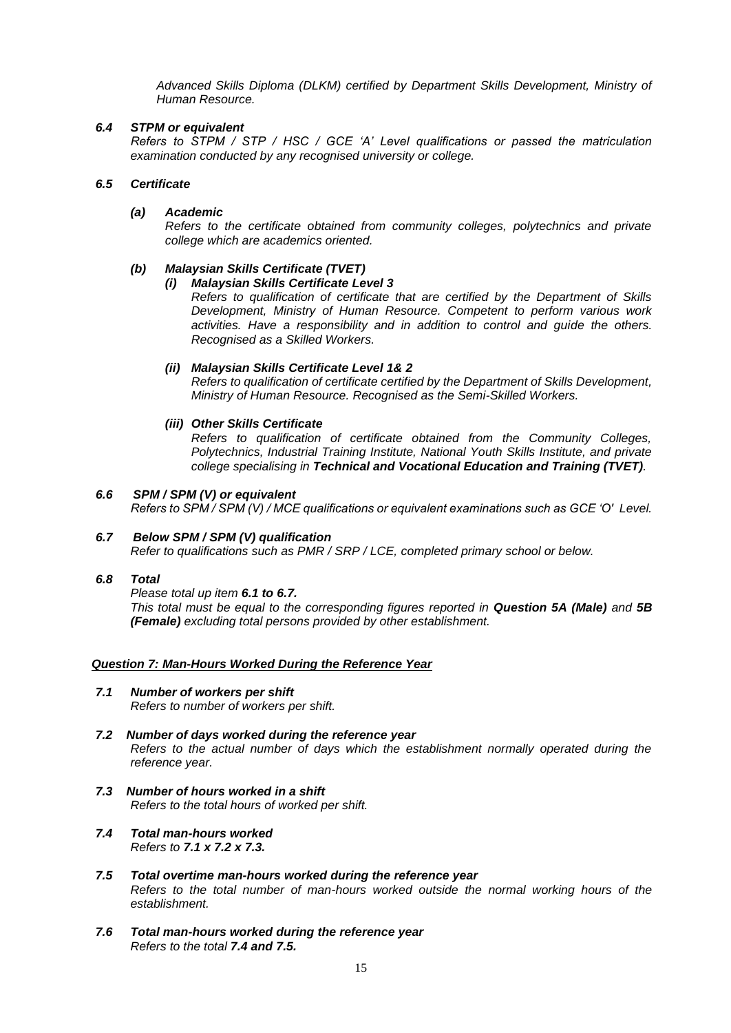*Advanced Skills Diploma (DLKM) certified by Department Skills Development, Ministry of Human Resource.*

### *6.4 STPM or equivalent*

*Refers to STPM / STP / HSC / GCE 'A' Level qualifications or passed the matriculation examination conducted by any recognised university or college.*

### *6.5 Certificate*

#### *(a) Academic*

*Refers to the certificate obtained from community colleges, polytechnics and private college which are academics oriented.*

#### *(b) Malaysian Skills Certificate (TVET)*

##### *(i) Malaysian Skills Certificate Level 3*

*Refers to qualification of certificate that are certified by the Department of Skills Development, Ministry of Human Resource. Competent to perform various work activities. Have a responsibility and in addition to control and guide the others. Recognised as a Skilled Workers.*

##### *(ii) Malaysian Skills Certificate Level 1& 2*

*Refers to qualification of certificate certified by the Department of Skills Development, Ministry of Human Resource. Recognised as the Semi-Skilled Workers.*

##### *(iii) Other Skills Certificate*

*Refers to qualification of certificate obtained from the Community Colleges, Polytechnics, Industrial Training Institute, National Youth Skills Institute, and private college specialising in **Technical and Vocational Education and Training (TVET)**.*

### *6.6 SPM / SPM (V) or equivalent*

*Refers to SPM / SPM (V) / MCE qualifications or equivalent examinations such as GCE 'O' Level.*

### *6.7 Below SPM / SPM (V) qualification*

*Refer to qualifications such as PMR / SRP / LCE, completed primary school or below.*

### *6.8 Total*

*Please total up item **6.1 to 6.7.***

*This total must be equal to the corresponding figures reported in **Question 5A (Male)** and **5B (Female)** excluding total persons provided by other establishment.*

## *Question 7: Man-Hours Worked During the Reference Year*

### *7.1 Number of workers per shift*

*Refers to number of workers per shift.*

### *7.2 Number of days worked during the reference year*

*Refers to the actual number of days which the establishment normally operated during the reference year.*

### *7.3 Number of hours worked in a shift*

*Refers to the total hours of worked per shift.*

### *7.4 Total man-hours worked*

*Refers to **7.1 x 7.2 x 7.3.***

### *7.5 Total overtime man-hours worked during the reference year*

*Refers to the total number of man-hours worked outside the normal working hours of the establishment.*

### *7.6 Total man-hours worked during the reference year*

*Refers to the total **7.4 and 7.5.***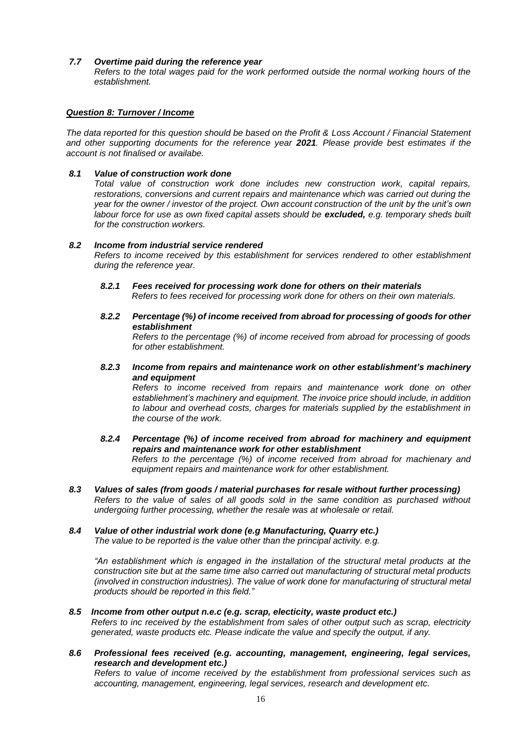### *7.7 Overtime paid during the reference year*

*Refers to the total wages paid for the work performed outside the normal working hours of the establishment.*

## ***Question 8: Turnover / Income***

*The data reported for this question should be based on the Profit & Loss Account / Financial Statement and other supporting documents for the reference year **2021**. Please provide best estimates if the account is not finalised or availabe.*

### *8.1 Value of construction work done*

*Total value of construction work done includes new construction work, capital repairs, restorations, conversions and current repairs and maintenance which was carried out during the year for the owner / investor of the project. Own account construction of the unit by the unit's own labour force for use as own fixed capital assets should be **excluded,** e.g. temporary sheds built for the construction workers.*

### *8.2 Income from industrial service rendered*

*Refers to income received by this establishment for services rendered to other establishment during the reference year.*

#### *8.2.1 Fees received for processing work done for others on their materials*

*Refers to fees received for processing work done for others on their own materials.*

#### *8.2.2 Percentage (%) of income received from abroad for processing of goods for other establishment*

*Refers to the percentage (%) of income received from abroad for processing of goods for other establishment.*

#### *8.2.3 Income from repairs and maintenance work on other establishment's machinery and equipment*

*Refers to income received from repairs and maintenance work done on other establiehment's machinery and equipment. The invoice price should include, in addition to labour and overhead costs, charges for materials supplied by the establishment in the course of the work.*

#### *8.2.4 Percentage (%) of income received from abroad for machinery and equipment repairs and maintenance work for other establishment*

*Refers to the percentage (%) of income received from abroad for machienary and equipment repairs and maintenance work for other establishment.*

### *8.3 Values of sales (from goods / material purchases for resale without further processing)*

*Refers to the value of sales of all goods sold in the same condition as purchased without undergoing further processing, whether the resale was at wholesale or retail.*

### *8.4 Value of other industrial work done (e.g Manufacturing, Quarry etc.)*

*The value to be reported is the value other than the principal activity. e.g.*

*"An establishment which is engaged in the installation of the structural metal products at the construction site but at the same time also carried out manufacturing of structural metal products (involved in construction industries). The value of work done for manufacturing of structural metal products should be reported in this field."*

### *8.5 Income from other output n.e.c (e.g. scrap, electicity, waste product etc.)*

*Refers to inc received by the establishment from sales of other output such as scrap, electricity generated, waste products etc. Please indicate the value and specify the output, if any.*

### *8.6 Professional fees received (e.g. accounting, management, engineering, legal services, research and development etc.)*

*Refers to value of income received by the establishment from professional services such as accounting, management, engineering, legal services, research and development etc.*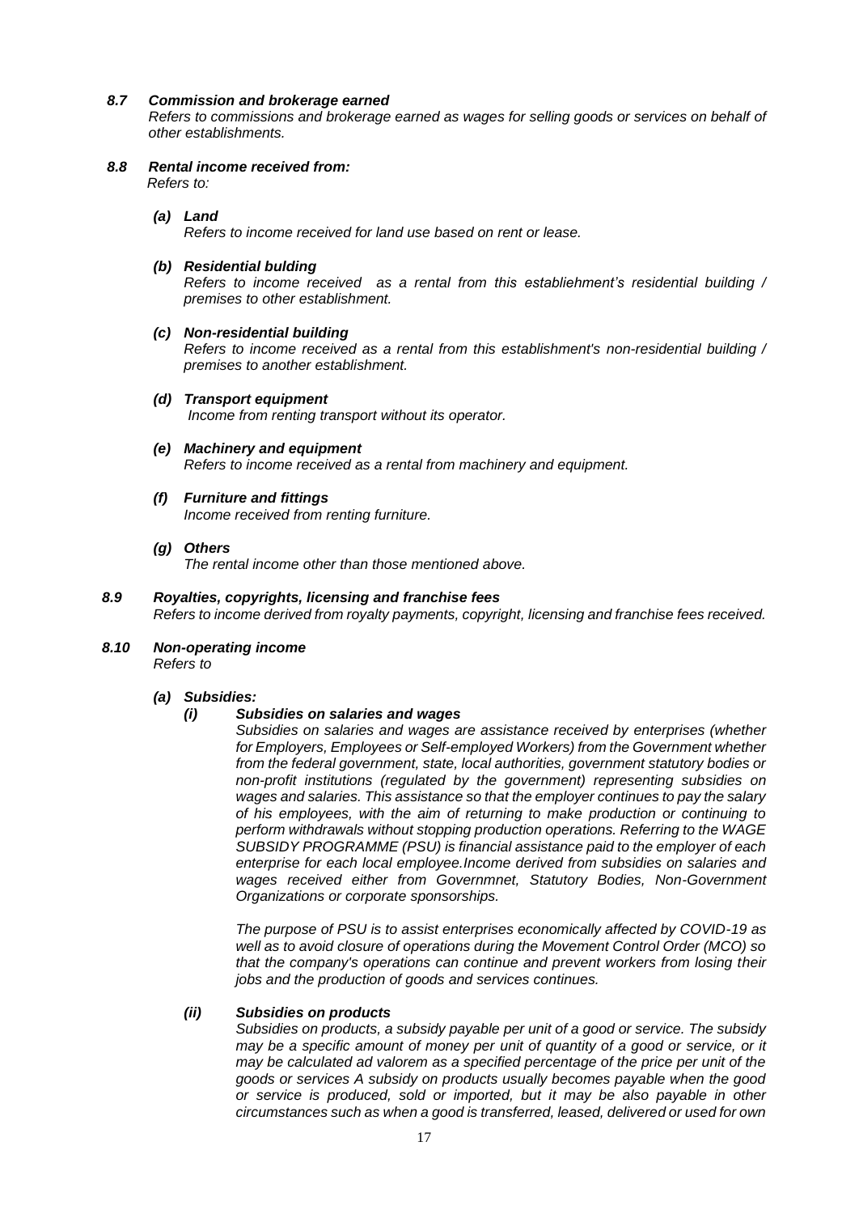***8.7 Commission and brokerage earned***

*Refers to commissions and brokerage earned as wages for selling goods or services on behalf of other establishments.*

***8.8 Rental income received from:***

*Refers to:*

***(a) Land***

*Refers to income received for land use based on rent or lease.*

***(b) Residential bulding***

*Refers to income received as a rental from this establiehment's residential building / premises to other establishment.*

***(c) Non-residential building***

*Refers to income received as a rental from this establishment's non-residential building / premises to another establishment.*

***(d) Transport equipment***

*Income from renting transport without its operator.*

***(e) Machinery and equipment***

*Refers to income received as a rental from machinery and equipment.*

***(f) Furniture and fittings***

*Income received from renting furniture.*

***(g) Others***

*The rental income other than those mentioned above.*

***8.9 Royalties, copyrights, licensing and franchise fees***

*Refers to income derived from royalty payments, copyright, licensing and franchise fees received.*

***8.10 Non-operating income***

*Refers to*

***(a) Subsidies:***

***(i) Subsidies on salaries and wages***

*Subsidies on salaries and wages are assistance received by enterprises (whether for Employers, Employees or Self-employed Workers) from the Government whether from the federal government, state, local authorities, government statutory bodies or non-profit institutions (regulated by the government) representing subsidies on wages and salaries. This assistance so that the employer continues to pay the salary of his employees, with the aim of returning to make production or continuing to perform withdrawals without stopping production operations. Referring to the WAGE SUBSIDY PROGRAMME (PSU) is financial assistance paid to the employer of each enterprise for each local employee.Income derived from subsidies on salaries and wages received either from Governmnet, Statutory Bodies, Non-Government Organizations or corporate sponsorships.*

*The purpose of PSU is to assist enterprises economically affected by COVID-19 as well as to avoid closure of operations during the Movement Control Order (MCO) so that the company's operations can continue and prevent workers from losing their jobs and the production of goods and services continues.*

***(ii) Subsidies on products***

*Subsidies on products, a subsidy payable per unit of a good or service. The subsidy may be a specific amount of money per unit of quantity of a good or service, or it may be calculated ad valorem as a specified percentage of the price per unit of the goods or services A subsidy on products usually becomes payable when the good or service is produced, sold or imported, but it may be also payable in other circumstances such as when a good is transferred, leased, delivered or used for own*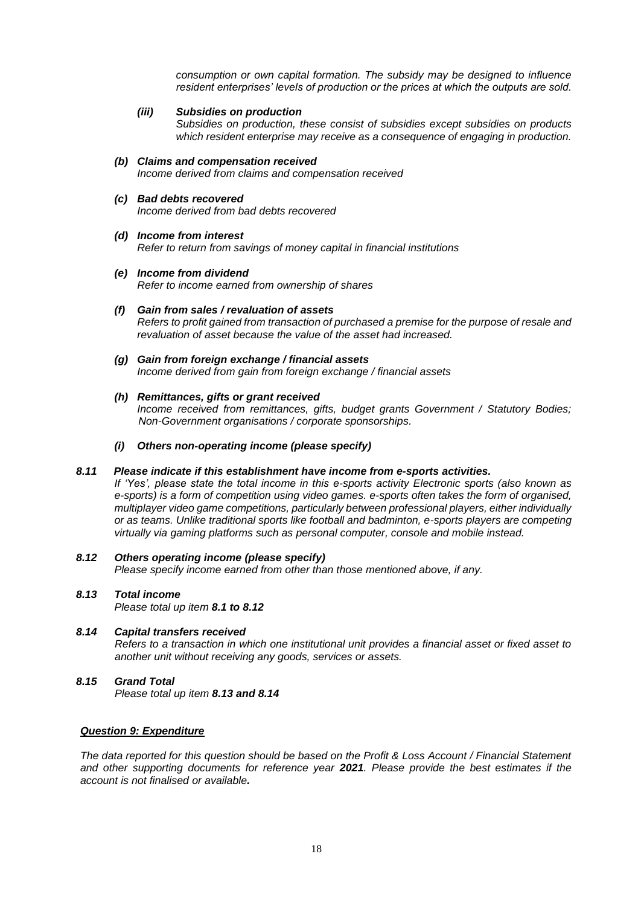*consumption or own capital formation. The subsidy may be designed to influence resident enterprises' levels of production or the prices at which the outputs are sold.*

***(iii) Subsidies on production***
*Subsidies on production, these consist of subsidies except subsidies on products which resident enterprise may receive as a consequence of engaging in production.*

***(b) Claims and compensation received***
*Income derived from claims and compensation received*

***(c) Bad debts recovered***
*Income derived from bad debts recovered*

***(d) Income from interest***
*Refer to return from savings of money capital in financial institutions*

***(e) Income from dividend***
*Refer to income earned from ownership of shares*

***(f) Gain from sales / revaluation of assets***
*Refers to profit gained from transaction of purchased a premise for the purpose of resale and revaluation of asset because the value of the asset had increased.*

***(g) Gain from foreign exchange / financial assets***
*Income derived from gain from foreign exchange / financial assets*

***(h) Remittances, gifts or grant received***
*Income received from remittances, gifts, budget grants Government / Statutory Bodies; Non-Government organisations / corporate sponsorships.*

***(i) Others non-operating income (please specify)***

***8.11 Please indicate if this establishment have income from e-sports activities.***
*If 'Yes', please state the total income in this e-sports activity Electronic sports (also known as e-sports) is a form of competition using video games. e-sports often takes the form of organised, multiplayer video game competitions, particularly between professional players, either individually or as teams. Unlike traditional sports like football and badminton, e-sports players are competing virtually via gaming platforms such as personal computer, console and mobile instead.*

***8.12 Others operating income (please specify)***
*Please specify income earned from other than those mentioned above, if any.*

***8.13 Total income***
*Please total up item **8.1 to 8.12***

***8.14 Capital transfers received***
*Refers to a transaction in which one institutional unit provides a financial asset or fixed asset to another unit without receiving any goods, services or assets.*

***8.15 Grand Total***
*Please total up item **8.13 and 8.14***

***<u>Question 9: Expenditure</u>***

*The data reported for this question should be based on the Profit & Loss Account / Financial Statement and other supporting documents for reference year **2021**. Please provide the best estimates if the account is not finalised or available**.***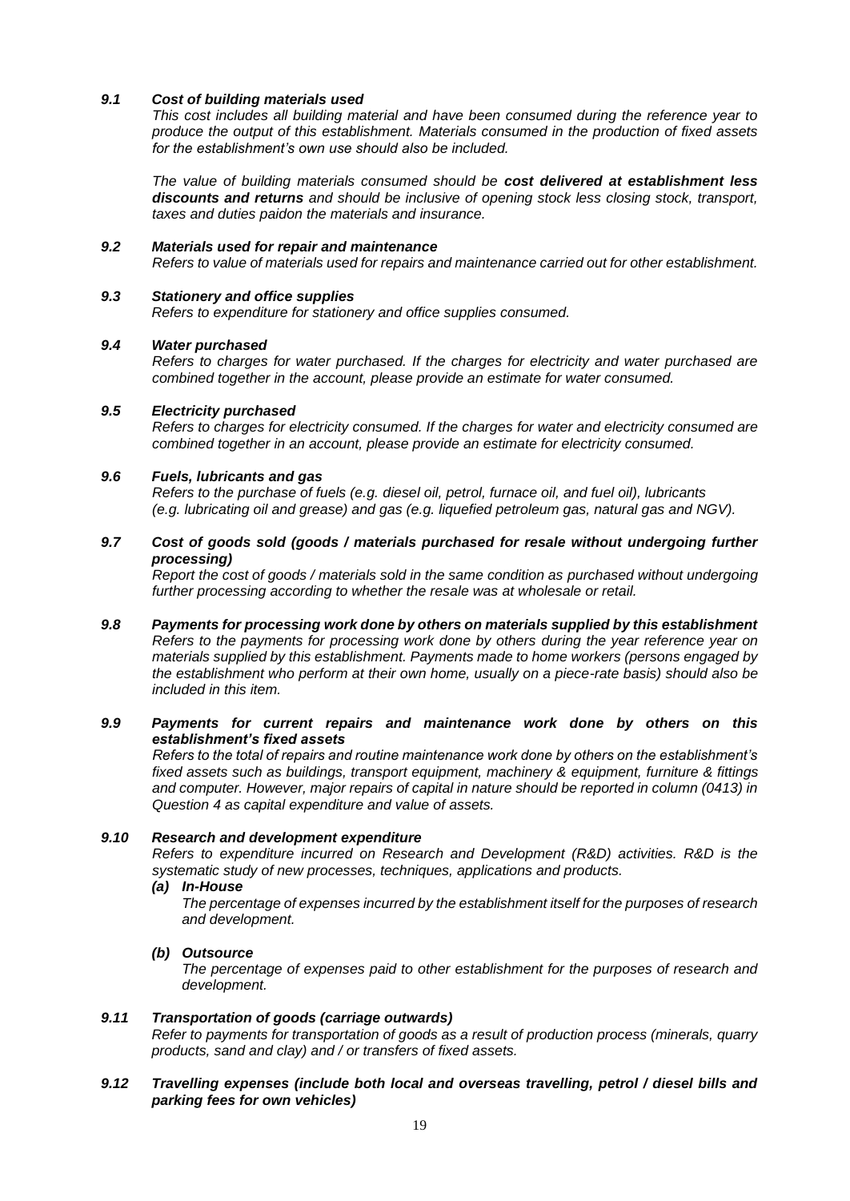### *9.1 Cost of building materials used*

*This cost includes all building material and have been consumed during the reference year to produce the output of this establishment. Materials consumed in the production of fixed assets for the establishment's own use should also be included.*

*The value of building materials consumed should be **cost delivered at establishment less discounts and returns** and should be inclusive of opening stock less closing stock, transport, taxes and duties paidon the materials and insurance.*

### *9.2 Materials used for repair and maintenance*

*Refers to value of materials used for repairs and maintenance carried out for other establishment.*

### *9.3 Stationery and office supplies*

*Refers to expenditure for stationery and office supplies consumed.*

### *9.4 Water purchased*

*Refers to charges for water purchased. If the charges for electricity and water purchased are combined together in the account, please provide an estimate for water consumed.*

### *9.5 Electricity purchased*

*Refers to charges for electricity consumed. If the charges for water and electricity consumed are combined together in an account, please provide an estimate for electricity consumed.*

### *9.6 Fuels, lubricants and gas*

*Refers to the purchase of fuels (e.g. diesel oil, petrol, furnace oil, and fuel oil), lubricants (e.g. lubricating oil and grease) and gas (e.g. liquefied petroleum gas, natural gas and NGV).*

### *9.7 Cost of goods sold (goods / materials purchased for resale without undergoing further processing)*

*Report the cost of goods / materials sold in the same condition as purchased without undergoing further processing according to whether the resale was at wholesale or retail.*

### *9.8 Payments for processing work done by others on materials supplied by this establishment*

*Refers to the payments for processing work done by others during the year reference year on materials supplied by this establishment. Payments made to home workers (persons engaged by the establishment who perform at their own home, usually on a piece-rate basis) should also be included in this item.*

### *9.9 Payments for current repairs and maintenance work done by others on this establishment's fixed assets*

*Refers to the total of repairs and routine maintenance work done by others on the establishment's fixed assets such as buildings, transport equipment, machinery & equipment, furniture & fittings and computer. However, major repairs of capital in nature should be reported in column (0413) in Question 4 as capital expenditure and value of assets.*

### *9.10 Research and development expenditure*

*Refers to expenditure incurred on Research and Development (R&D) activities. R&D is the systematic study of new processes, techniques, applications and products.*

***(a) In-House***

*The percentage of expenses incurred by the establishment itself for the purposes of research and development.*

***(b) Outsource***

*The percentage of expenses paid to other establishment for the purposes of research and development.*

### *9.11 Transportation of goods (carriage outwards)*

*Refer to payments for transportation of goods as a result of production process (minerals, quarry products, sand and clay) and / or transfers of fixed assets.*

### *9.12 Travelling expenses (include both local and overseas travelling, petrol / diesel bills and parking fees for own vehicles)*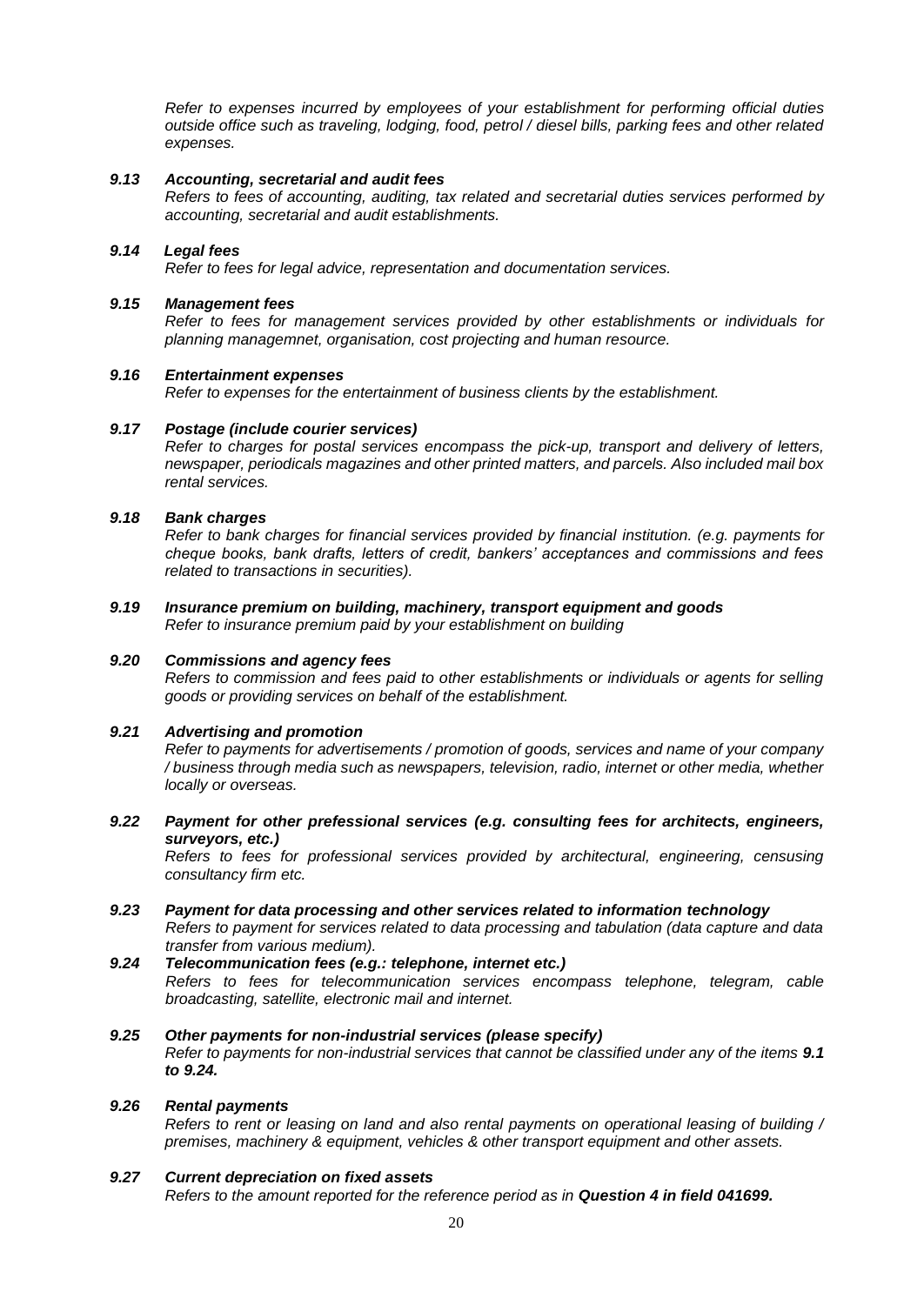*Refer to expenses incurred by employees of your establishment for performing official duties outside office such as traveling, lodging, food, petrol / diesel bills, parking fees and other related expenses.*

***9.13 Accounting, secretarial and audit fees***

*Refers to fees of accounting, auditing, tax related and secretarial duties services performed by accounting, secretarial and audit establishments.*

***9.14 Legal fees***

*Refer to fees for legal advice, representation and documentation services.*

***9.15 Management fees***

*Refer to fees for management services provided by other establishments or individuals for planning managemnet, organisation, cost projecting and human resource.*

***9.16 Entertainment expenses***

*Refer to expenses for the entertainment of business clients by the establishment.*

***9.17 Postage (include courier services)***

*Refer to charges for postal services encompass the pick-up, transport and delivery of letters, newspaper, periodicals magazines and other printed matters, and parcels. Also included mail box rental services.*

***9.18 Bank charges***

*Refer to bank charges for financial services provided by financial institution. (e.g. payments for cheque books, bank drafts, letters of credit, bankers' acceptances and commissions and fees related to transactions in securities).*

***9.19 Insurance premium on building, machinery, transport equipment and goods***

*Refer to insurance premium paid by your establishment on building*

***9.20 Commissions and agency fees***

*Refers to commission and fees paid to other establishments or individuals or agents for selling goods or providing services on behalf of the establishment.*

***9.21 Advertising and promotion***

*Refer to payments for advertisements / promotion of goods, services and name of your company / business through media such as newspapers, television, radio, internet or other media, whether locally or overseas.*

***9.22 Payment for other prefessional services (e.g. consulting fees for architects, engineers, surveyors, etc.)***

*Refers to fees for professional services provided by architectural, engineering, censusing consultancy firm etc.*

***9.23 Payment for data processing and other services related to information technology***

*Refers to payment for services related to data processing and tabulation (data capture and data transfer from various medium).*

***9.24 Telecommunication fees (e.g.: telephone, internet etc.)***

*Refers to fees for telecommunication services encompass telephone, telegram, cable broadcasting, satellite, electronic mail and internet.*

***9.25 Other payments for non-industrial services (please specify)***

*Refer to payments for non-industrial services that cannot be classified under any of the items **9.1 to 9.24.***

***9.26 Rental payments***

*Refers to rent or leasing on land and also rental payments on operational leasing of building / premises, machinery & equipment, vehicles & other transport equipment and other assets.*

***9.27 Current depreciation on fixed assets***

*Refers to the amount reported for the reference period as in **Question 4 in field 041699.***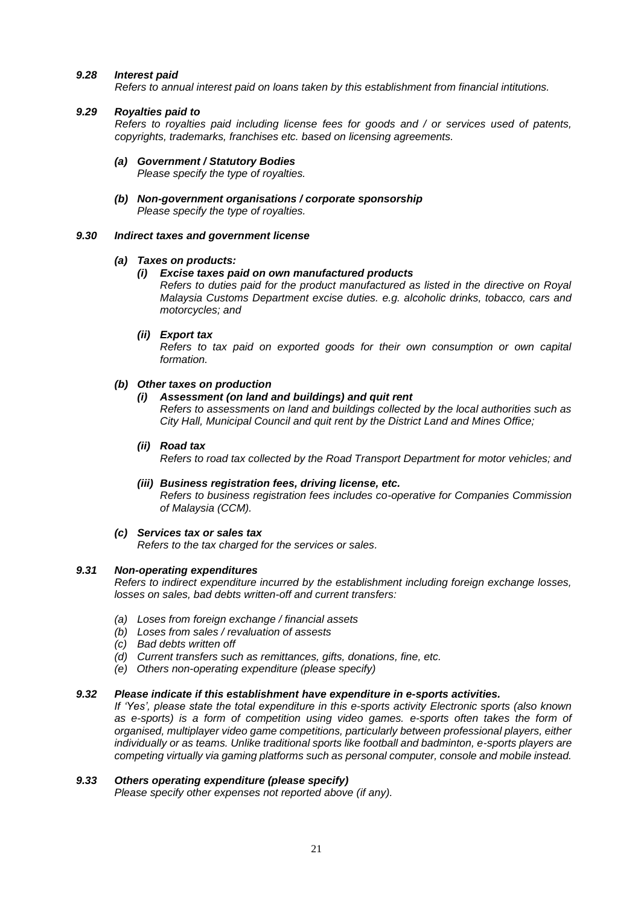### *9.28 Interest paid*

*Refers to annual interest paid on loans taken by this establishment from financial intitutions.*

### *9.29 Royalties paid to*

*Refers to royalties paid including license fees for goods and / or services used of patents, copyrights, trademarks, franchises etc. based on licensing agreements.*

- ***(a) Government / Statutory Bodies***
  *Please specify the type of royalties.*

- ***(b) Non-government organisations / corporate sponsorship***
  *Please specify the type of royalties.*

### *9.30 Indirect taxes and government license*

- ***(a) Taxes on products:***
  - ***(i) Excise taxes paid on own manufactured products***
    *Refers to duties paid for the product manufactured as listed in the directive on Royal Malaysia Customs Department excise duties. e.g. alcoholic drinks, tobacco, cars and motorcycles; and*
  - ***(ii) Export tax***
    *Refers to tax paid on exported goods for their own consumption or own capital formation.*

- ***(b) Other taxes on production***
  - ***(i) Assessment (on land and buildings) and quit rent***
    *Refers to assessments on land and buildings collected by the local authorities such as City Hall, Municipal Council and quit rent by the District Land and Mines Office;*
  - ***(ii) Road tax***
    *Refers to road tax collected by the Road Transport Department for motor vehicles; and*
  - ***(iii) Business registration fees, driving license, etc.***
    *Refers to business registration fees includes co-operative for Companies Commission of Malaysia (CCM).*

- ***(c) Services tax or sales tax***
  *Refers to the tax charged for the services or sales.*

### *9.31 Non-operating expenditures*

*Refers to indirect expenditure incurred by the establishment including foreign exchange losses, losses on sales, bad debts written-off and current transfers:*

- *(a) Loses from foreign exchange / financial assets*
- *(b) Loses from sales / revaluation of assests*
- *(c) Bad debts written off*
- *(d) Current transfers such as remittances, gifts, donations, fine, etc.*
- *(e) Others non-operating expenditure (please specify)*

### *9.32 Please indicate if this establishment have expenditure in e-sports activities.*

*If 'Yes', please state the total expenditure in this e-sports activity Electronic sports (also known as e-sports) is a form of competition using video games. e-sports often takes the form of organised, multiplayer video game competitions, particularly between professional players, either individually or as teams. Unlike traditional sports like football and badminton, e-sports players are competing virtually via gaming platforms such as personal computer, console and mobile instead.*

### *9.33 Others operating expenditure (please specify)*

*Please specify other expenses not reported above (if any).*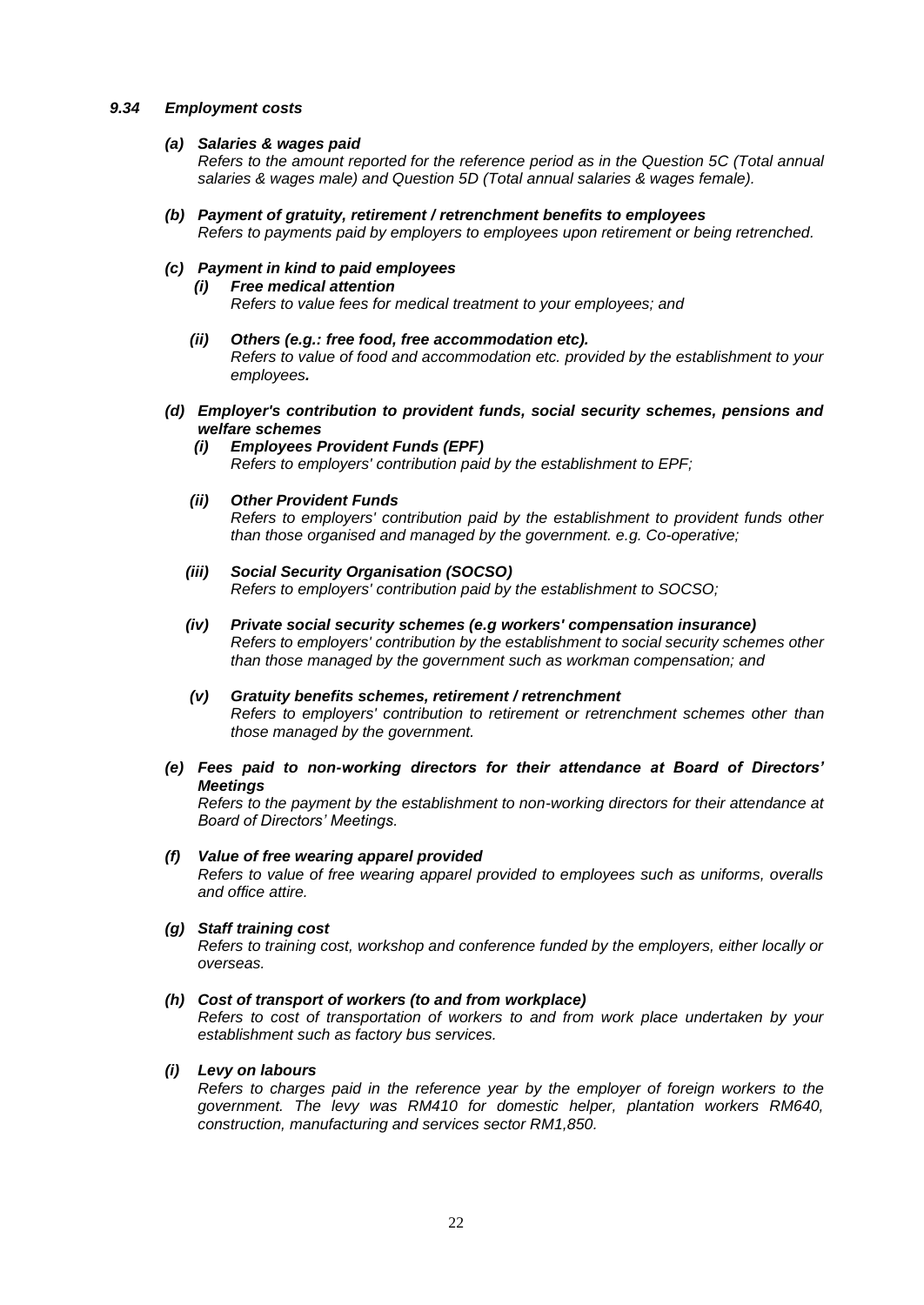### *9.34 Employment costs*

***(a) Salaries & wages paid***

*Refers to the amount reported for the reference period as in the Question 5C (Total annual salaries & wages male) and Question 5D (Total annual salaries & wages female).*

***(b) Payment of gratuity, retirement / retrenchment benefits to employees***

*Refers to payments paid by employers to employees upon retirement or being retrenched.*

***(c) Payment in kind to paid employees***

***(i) Free medical attention***

*Refers to value fees for medical treatment to your employees; and*

***(ii) Others (e.g.: free food, free accommodation etc).***

*Refers to value of food and accommodation etc. provided by the establishment to your employees.*

***(d) Employer's contribution to provident funds, social security schemes, pensions and welfare schemes***

***(i) Employees Provident Funds (EPF)***

*Refers to employers' contribution paid by the establishment to EPF;*

***(ii) Other Provident Funds***

*Refers to employers' contribution paid by the establishment to provident funds other than those organised and managed by the government. e.g. Co-operative;*

***(iii) Social Security Organisation (SOCSO)***

*Refers to employers' contribution paid by the establishment to SOCSO;*

***(iv) Private social security schemes (e.g workers' compensation insurance)***

*Refers to employers' contribution by the establishment to social security schemes other than those managed by the government such as workman compensation; and*

***(v) Gratuity benefits schemes, retirement / retrenchment***

*Refers to employers' contribution to retirement or retrenchment schemes other than those managed by the government.*

***(e) Fees paid to non-working directors for their attendance at Board of Directors' Meetings***

*Refers to the payment by the establishment to non-working directors for their attendance at Board of Directors' Meetings.*

***(f) Value of free wearing apparel provided***

*Refers to value of free wearing apparel provided to employees such as uniforms, overalls and office attire.*

***(g) Staff training cost***

*Refers to training cost, workshop and conference funded by the employers, either locally or overseas.*

***(h) Cost of transport of workers (to and from workplace)***

*Refers to cost of transportation of workers to and from work place undertaken by your establishment such as factory bus services.*

***(i) Levy on labours***

*Refers to charges paid in the reference year by the employer of foreign workers to the government. The levy was RM410 for domestic helper, plantation workers RM640, construction, manufacturing and services sector RM1,850.*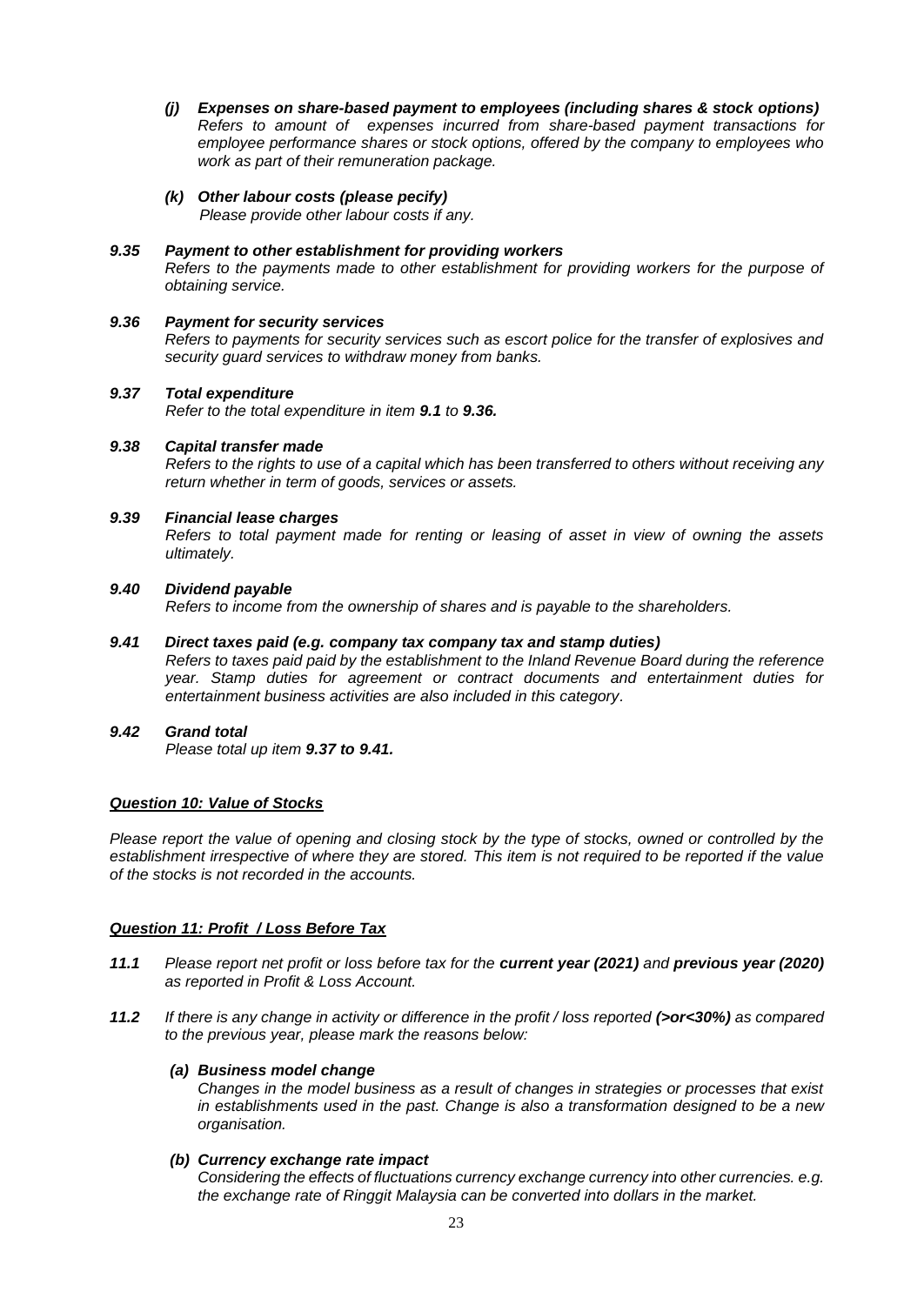*(j) **Expenses on share-based payment to employees (including shares & stock options)***
*Refers to amount of expenses incurred from share-based payment transactions for employee performance shares or stock options, offered by the company to employees who work as part of their remuneration package.*

*(k) **Other labour costs (please pecify)***
*Please provide other labour costs if any.*

***9.35 Payment to other establishment for providing workers***
*Refers to the payments made to other establishment for providing workers for the purpose of obtaining service.*

***9.36 Payment for security services***
*Refers to payments for security services such as escort police for the transfer of explosives and security guard services to withdraw money from banks.*

***9.37 Total expenditure***
*Refer to the total expenditure in item **9.1** to **9.36.***

***9.38 Capital transfer made***
*Refers to the rights to use of a capital which has been transferred to others without receiving any return whether in term of goods, services or assets.*

***9.39 Financial lease charges***
*Refers to total payment made for renting or leasing of asset in view of owning the assets ultimately.*

***9.40 Dividend payable***
*Refers to income from the ownership of shares and is payable to the shareholders.*

***9.41 Direct taxes paid (e.g. company tax company tax and stamp duties)***
*Refers to taxes paid paid by the establishment to the Inland Revenue Board during the reference year. Stamp duties for agreement or contract documents and entertainment duties for entertainment business activities are also included in this category.*

***9.42 Grand total***
*Please total up item **9.37 to 9.41.***

***<u>Question 10: Value of Stocks</u>***

*Please report the value of opening and closing stock by the type of stocks, owned or controlled by the establishment irrespective of where they are stored. This item is not required to be reported if the value of the stocks is not recorded in the accounts.*

***<u>Question 11: Profit / Loss Before Tax</u>***

***11.1** Please report net profit or loss before tax for the **current year (2021)** and **previous year (2020)** as reported in Profit & Loss Account.*

***11.2** If there is any change in activity or difference in the profit / loss reported **(>or<30%)** as compared to the previous year, please mark the reasons below:*

*(a) **Business model change***
*Changes in the model business as a result of changes in strategies or processes that exist in establishments used in the past. Change is also a transformation designed to be a new organisation.*

*(b) **Currency exchange rate impact***
*Considering the effects of fluctuations currency exchange currency into other currencies. e.g. the exchange rate of Ringgit Malaysia can be converted into dollars in the market.*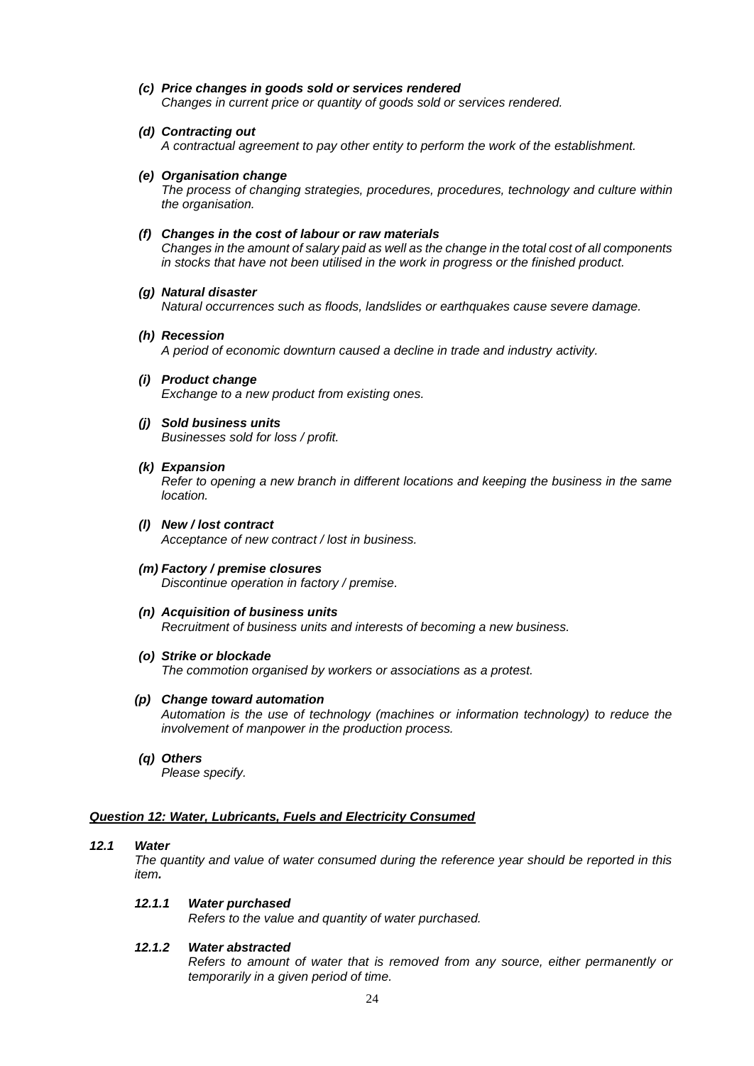*(c)* ***Price changes in goods sold or services rendered***
*Changes in current price or quantity of goods sold or services rendered.*

*(d)* ***Contracting out***
*A contractual agreement to pay other entity to perform the work of the establishment.*

*(e)* ***Organisation change***
*The process of changing strategies, procedures, procedures, technology and culture within the organisation.*

*(f)* ***Changes in the cost of labour or raw materials***
*Changes in the amount of salary paid as well as the change in the total cost of all components in stocks that have not been utilised in the work in progress or the finished product.*

*(g)* ***Natural disaster***
*Natural occurrences such as floods, landslides or earthquakes cause severe damage.*

*(h)* ***Recession***
*A period of economic downturn caused a decline in trade and industry activity.*

*(i)* ***Product change***
*Exchange to a new product from existing ones.*

*(j)* ***Sold business units***
*Businesses sold for loss / profit.*

*(k)* ***Expansion***
*Refer to opening a new branch in different locations and keeping the business in the same location.*

*(l)* ***New / lost contract***
*Acceptance of new contract / lost in business.*

*(m)* ***Factory / premise closures***
*Discontinue operation in factory / premise.*

*(n)* ***Acquisition of business units***
*Recruitment of business units and interests of becoming a new business.*

*(o)* ***Strike or blockade***
*The commotion organised by workers or associations as a protest.*

*(p)* ***Change toward automation***
*Automation is the use of technology (machines or information technology) to reduce the involvement of manpower in the production process.*

*(q)* ***Others***
*Please specify.*

***<u>Question 12: Water, Lubricants, Fuels and Electricity Consumed</u>***

***12.1 Water***
*The quantity and value of water consumed during the reference year should be reported in this item.*

***12.1.1 Water purchased***
*Refers to the value and quantity of water purchased.*

***12.1.2 Water abstracted***
*Refers to amount of water that is removed from any source, either permanently or temporarily in a given period of time.*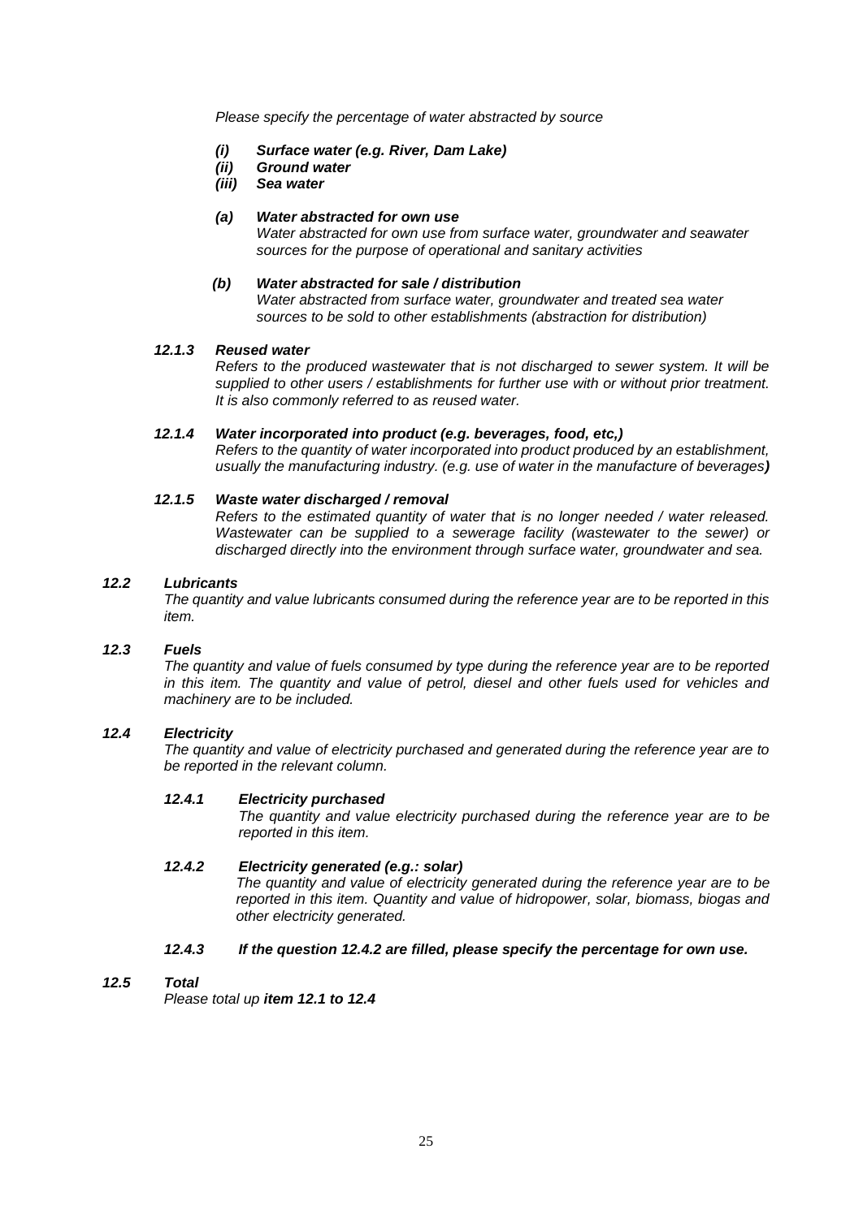*Please specify the percentage of water abstracted by source*

***(i) Surface water (e.g. River, Dam Lake)***
***(ii) Ground water***
***(iii) Sea water***

***(a) Water abstracted for own use***
*Water abstracted for own use from surface water, groundwater and seawater sources for the purpose of operational and sanitary activities*

***(b) Water abstracted for sale / distribution***
*Water abstracted from surface water, groundwater and treated sea water sources to be sold to other establishments (abstraction for distribution)*

***12.1.3 Reused water***

*Refers to the produced wastewater that is not discharged to sewer system. It will be supplied to other users / establishments for further use with or without prior treatment. It is also commonly referred to as reused water.*

***12.1.4 Water incorporated into product (e.g. beverages, food, etc,)***

*Refers to the quantity of water incorporated into product produced by an establishment, usually the manufacturing industry. (e.g. use of water in the manufacture of beverages**)***

***12.1.5 Waste water discharged / removal***

*Refers to the estimated quantity of water that is no longer needed / water released. Wastewater can be supplied to a sewerage facility (wastewater to the sewer) or discharged directly into the environment through surface water, groundwater and sea.*

***12.2 Lubricants***

*The quantity and value lubricants consumed during the reference year are to be reported in this item.*

***12.3 Fuels***

*The quantity and value of fuels consumed by type during the reference year are to be reported in this item. The quantity and value of petrol, diesel and other fuels used for vehicles and machinery are to be included.*

***12.4 Electricity***

*The quantity and value of electricity purchased and generated during the reference year are to be reported in the relevant column.*

***12.4.1 Electricity purchased***

*The quantity and value electricity purchased during the reference year are to be reported in this item.*

***12.4.2 Electricity generated (e.g.: solar)***

*The quantity and value of electricity generated during the reference year are to be reported in this item. Quantity and value of hidropower, solar, biomass, biogas and other electricity generated.*

***12.4.3 If the question 12.4.2 are filled, please specify the percentage for own use.***

***12.5 Total***

*Please total up **item 12.1 to 12.4***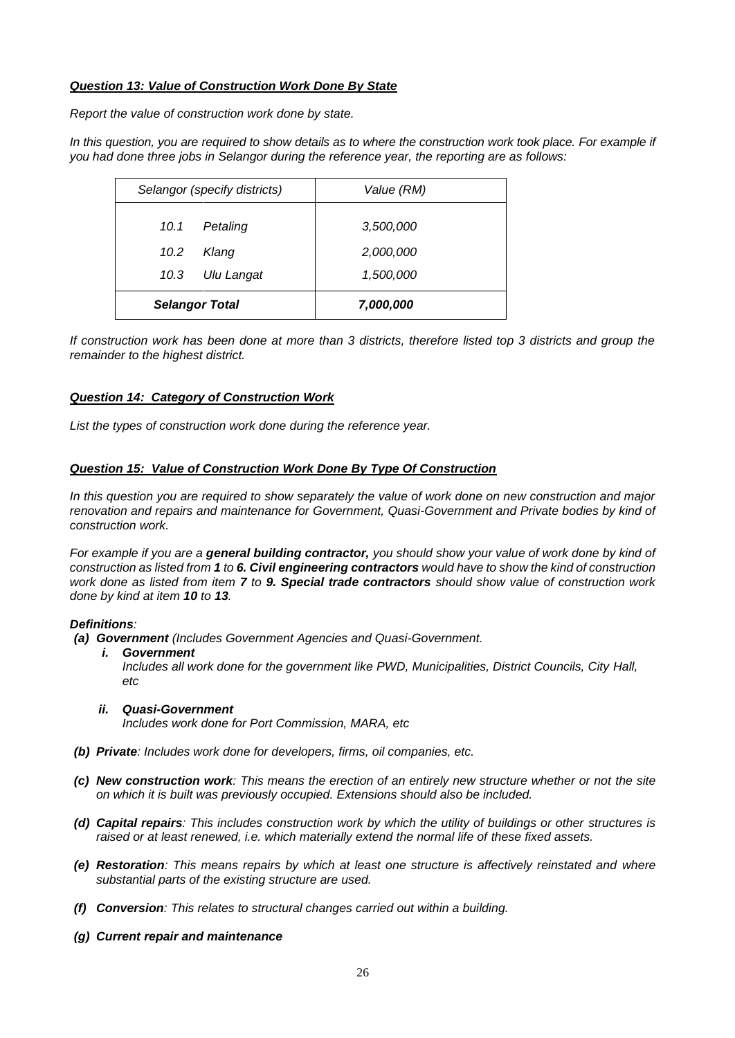***Question 13: Value of Construction Work Done By State***

*Report the value of construction work done by state.*

*In this question, you are required to show details as to where the construction work took place. For example if you had done three jobs in Selangor during the reference year, the reporting are as follows:*

| *Selangor (specify districts)* | | *Value (RM)* |
|---|---|---|
| *10.1* | *Petaling* | *3,500,000* |
| *10.2* | *Klang* | *2,000,000* |
| *10.3* | *Ulu Langat* | *1,500,000* |
| ***Selangor Total*** | | ***7,000,000*** |

*If construction work has been done at more than 3 districts, therefore listed top 3 districts and group the remainder to the highest district.*

***Question 14: Category of Construction Work***

*List the types of construction work done during the reference year.*

***Question 15: Value of Construction Work Done By Type Of Construction***

*In this question you are required to show separately the value of work done on new construction and major renovation and repairs and maintenance for Government, Quasi-Government and Private bodies by kind of construction work.*

*For example if you are a **general building contractor,** you should show your value of work done by kind of construction as listed from **1** to **6. Civil engineering contractors** would have to show the kind of construction work done as listed from item **7** to **9. Special trade contractors** should show value of construction work done by kind at item **10** to **13**.*

***Definitions**:*

- ***(a) Government** (Includes Government Agencies and Quasi-Government.*
  - ***i. Government***
    *Includes all work done for the government like PWD, Municipalities, District Councils, City Hall, etc*
  - ***ii. Quasi-Government***
    *Includes work done for Port Commission, MARA, etc*
- ***(b) Private**: Includes work done for developers, firms, oil companies, etc.*
- ***(c) New construction work**: This means the erection of an entirely new structure whether or not the site on which it is built was previously occupied. Extensions should also be included.*
- ***(d) Capital repairs**: This includes construction work by which the utility of buildings or other structures is raised or at least renewed, i.e. which materially extend the normal life of these fixed assets.*
- ***(e) Restoration**: This means repairs by which at least one structure is affectively reinstated and where substantial parts of the existing structure are used.*
- ***(f) Conversion**: This relates to structural changes carried out within a building.*
- ***(g) Current repair and maintenance***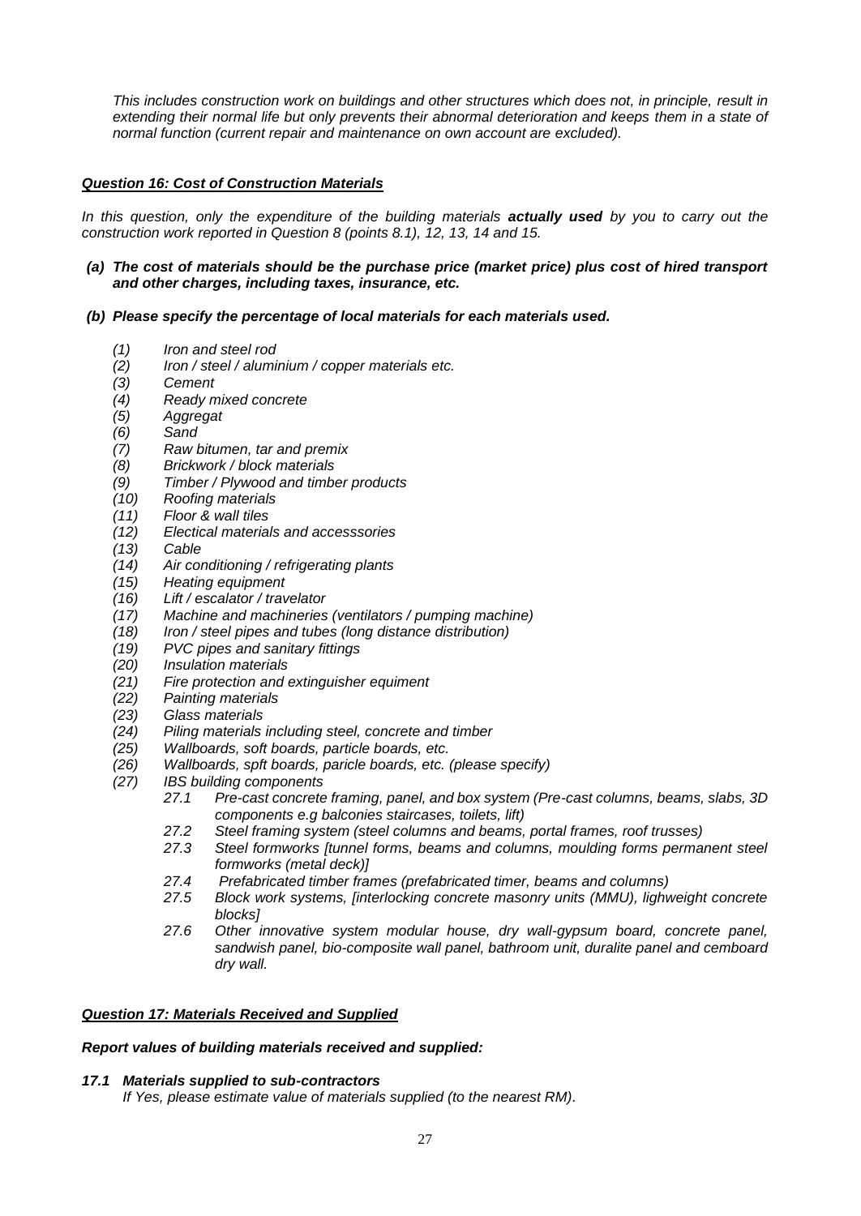*This includes construction work on buildings and other structures which does not, in principle, result in extending their normal life but only prevents their abnormal deterioration and keeps them in a state of normal function (current repair and maintenance on own account are excluded).*

***Question 16: Cost of Construction Materials***

*In this question, only the expenditure of the building materials **actually used** by you to carry out the construction work reported in Question 8 (points 8.1), 12, 13, 14 and 15.*

***(a) The cost of materials should be the purchase price (market price) plus cost of hired transport and other charges, including taxes, insurance, etc.***

***(b) Please specify the percentage of local materials for each materials used.***

*(1) Iron and steel rod*
*(2) Iron / steel / aluminium / copper materials etc.*
*(3) Cement*
*(4) Ready mixed concrete*
*(5) Aggregat*
*(6) Sand*
*(7) Raw bitumen, tar and premix*
*(8) Brickwork / block materials*
*(9) Timber / Plywood and timber products*
*(10) Roofing materials*
*(11) Floor & wall tiles*
*(12) Electical materials and accesssories*
*(13) Cable*
*(14) Air conditioning / refrigerating plants*
*(15) Heating equipment*
*(16) Lift / escalator / travelator*
*(17) Machine and machineries (ventilators / pumping machine)*
*(18) Iron / steel pipes and tubes (long distance distribution)*
*(19) PVC pipes and sanitary fittings*
*(20) Insulation materials*
*(21) Fire protection and extinguisher equiment*
*(22) Painting materials*
*(23) Glass materials*
*(24) Piling materials including steel, concrete and timber*
*(25) Wallboards, soft boards, particle boards, etc.*
*(26) Wallboards, spft boards, paricle boards, etc. (please specify)*
*(27) IBS building components*
   *27.1 Pre-cast concrete framing, panel, and box system (Pre-cast columns, beams, slabs, 3D components e.g balconies staircases, toilets, lift)*
   *27.2 Steel framing system (steel columns and beams, portal frames, roof trusses)*
   *27.3 Steel formworks [tunnel forms, beams and columns, moulding forms permanent steel formworks (metal deck)]*
   *27.4 Prefabricated timber frames (prefabricated timer, beams and columns)*
   *27.5 Block work systems, [interlocking concrete masonry units (MMU), lighweight concrete blocks]*
   *27.6 Other innovative system modular house, dry wall-gypsum board, concrete panel, sandwish panel, bio-composite wall panel, bathroom unit, duralite panel and cemboard dry wall.*

***Question 17: Materials Received and Supplied***

***Report values of building materials received and supplied:***

***17.1 Materials supplied to sub-contractors***
*If Yes, please estimate value of materials supplied (to the nearest RM).*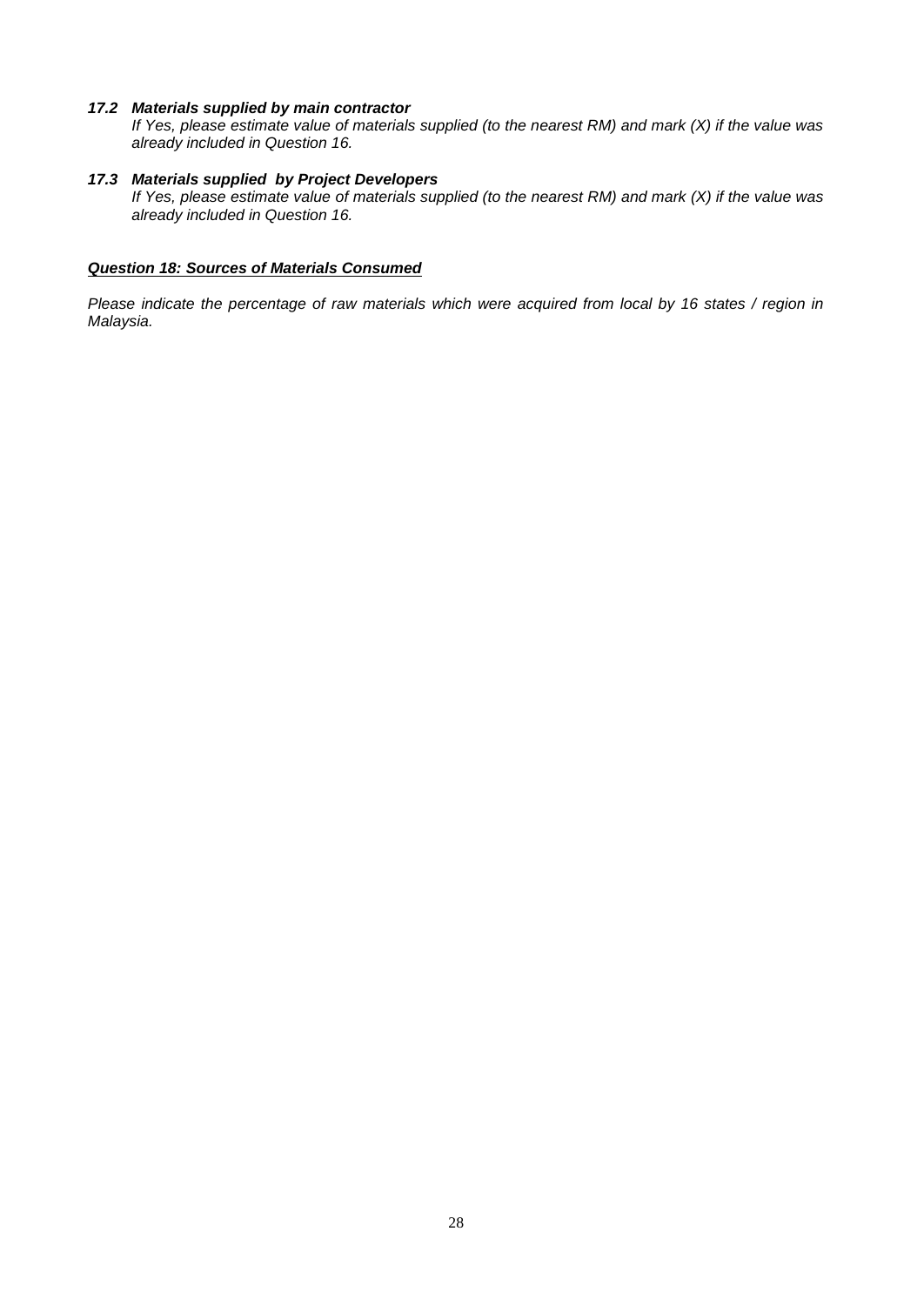### *17.2 Materials supplied by main contractor*

*If Yes, please estimate value of materials supplied (to the nearest RM) and mark (X) if the value was already included in Question 16.*

### *17.3 Materials supplied by Project Developers*

*If Yes, please estimate value of materials supplied (to the nearest RM) and mark (X) if the value was already included in Question 16.*

## ***Question 18: Sources of Materials Consumed***

*Please indicate the percentage of raw materials which were acquired from local by 16 states / region in Malaysia.*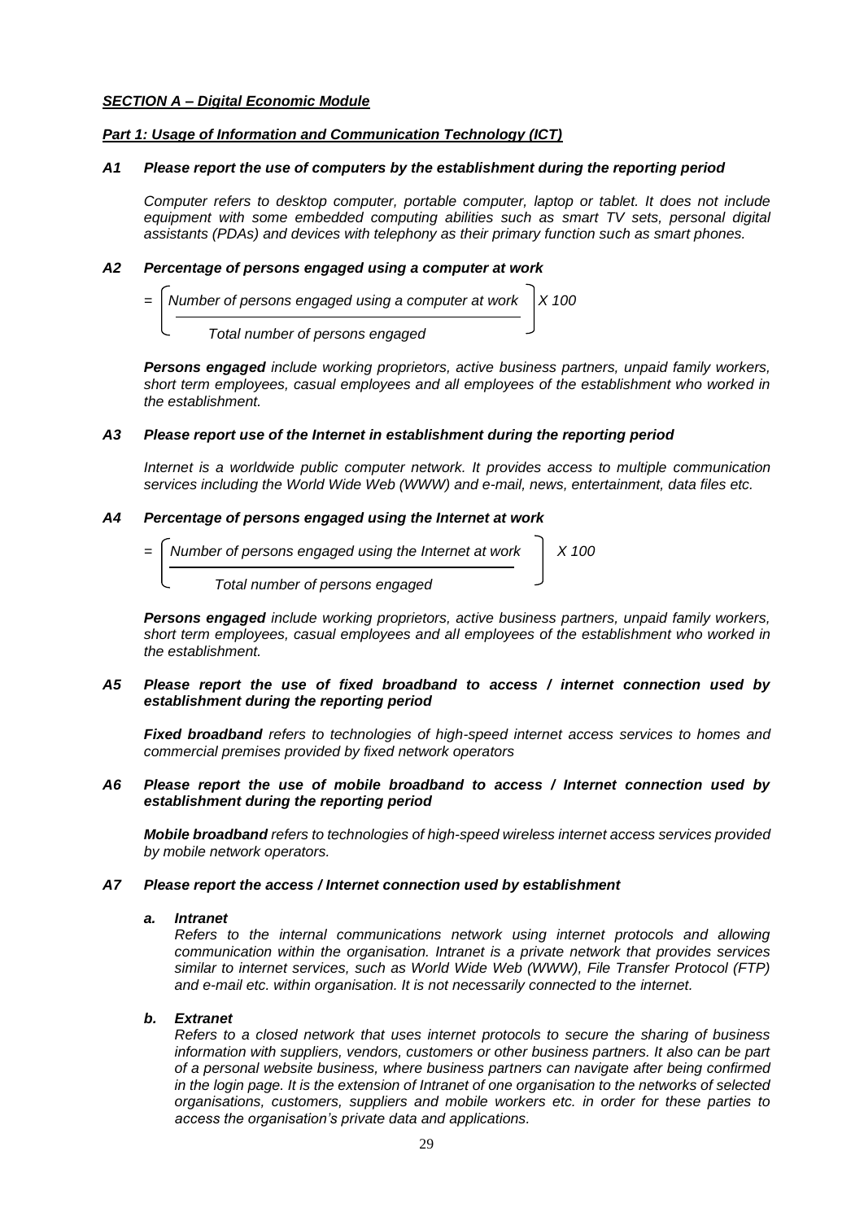***SECTION A – Digital Economic Module***

***Part 1: Usage of Information and Communication Technology (ICT)***

***A1 Please report the use of computers by the establishment during the reporting period***

*Computer refers to desktop computer, portable computer, laptop or tablet. It does not include equipment with some embedded computing abilities such as smart TV sets, personal digital assistants (PDAs) and devices with telephony as their primary function such as smart phones.*

***A2 Percentage of persons engaged using a computer at work***

$$= \left( \frac{\text{Number of persons engaged using a computer at work}}{\text{Total number of persons engaged}} \right) X\ 100$$

***Persons engaged*** *include working proprietors, active business partners, unpaid family workers, short term employees, casual employees and all employees of the establishment who worked in the establishment.*

***A3 Please report use of the Internet in establishment during the reporting period***

*Internet is a worldwide public computer network. It provides access to multiple communication services including the World Wide Web (WWW) and e-mail, news, entertainment, data files etc.*

***A4 Percentage of persons engaged using the Internet at work***

$$= \left( \frac{\text{Number of persons engaged using the Internet at work}}{\text{Total number of persons engaged}} \right) X\ 100$$

***Persons engaged*** *include working proprietors, active business partners, unpaid family workers, short term employees, casual employees and all employees of the establishment who worked in the establishment.*

***A5 Please report the use of fixed broadband to access / internet connection used by establishment during the reporting period***

***Fixed broadband*** *refers to technologies of high-speed internet access services to homes and commercial premises provided by fixed network operators*

***A6 Please report the use of mobile broadband to access / Internet connection used by establishment during the reporting period***

***Mobile broadband*** *refers to technologies of high-speed wireless internet access services provided by mobile network operators.*

***A7 Please report the access / Internet connection used by establishment***

***a. Intranet***

*Refers to the internal communications network using internet protocols and allowing communication within the organisation. Intranet is a private network that provides services similar to internet services, such as World Wide Web (WWW), File Transfer Protocol (FTP) and e-mail etc. within organisation. It is not necessarily connected to the internet.*

***b. Extranet***

*Refers to a closed network that uses internet protocols to secure the sharing of business information with suppliers, vendors, customers or other business partners. It also can be part of a personal website business, where business partners can navigate after being confirmed in the login page. It is the extension of Intranet of one organisation to the networks of selected organisations, customers, suppliers and mobile workers etc. in order for these parties to access the organisation's private data and applications.*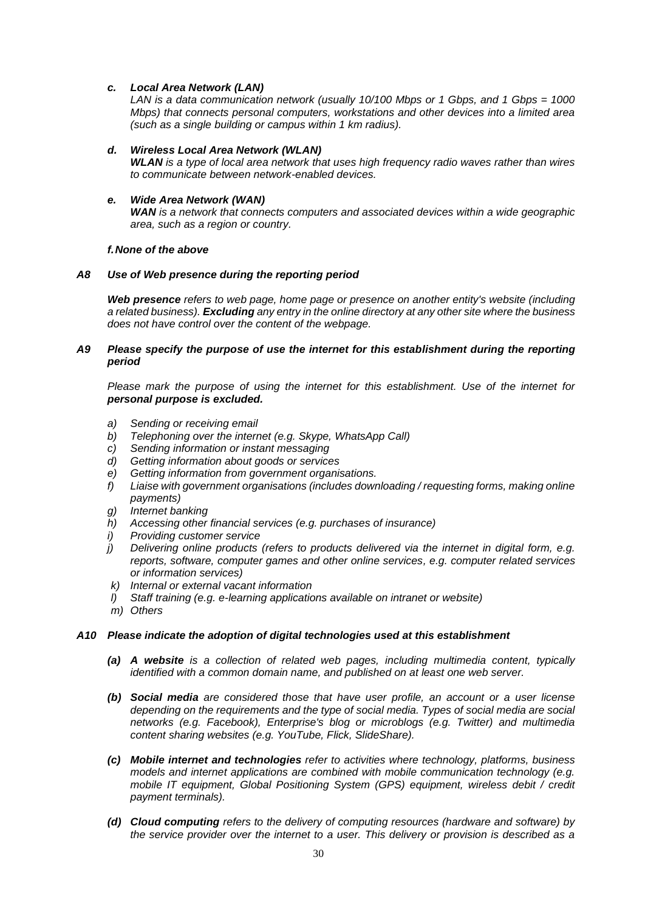***c. Local Area Network (LAN)***

*LAN is a data communication network (usually 10/100 Mbps or 1 Gbps, and 1 Gbps = 1000 Mbps) that connects personal computers, workstations and other devices into a limited area (such as a single building or campus within 1 km radius).*

***d. Wireless Local Area Network (WLAN)***

***WLAN** is a type of local area network that uses high frequency radio waves rather than wires to communicate between network-enabled devices.*

***e. Wide Area Network (WAN)***

***WAN** is a network that connects computers and associated devices within a wide geographic area, such as a region or country.*

***f. None of the above***

***A8 Use of Web presence during the reporting period***

***Web presence** refers to web page, home page or presence on another entity's website (including a related business). **Excluding** any entry in the online directory at any other site where the business does not have control over the content of the webpage.*

***A9 Please specify the purpose of use the internet for this establishment during the reporting period***

*Please mark the purpose of using the internet for this establishment. Use of the internet for **personal purpose is excluded.***

- *a) Sending or receiving email*
- *b) Telephoning over the internet (e.g. Skype, WhatsApp Call)*
- *c) Sending information or instant messaging*
- *d) Getting information about goods or services*
- *e) Getting information from government organisations.*
- *f) Liaise with government organisations (includes downloading / requesting forms, making online payments)*
- *g) Internet banking*
- *h) Accessing other financial services (e.g. purchases of insurance)*
- *i) Providing customer service*
- *j) Delivering online products (refers to products delivered via the internet in digital form, e.g. reports, software, computer games and other online services, e.g. computer related services or information services)*
- *k) Internal or external vacant information*
- *l) Staff training (e.g. e-learning applications available on intranet or website)*
- *m) Others*

***A10 Please indicate the adoption of digital technologies used at this establishment***

***(a) A website** is a collection of related web pages, including multimedia content, typically identified with a common domain name, and published on at least one web server.*

***(b) Social media** are considered those that have user profile, an account or a user license depending on the requirements and the type of social media. Types of social media are social networks (e.g. Facebook), Enterprise's blog or microblogs (e.g. Twitter) and multimedia content sharing websites (e.g. YouTube, Flick, SlideShare).*

***(c) Mobile internet and technologies** refer to activities where technology, platforms, business models and internet applications are combined with mobile communication technology (e.g. mobile IT equipment, Global Positioning System (GPS) equipment, wireless debit / credit payment terminals).*

***(d) Cloud computing** refers to the delivery of computing resources (hardware and software) by the service provider over the internet to a user. This delivery or provision is described as a*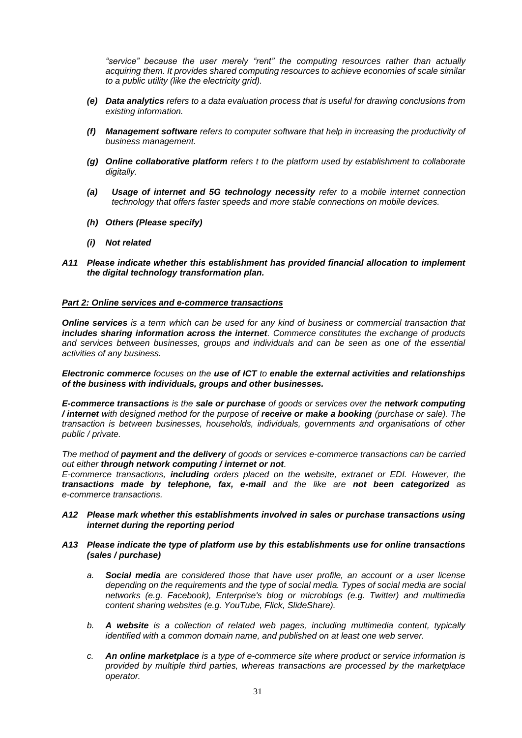*"service" because the user merely "rent" the computing resources rather than actually acquiring them. It provides shared computing resources to achieve economies of scale similar to a public utility (like the electricity grid).*

*(e)* ***Data analytics*** *refers to a data evaluation process that is useful for drawing conclusions from existing information.*

*(f)* ***Management software*** *refers to computer software that help in increasing the productivity of business management.*

*(g)* ***Online collaborative platform*** *refers t to the platform used by establishment to collaborate digitally.*

*(a)* ***Usage of internet and 5G technology necessity*** *refer to a mobile internet connection technology that offers faster speeds and more stable connections on mobile devices.*

***(h) Others (Please specify)***

***(i) Not related***

***A11 Please indicate whether this establishment has provided financial allocation to implement the digital technology transformation plan.***

***Part 2: Online services and e-commerce transactions***

***Online services*** *is a term which can be used for any kind of business or commercial transaction that* ***includes sharing information across the internet****. Commerce constitutes the exchange of products and services between businesses, groups and individuals and can be seen as one of the essential activities of any business.*

***Electronic commerce*** *focuses on the* ***use of ICT*** *to* ***enable the external activities and relationships of the business with individuals, groups and other businesses.***

***E-commerce transactions*** *is the* ***sale or purchase*** *of goods or services over the* ***network computing / internet*** *with designed method for the purpose of* ***receive or make a booking*** *(purchase or sale). The transaction is between businesses, households, individuals, governments and organisations of other public / private.*

*The method of* ***payment and the delivery*** *of goods or services e-commerce transactions can be carried out either* ***through network computing / internet or not****.*
*E-commerce transactions,* ***including*** *orders placed on the website, extranet or EDI. However, the* ***transactions made by telephone, fax, e-mail*** *and the like are* ***not been categorized*** *as e-commerce transactions.*

***A12 Please mark whether this establishments involved in sales or purchase transactions using internet during the reporting period***

***A13 Please indicate the type of platform use by this establishments use for online transactions (sales / purchase)***

*a.* ***Social media*** *are considered those that have user profile, an account or a user license depending on the requirements and the type of social media. Types of social media are social networks (e.g. Facebook), Enterprise's blog or microblogs (e.g. Twitter) and multimedia content sharing websites (e.g. YouTube, Flick, SlideShare).*

*b.* ***A website*** *is a collection of related web pages, including multimedia content, typically identified with a common domain name, and published on at least one web server.*

*c.* ***An online marketplace*** *is a type of e-commerce site where product or service information is provided by multiple third parties, whereas transactions are processed by the marketplace operator.*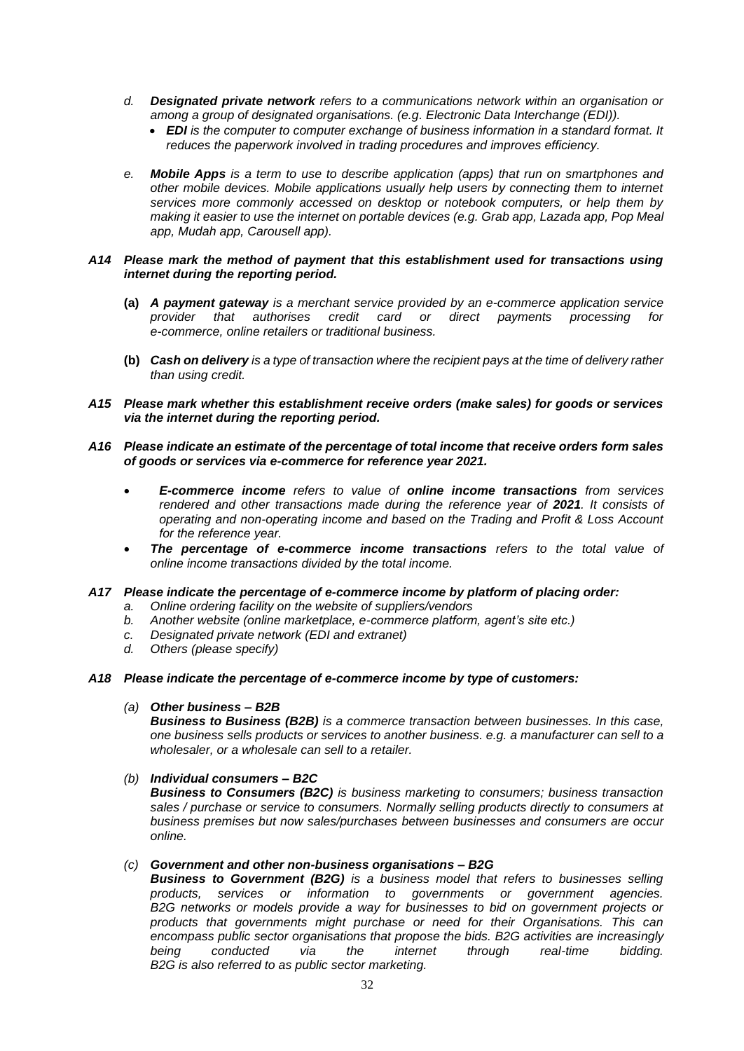*d.* ***Designated private network*** *refers to a communications network within an organisation or among a group of designated organisations. (e.g. Electronic Data Interchange (EDI)).*

- ***EDI*** *is the computer to computer exchange of business information in a standard format. It reduces the paperwork involved in trading procedures and improves efficiency.*

*e.* ***Mobile Apps*** *is a term to use to describe application (apps) that run on smartphones and other mobile devices. Mobile applications usually help users by connecting them to internet services more commonly accessed on desktop or notebook computers, or help them by making it easier to use the internet on portable devices (e.g. Grab app, Lazada app, Pop Meal app, Mudah app, Carousell app).*

***A14 Please mark the method of payment that this establishment used for transactions using internet during the reporting period.***

**(a)** ***A payment gateway*** *is a merchant service provided by an e-commerce application service provider that authorises credit card or direct payments processing for e-commerce, online retailers or traditional business.*

**(b)** ***Cash on delivery*** *is a type of transaction where the recipient pays at the time of delivery rather than using credit.*

***A15 Please mark whether this establishment receive orders (make sales) for goods or services via the internet during the reporting period.***

***A16 Please indicate an estimate of the percentage of total income that receive orders form sales of goods or services via e-commerce for reference year 2021.***

- ***E-commerce income*** *refers to value of* ***online income transactions*** *from services rendered and other transactions made during the reference year of* ***2021****. It consists of operating and non-operating income and based on the Trading and Profit & Loss Account for the reference year.*
- ***The percentage of e-commerce income transactions*** *refers to the total value of online income transactions divided by the total income.*

***A17 Please indicate the percentage of e-commerce income by platform of placing order:***

*a. Online ordering facility on the website of suppliers/vendors*
*b. Another website (online marketplace, e-commerce platform, agent's site etc.)*
*c. Designated private network (EDI and extranet)*
*d. Others (please specify)*

***A18 Please indicate the percentage of e-commerce income by type of customers:***

*(a)* ***Other business – B2B***
***Business to Business (B2B)*** *is a commerce transaction between businesses. In this case, one business sells products or services to another business. e.g. a manufacturer can sell to a wholesaler, or a wholesale can sell to a retailer.*

*(b)* ***Individual consumers – B2C***
***Business to Consumers (B2C)*** *is business marketing to consumers; business transaction sales / purchase or service to consumers. Normally selling products directly to consumers at business premises but now sales/purchases between businesses and consumers are occur online.*

*(c)* ***Government and other non-business organisations – B2G***
***Business to Government (B2G)*** *is a business model that refers to businesses selling products, services or information to governments or government agencies. B2G networks or models provide a way for businesses to bid on government projects or products that governments might purchase or need for their Organisations. This can encompass public sector organisations that propose the bids. B2G activities are increasingly being conducted via the internet through real-time bidding. B2G is also referred to as public sector marketing.*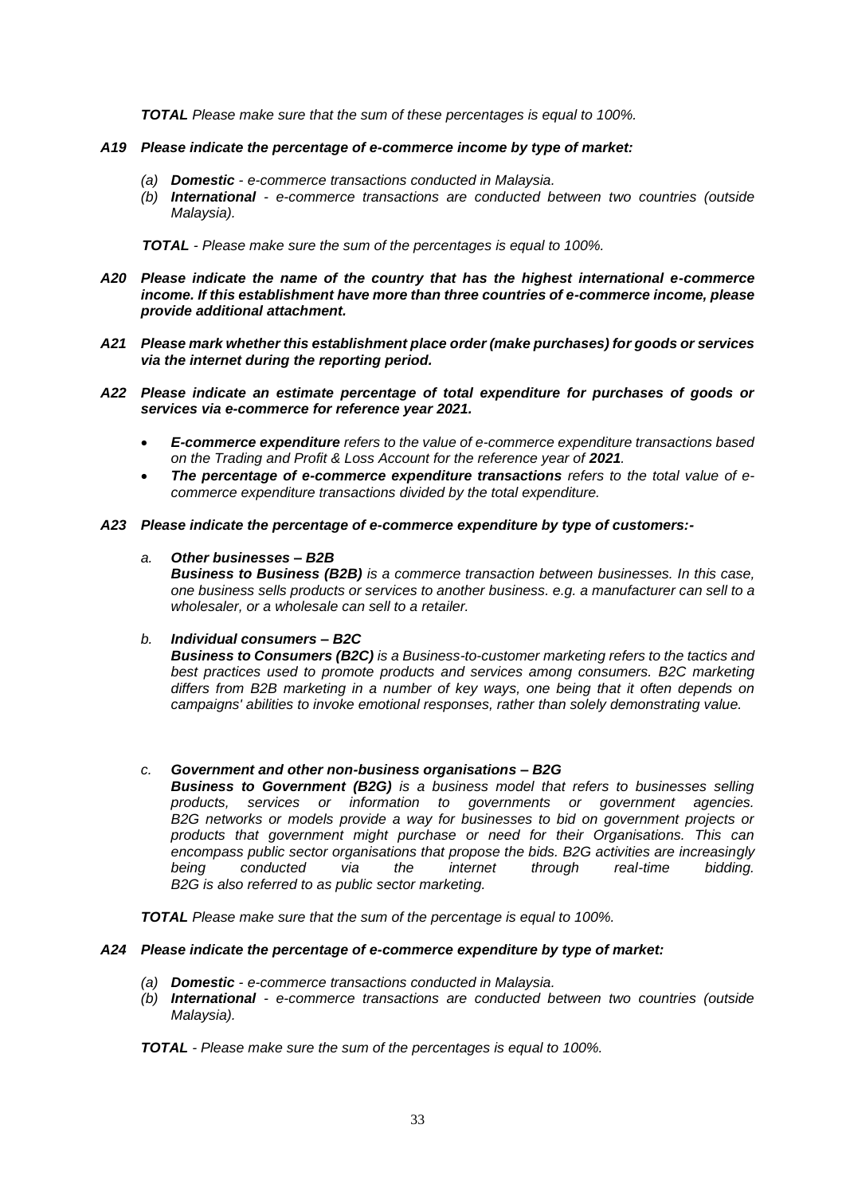***TOTAL*** *Please make sure that the sum of these percentages is equal to 100%.*

***A19 Please indicate the percentage of e-commerce income by type of market:***

- *(a)* ***Domestic*** *- e-commerce transactions conducted in Malaysia.*
- *(b)* ***International*** *- e-commerce transactions are conducted between two countries (outside Malaysia).*

***TOTAL*** *- Please make sure the sum of the percentages is equal to 100%.*

***A20 Please indicate the name of the country that has the highest international e-commerce income. If this establishment have more than three countries of e-commerce income, please provide additional attachment.***

***A21 Please mark whether this establishment place order (make purchases) for goods or services via the internet during the reporting period.***

***A22 Please indicate an estimate percentage of total expenditure for purchases of goods or services via e-commerce for reference year 2021.***

- ***E-commerce expenditure*** *refers to the value of e-commerce expenditure transactions based on the Trading and Profit & Loss Account for the reference year of* ***2021****.*
- ***The percentage of e-commerce expenditure transactions*** *refers to the total value of e-commerce expenditure transactions divided by the total expenditure.*

***A23 Please indicate the percentage of e-commerce expenditure by type of customers:-***

*a.* ***Other businesses – B2B***
***Business to Business (B2B)*** *is a commerce transaction between businesses. In this case, one business sells products or services to another business. e.g. a manufacturer can sell to a wholesaler, or a wholesale can sell to a retailer.*

*b.* ***Individual consumers – B2C***
***Business to Consumers (B2C)*** *is a Business-to-customer marketing refers to the tactics and best practices used to promote products and services among consumers. B2C marketing differs from B2B marketing in a number of key ways, one being that it often depends on campaigns' abilities to invoke emotional responses, rather than solely demonstrating value.*

*c.* ***Government and other non-business organisations – B2G***
***Business to Government (B2G)*** *is a business model that refers to businesses selling products, services or information to governments or government agencies. B2G networks or models provide a way for businesses to bid on government projects or products that government might purchase or need for their Organisations. This can encompass public sector organisations that propose the bids. B2G activities are increasingly being conducted via the internet through real-time bidding. B2G is also referred to as public sector marketing.*

***TOTAL*** *Please make sure that the sum of the percentage is equal to 100%.*

***A24 Please indicate the percentage of e-commerce expenditure by type of market:***

- *(a)* ***Domestic*** *- e-commerce transactions conducted in Malaysia.*
- *(b)* ***International*** *- e-commerce transactions are conducted between two countries (outside Malaysia).*

***TOTAL*** *- Please make sure the sum of the percentages is equal to 100%.*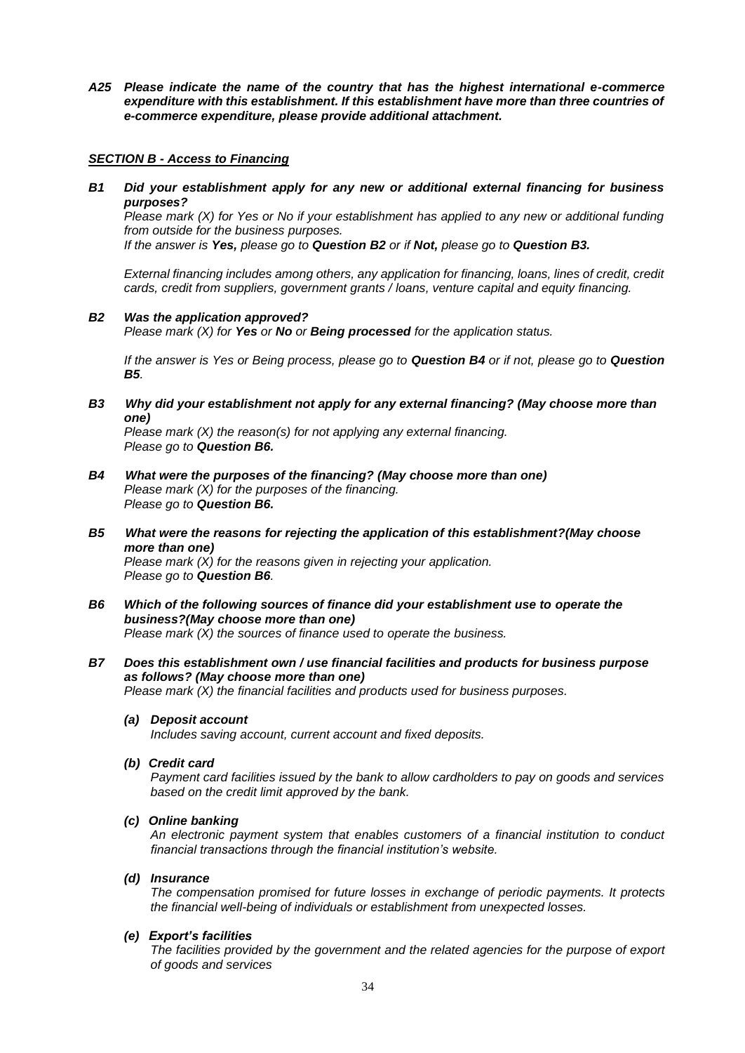***A25 Please indicate the name of the country that has the highest international e-commerce expenditure with this establishment. If this establishment have more than three countries of e-commerce expenditure, please provide additional attachment.***

***SECTION B - Access to Financing***

***B1 Did your establishment apply for any new or additional external financing for business purposes?***

*Please mark (X) for Yes or No if your establishment has applied to any new or additional funding from outside for the business purposes.*

*If the answer is **Yes,** please go to **Question B2** or if **Not,** please go to **Question B3.***

*External financing includes among others, any application for financing, loans, lines of credit, credit cards, credit from suppliers, government grants / loans, venture capital and equity financing.*

***B2 Was the application approved?***

*Please mark (X) for **Yes** or **No** or **Being processed** for the application status.*

*If the answer is Yes or Being process, please go to **Question B4** or if not, please go to **Question B5**.*

***B3 Why did your establishment not apply for any external financing? (May choose more than one)***

*Please mark (X) the reason(s) for not applying any external financing.*

*Please go to **Question B6.***

***B4 What were the purposes of the financing? (May choose more than one)***

*Please mark (X) for the purposes of the financing.*

*Please go to **Question B6.***

***B5 What were the reasons for rejecting the application of this establishment?(May choose more than one)***

*Please mark (X) for the reasons given in rejecting your application.*

*Please go to **Question B6**.*

***B6 Which of the following sources of finance did your establishment use to operate the business?(May choose more than one)***

*Please mark (X) the sources of finance used to operate the business.*

***B7 Does this establishment own / use financial facilities and products for business purpose as follows? (May choose more than one)***

*Please mark (X) the financial facilities and products used for business purposes.*

***(a) Deposit account***

*Includes saving account, current account and fixed deposits.*

***(b) Credit card***

*Payment card facilities issued by the bank to allow cardholders to pay on goods and services based on the credit limit approved by the bank.*

***(c) Online banking***

*An electronic payment system that enables customers of a financial institution to conduct financial transactions through the financial institution's website.*

***(d) Insurance***

*The compensation promised for future losses in exchange of periodic payments. It protects the financial well-being of individuals or establishment from unexpected losses.*

***(e) Export's facilities***

*The facilities provided by the government and the related agencies for the purpose of export of goods and services*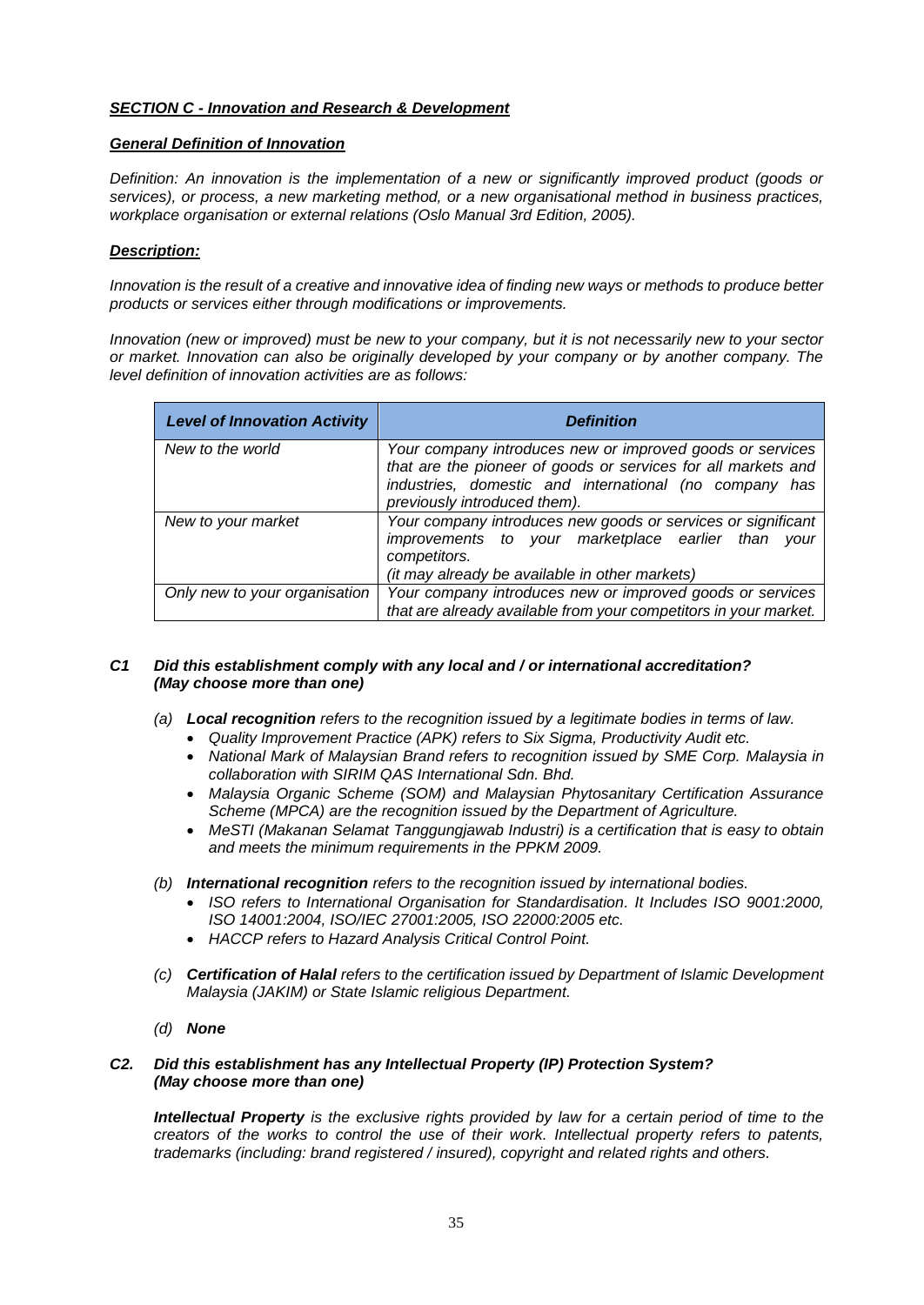## ***SECTION C - Innovation and Research & Development***

### ***General Definition of Innovation***

*Definition: An innovation is the implementation of a new or significantly improved product (goods or services), or process, a new marketing method, or a new organisational method in business practices, workplace organisation or external relations (Oslo Manual 3rd Edition, 2005).*

### ***Description:***

*Innovation is the result of a creative and innovative idea of finding new ways or methods to produce better products or services either through modifications or improvements.*

*Innovation (new or improved) must be new to your company, but it is not necessarily new to your sector or market. Innovation can also be originally developed by your company or by another company. The level definition of innovation activities are as follows:*

| ***Level of Innovation Activity*** | ***Definition*** |
| --- | --- |
| *New to the world* | *Your company introduces new or improved goods or services that are the pioneer of goods or services for all markets and industries, domestic and international (no company has previously introduced them).* |
| *New to your market* | *Your company introduces new goods or services or significant improvements to your marketplace earlier than your competitors.* *(it may already be available in other markets)* |
| *Only new to your organisation* | *Your company introduces new or improved goods or services that are already available from your competitors in your market.* |

***C1 Did this establishment comply with any local and / or international accreditation? (May choose more than one)***

*(a)* ***Local recognition*** *refers to the recognition issued by a legitimate bodies in terms of law.*
- *Quality Improvement Practice (APK) refers to Six Sigma, Productivity Audit etc.*
- *National Mark of Malaysian Brand refers to recognition issued by SME Corp. Malaysia in collaboration with SIRIM QAS International Sdn. Bhd.*
- *Malaysia Organic Scheme (SOM) and Malaysian Phytosanitary Certification Assurance Scheme (MPCA) are the recognition issued by the Department of Agriculture.*
- *MeSTI (Makanan Selamat Tanggungjawab Industri) is a certification that is easy to obtain and meets the minimum requirements in the PPKM 2009.*

*(b)* ***International recognition*** *refers to the recognition issued by international bodies.*
- *ISO refers to International Organisation for Standardisation. It Includes ISO 9001:2000, ISO 14001:2004, ISO/IEC 27001:2005, ISO 22000:2005 etc.*
- *HACCP refers to Hazard Analysis Critical Control Point.*

*(c)* ***Certification of Halal*** *refers to the certification issued by Department of Islamic Development Malaysia (JAKIM) or State Islamic religious Department.*

*(d)* ***None***

***C2. Did this establishment has any Intellectual Property (IP) Protection System? (May choose more than one)***

***Intellectual Property*** *is the exclusive rights provided by law for a certain period of time to the creators of the works to control the use of their work. Intellectual property refers to patents, trademarks (including: brand registered / insured), copyright and related rights and others.*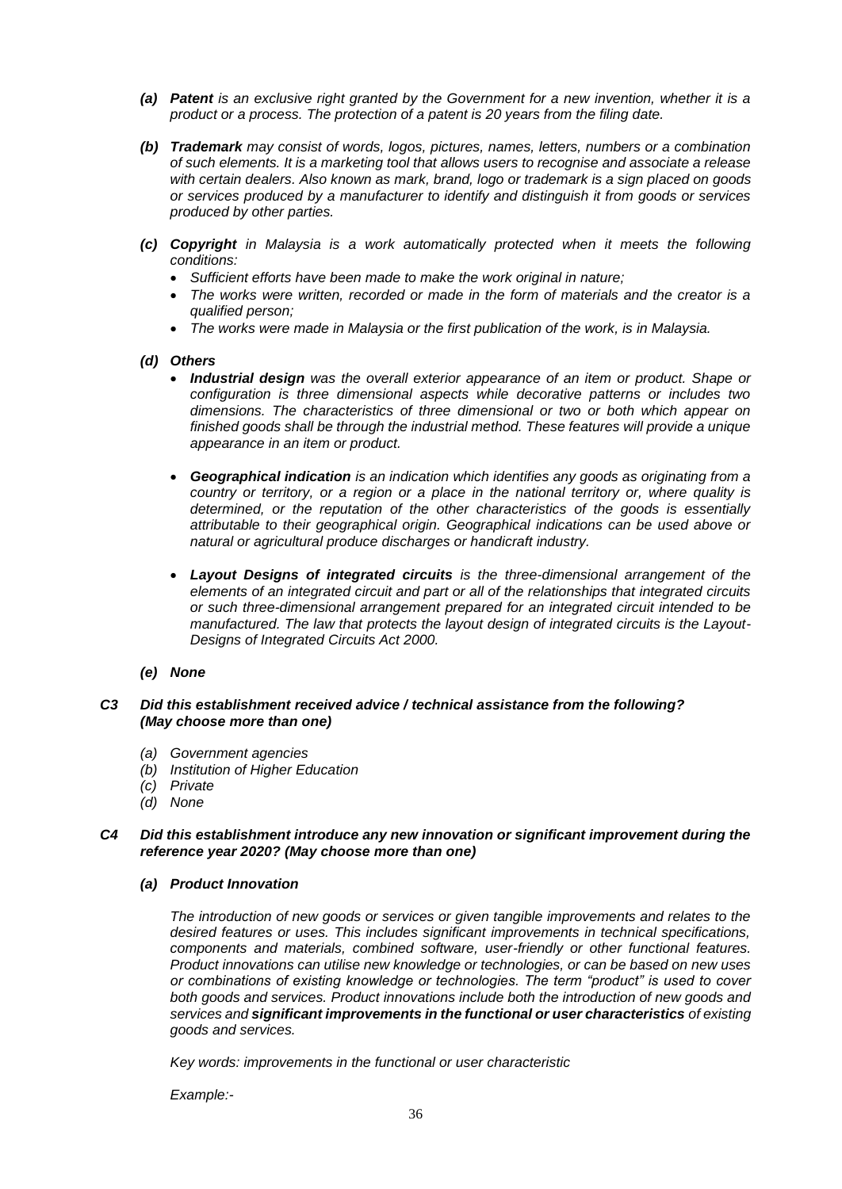*(a)* ***Patent*** *is an exclusive right granted by the Government for a new invention, whether it is a product or a process. The protection of a patent is 20 years from the filing date.*

*(b)* ***Trademark*** *may consist of words, logos, pictures, names, letters, numbers or a combination of such elements. It is a marketing tool that allows users to recognise and associate a release with certain dealers. Also known as mark, brand, logo or trademark is a sign placed on goods or services produced by a manufacturer to identify and distinguish it from goods or services produced by other parties.*

*(c)* ***Copyright*** *in Malaysia is a work automatically protected when it meets the following conditions:*

- *Sufficient efforts have been made to make the work original in nature;*
- *The works were written, recorded or made in the form of materials and the creator is a qualified person;*
- *The works were made in Malaysia or the first publication of the work, is in Malaysia.*

***(d) Others***

- ***Industrial design*** *was the overall exterior appearance of an item or product. Shape or configuration is three dimensional aspects while decorative patterns or includes two dimensions. The characteristics of three dimensional or two or both which appear on finished goods shall be through the industrial method. These features will provide a unique appearance in an item or product.*

- ***Geographical indication*** *is an indication which identifies any goods as originating from a country or territory, or a region or a place in the national territory or, where quality is determined, or the reputation of the other characteristics of the goods is essentially attributable to their geographical origin. Geographical indications can be used above or natural or agricultural produce discharges or handicraft industry.*

- ***Layout Designs of integrated circuits*** *is the three-dimensional arrangement of the elements of an integrated circuit and part or all of the relationships that integrated circuits or such three-dimensional arrangement prepared for an integrated circuit intended to be manufactured. The law that protects the layout design of integrated circuits is the Layout-Designs of Integrated Circuits Act 2000.*

***(e) None***

***C3 Did this establishment received advice / technical assistance from the following? (May choose more than one)***

*(a) Government agencies*
*(b) Institution of Higher Education*
*(c) Private*
*(d) None*

***C4 Did this establishment introduce any new innovation or significant improvement during the reference year 2020? (May choose more than one)***

***(a) Product Innovation***

*The introduction of new goods or services or given tangible improvements and relates to the desired features or uses. This includes significant improvements in technical specifications, components and materials, combined software, user-friendly or other functional features. Product innovations can utilise new knowledge or technologies, or can be based on new uses or combinations of existing knowledge or technologies. The term "product" is used to cover both goods and services. Product innovations include both the introduction of new goods and services and* ***significant improvements in the functional or user characteristics*** *of existing goods and services.*

*Key words: improvements in the functional or user characteristic*

*Example:-*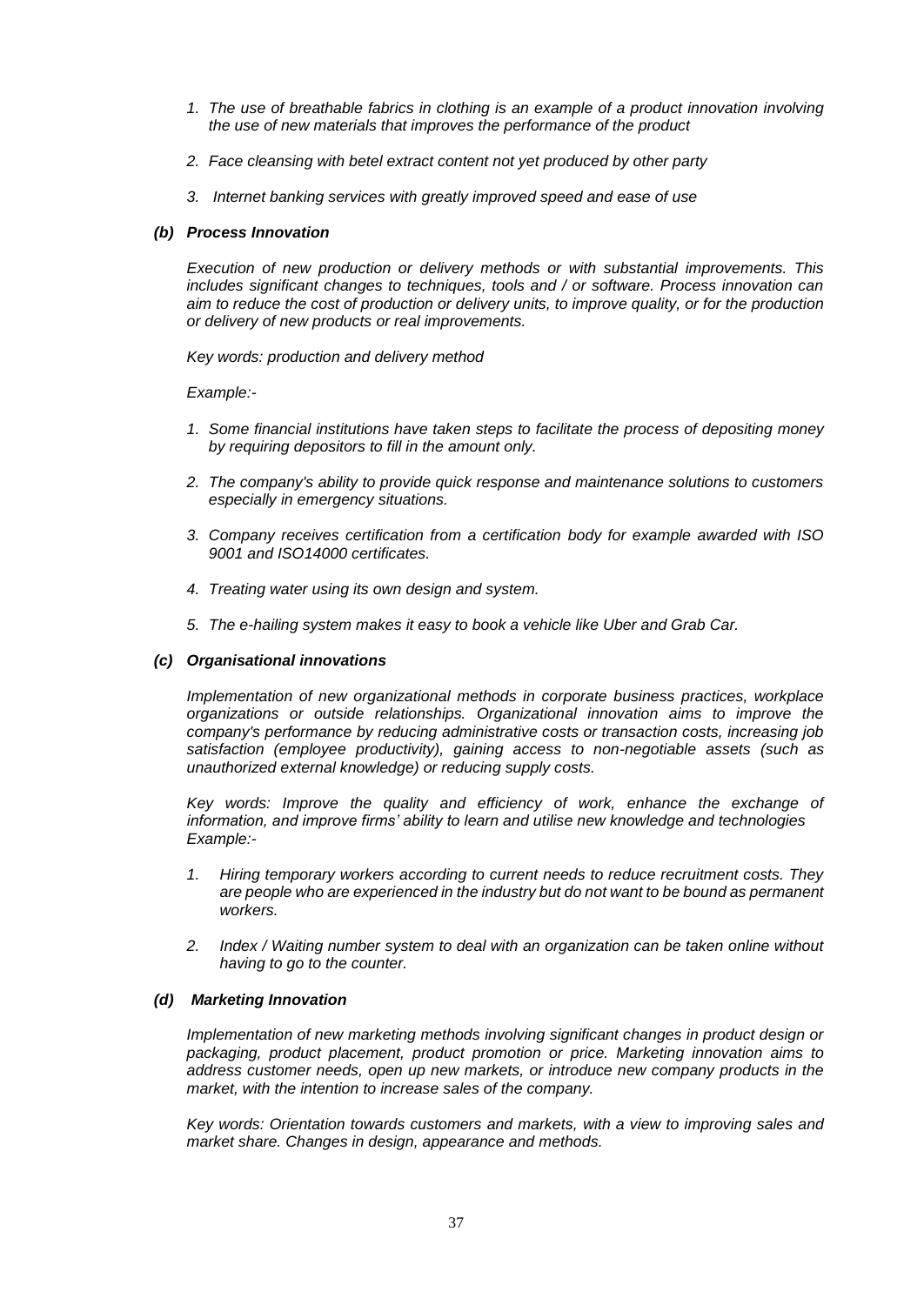1. *The use of breathable fabrics in clothing is an example of a product innovation involving the use of new materials that improves the performance of the product*

2. *Face cleansing with betel extract content not yet produced by other party*

3. *Internet banking services with greatly improved speed and ease of use*

### *(b) Process Innovation*

*Execution of new production or delivery methods or with substantial improvements. This includes significant changes to techniques, tools and / or software. Process innovation can aim to reduce the cost of production or delivery units, to improve quality, or for the production or delivery of new products or real improvements.*

*Key words: production and delivery method*

*Example:-*

1. *Some financial institutions have taken steps to facilitate the process of depositing money by requiring depositors to fill in the amount only.*

2. *The company's ability to provide quick response and maintenance solutions to customers especially in emergency situations.*

3. *Company receives certification from a certification body for example awarded with ISO 9001 and ISO14000 certificates.*

4. *Treating water using its own design and system.*

5. *The e-hailing system makes it easy to book a vehicle like Uber and Grab Car.*

### *(c) Organisational innovations*

*Implementation of new organizational methods in corporate business practices, workplace organizations or outside relationships. Organizational innovation aims to improve the company's performance by reducing administrative costs or transaction costs, increasing job satisfaction (employee productivity), gaining access to non-negotiable assets (such as unauthorized external knowledge) or reducing supply costs.*

*Key words: Improve the quality and efficiency of work, enhance the exchange of information, and improve firms' ability to learn and utilise new knowledge and technologies*
*Example:-*

1. *Hiring temporary workers according to current needs to reduce recruitment costs. They are people who are experienced in the industry but do not want to be bound as permanent workers.*

2. *Index / Waiting number system to deal with an organization can be taken online without having to go to the counter.*

### *(d) Marketing Innovation*

*Implementation of new marketing methods involving significant changes in product design or packaging, product placement, product promotion or price. Marketing innovation aims to address customer needs, open up new markets, or introduce new company products in the market, with the intention to increase sales of the company.*

*Key words: Orientation towards customers and markets, with a view to improving sales and market share. Changes in design, appearance and methods.*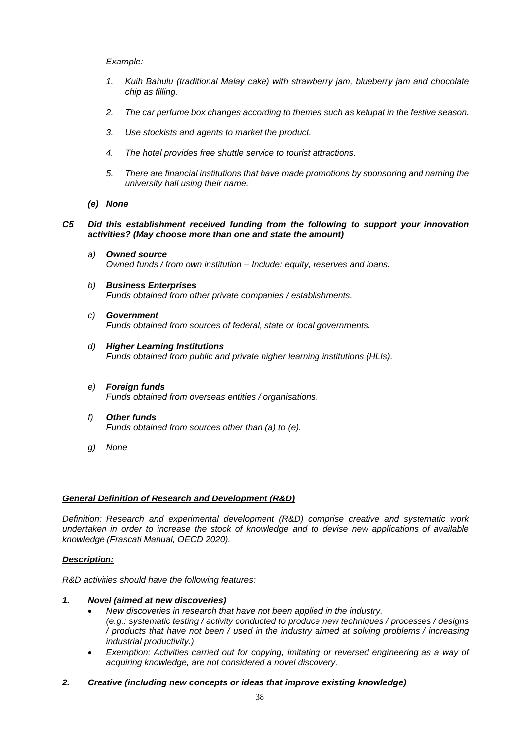*Example:-*

1. *Kuih Bahulu (traditional Malay cake) with strawberry jam, blueberry jam and chocolate chip as filling.*
2. *The car perfume box changes according to themes such as ketupat in the festive season.*
3. *Use stockists and agents to market the product.*
4. *The hotel provides free shuttle service to tourist attractions.*
5. *There are financial institutions that have made promotions by sponsoring and naming the university hall using their name.*

***(e) None***

***C5 Did this establishment received funding from the following to support your innovation activities? (May choose more than one and state the amount)***

*a)* ***Owned source***
*Owned funds / from own institution – Include: equity, reserves and loans.*

*b)* ***Business Enterprises***
*Funds obtained from other private companies / establishments.*

*c)* ***Government***
*Funds obtained from sources of federal, state or local governments.*

*d)* ***Higher Learning Institutions***
*Funds obtained from public and private higher learning institutions (HLIs).*

*e)* ***Foreign funds***
*Funds obtained from overseas entities / organisations.*

*f)* ***Other funds***
*Funds obtained from sources other than (a) to (e).*

*g) None*

***General Definition of Research and Development (R&D)***

*Definition: Research and experimental development (R&D) comprise creative and systematic work undertaken in order to increase the stock of knowledge and to devise new applications of available knowledge (Frascati Manual, OECD 2020).*

***Description:***

*R&D activities should have the following features:*

***1. Novel (aimed at new discoveries)***

- *New discoveries in research that have not been applied in the industry.*
  *(e.g.: systematic testing / activity conducted to produce new techniques / processes / designs / products that have not been / used in the industry aimed at solving problems / increasing industrial productivity.)*
- *Exemption: Activities carried out for copying, imitating or reversed engineering as a way of acquiring knowledge, are not considered a novel discovery.*

***2. Creative (including new concepts or ideas that improve existing knowledge)***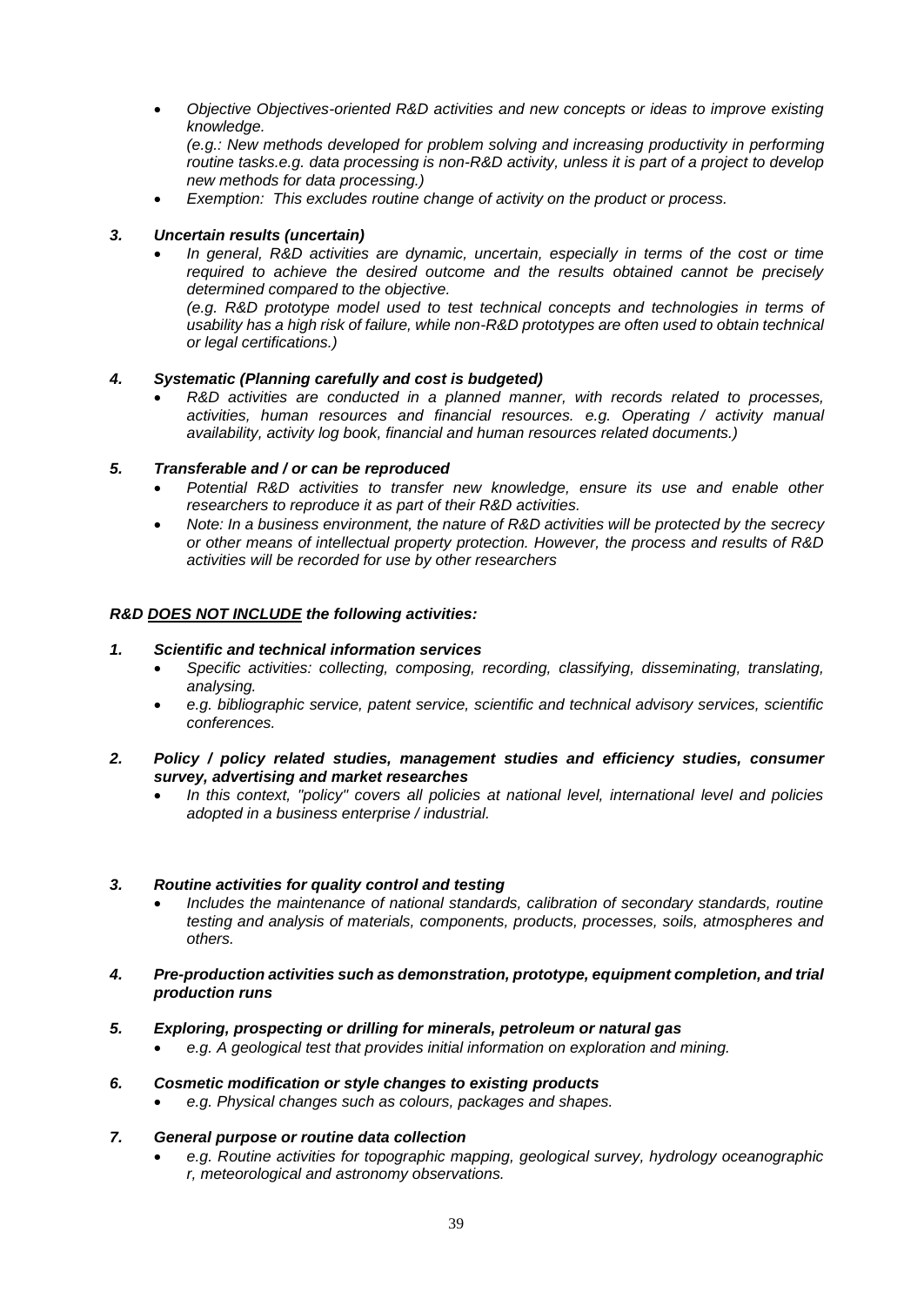- *Objective Objectives-oriented R&D activities and new concepts or ideas to improve existing knowledge.*
  *(e.g.: New methods developed for problem solving and increasing productivity in performing routine tasks.e.g. data processing is non-R&D activity, unless it is part of a project to develop new methods for data processing.)*
- *Exemption: This excludes routine change of activity on the product or process.*

***3. Uncertain results (uncertain)***

- *In general, R&D activities are dynamic, uncertain, especially in terms of the cost or time required to achieve the desired outcome and the results obtained cannot be precisely determined compared to the objective.*
  *(e.g. R&D prototype model used to test technical concepts and technologies in terms of usability has a high risk of failure, while non-R&D prototypes are often used to obtain technical or legal certifications.)*

***4. Systematic (Planning carefully and cost is budgeted)***

- *R&D activities are conducted in a planned manner, with records related to processes, activities, human resources and financial resources. e.g. Operating / activity manual availability, activity log book, financial and human resources related documents.)*

***5. Transferable and / or can be reproduced***

- *Potential R&D activities to transfer new knowledge, ensure its use and enable other researchers to reproduce it as part of their R&D activities.*
- *Note: In a business environment, the nature of R&D activities will be protected by the secrecy or other means of intellectual property protection. However, the process and results of R&D activities will be recorded for use by other researchers*

***R&D <u>DOES NOT INCLUDE</u> the following activities:***

***1. Scientific and technical information services***

- *Specific activities: collecting, composing, recording, classifying, disseminating, translating, analysing.*
- *e.g. bibliographic service, patent service, scientific and technical advisory services, scientific conferences.*

***2. Policy / policy related studies, management studies and efficiency studies, consumer survey, advertising and market researches***

- *In this context, "policy" covers all policies at national level, international level and policies adopted in a business enterprise / industrial.*

***3. Routine activities for quality control and testing***

- *Includes the maintenance of national standards, calibration of secondary standards, routine testing and analysis of materials, components, products, processes, soils, atmospheres and others.*

***4. Pre-production activities such as demonstration, prototype, equipment completion, and trial production runs***

***5. Exploring, prospecting or drilling for minerals, petroleum or natural gas***

- *e.g. A geological test that provides initial information on exploration and mining.*

***6. Cosmetic modification or style changes to existing products***

- *e.g. Physical changes such as colours, packages and shapes.*

***7. General purpose or routine data collection***

- *e.g. Routine activities for topographic mapping, geological survey, hydrology oceanographic r, meteorological and astronomy observations.*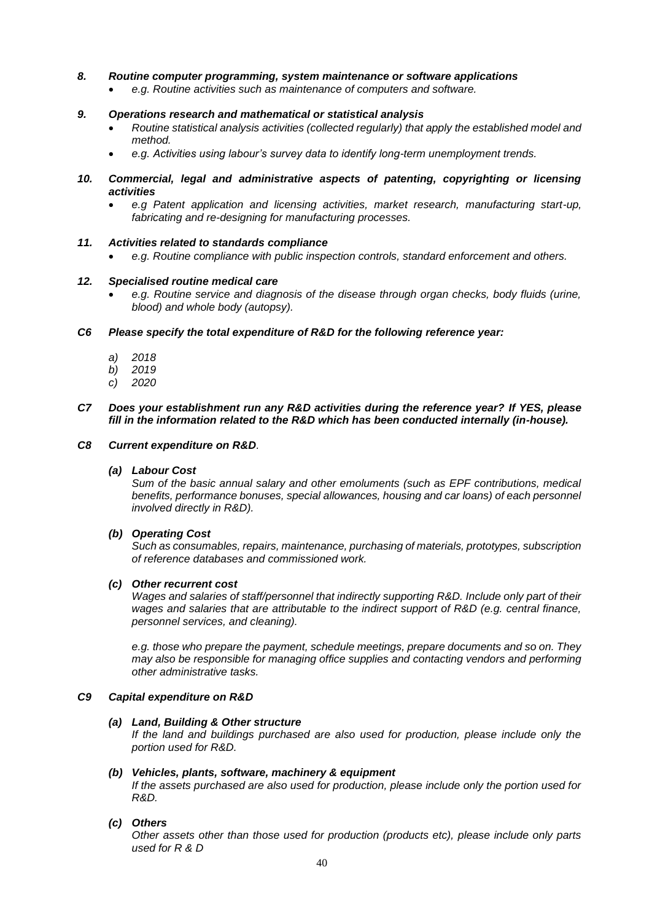***8. Routine computer programming, system maintenance or software applications***

- *e.g. Routine activities such as maintenance of computers and software.*

***9. Operations research and mathematical or statistical analysis***

- *Routine statistical analysis activities (collected regularly) that apply the established model and method.*
- *e.g. Activities using labour's survey data to identify long-term unemployment trends.*

***10. Commercial, legal and administrative aspects of patenting, copyrighting or licensing activities***

- *e.g Patent application and licensing activities, market research, manufacturing start-up, fabricating and re-designing for manufacturing processes.*

***11. Activities related to standards compliance***

- *e.g. Routine compliance with public inspection controls, standard enforcement and others.*

***12. Specialised routine medical care***

- *e.g. Routine service and diagnosis of the disease through organ checks, body fluids (urine, blood) and whole body (autopsy).*

***C6 Please specify the total expenditure of R&D for the following reference year:***

*a) 2018*
*b) 2019*
*c) 2020*

***C7 Does your establishment run any R&D activities during the reference year? If YES, please fill in the information related to the R&D which has been conducted internally (in-house).***

***C8 Current expenditure on R&D****.*

***(a) Labour Cost***

*Sum of the basic annual salary and other emoluments (such as EPF contributions, medical benefits, performance bonuses, special allowances, housing and car loans) of each personnel involved directly in R&D).*

***(b) Operating Cost***

*Such as consumables, repairs, maintenance, purchasing of materials, prototypes, subscription of reference databases and commissioned work.*

***(c) Other recurrent cost***

*Wages and salaries of staff/personnel that indirectly supporting R&D. Include only part of their wages and salaries that are attributable to the indirect support of R&D (e.g. central finance, personnel services, and cleaning).*

*e.g. those who prepare the payment, schedule meetings, prepare documents and so on. They may also be responsible for managing office supplies and contacting vendors and performing other administrative tasks.*

***C9 Capital expenditure on R&D***

***(a) Land, Building & Other structure***

*If the land and buildings purchased are also used for production, please include only the portion used for R&D.*

***(b) Vehicles, plants, software, machinery & equipment***

*If the assets purchased are also used for production, please include only the portion used for R&D.*

***(c) Others***

*Other assets other than those used for production (products etc), please include only parts used for R & D*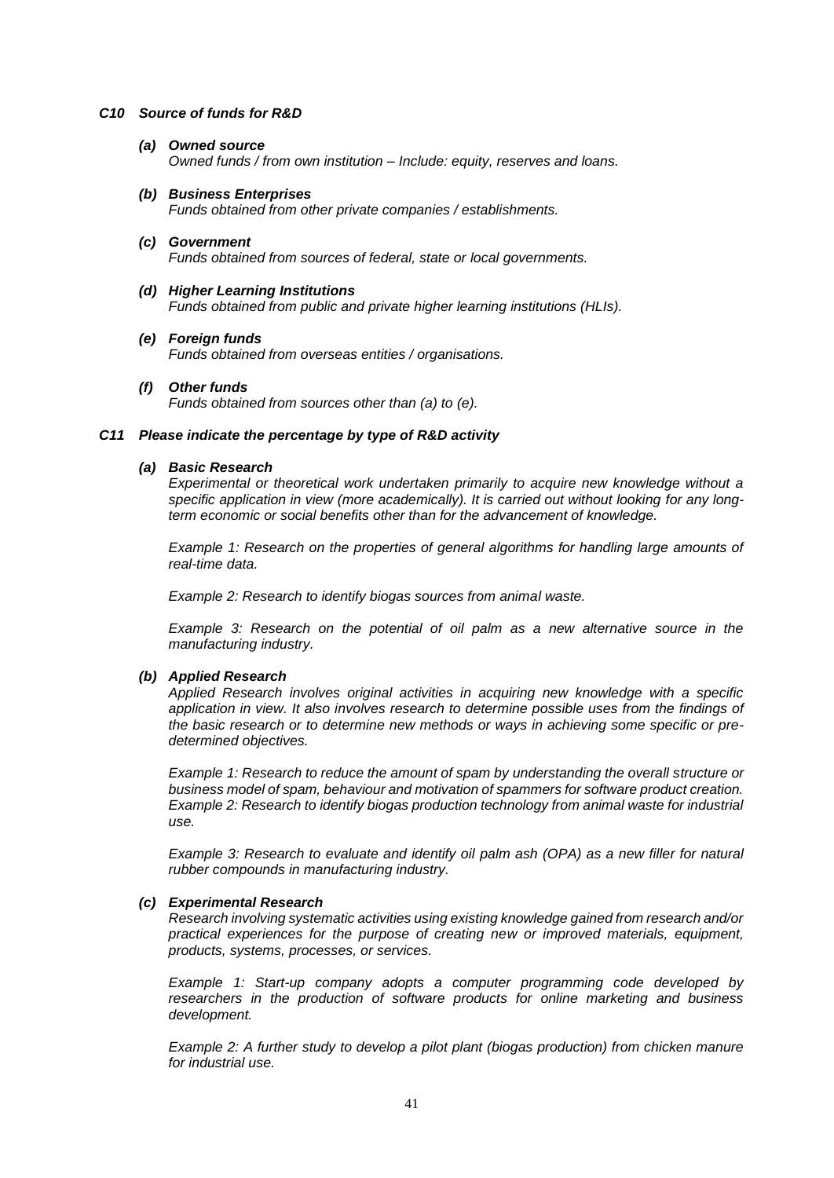### *C10 Source of funds for R&D*

***(a) Owned source***
*Owned funds / from own institution – Include: equity, reserves and loans.*

***(b) Business Enterprises***
*Funds obtained from other private companies / establishments.*

***(c) Government***
*Funds obtained from sources of federal, state or local governments.*

***(d) Higher Learning Institutions***
*Funds obtained from public and private higher learning institutions (HLIs).*

***(e) Foreign funds***
*Funds obtained from overseas entities / organisations.*

***(f) Other funds***
*Funds obtained from sources other than (a) to (e).*

### *C11 Please indicate the percentage by type of R&D activity*

***(a) Basic Research***
*Experimental or theoretical work undertaken primarily to acquire new knowledge without a specific application in view (more academically). It is carried out without looking for any long-term economic or social benefits other than for the advancement of knowledge.*

*Example 1: Research on the properties of general algorithms for handling large amounts of real-time data.*

*Example 2: Research to identify biogas sources from animal waste.*

*Example 3: Research on the potential of oil palm as a new alternative source in the manufacturing industry.*

***(b) Applied Research***
*Applied Research involves original activities in acquiring new knowledge with a specific application in view. It also involves research to determine possible uses from the findings of the basic research or to determine new methods or ways in achieving some specific or pre-determined objectives.*

*Example 1: Research to reduce the amount of spam by understanding the overall structure or business model of spam, behaviour and motivation of spammers for software product creation.*
*Example 2: Research to identify biogas production technology from animal waste for industrial use.*

*Example 3: Research to evaluate and identify oil palm ash (OPA) as a new filler for natural rubber compounds in manufacturing industry.*

***(c) Experimental Research***
*Research involving systematic activities using existing knowledge gained from research and/or practical experiences for the purpose of creating new or improved materials, equipment, products, systems, processes, or services.*

*Example 1: Start-up company adopts a computer programming code developed by researchers in the production of software products for online marketing and business development.*

*Example 2: A further study to develop a pilot plant (biogas production) from chicken manure for industrial use.*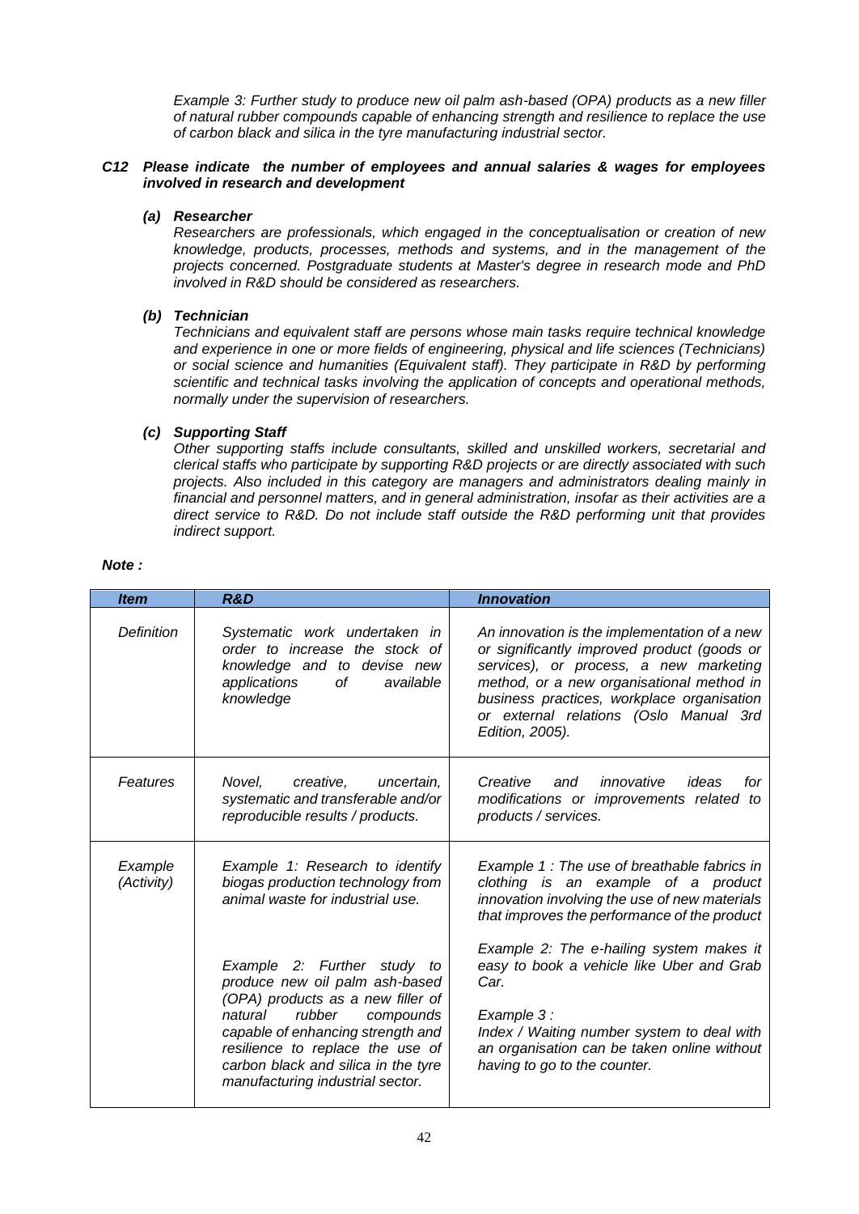*Example 3: Further study to produce new oil palm ash-based (OPA) products as a new filler of natural rubber compounds capable of enhancing strength and resilience to replace the use of carbon black and silica in the tyre manufacturing industrial sector.*

***C12 Please indicate the number of employees and annual salaries & wages for employees involved in research and development***

***(a) Researcher***

*Researchers are professionals, which engaged in the conceptualisation or creation of new knowledge, products, processes, methods and systems, and in the management of the projects concerned. Postgraduate students at Master's degree in research mode and PhD involved in R&D should be considered as researchers.*

***(b) Technician***

*Technicians and equivalent staff are persons whose main tasks require technical knowledge and experience in one or more fields of engineering, physical and life sciences (Technicians) or social science and humanities (Equivalent staff). They participate in R&D by performing scientific and technical tasks involving the application of concepts and operational methods, normally under the supervision of researchers.*

***(c) Supporting Staff***

*Other supporting staffs include consultants, skilled and unskilled workers, secretarial and clerical staffs who participate by supporting R&D projects or are directly associated with such projects. Also included in this category are managers and administrators dealing mainly in financial and personnel matters, and in general administration, insofar as their activities are a direct service to R&D. Do not include staff outside the R&D performing unit that provides indirect support.*

***Note :***

| *Item* | *R&D* | *Innovation* |
|---|---|---|
| *Definition* | *Systematic work undertaken in order to increase the stock of knowledge and to devise new applications of available knowledge* | *An innovation is the implementation of a new or significantly improved product (goods or services), or process, a new marketing method, or a new organisational method in business practices, workplace organisation or external relations (Oslo Manual 3rd Edition, 2005).* |
| *Features* | *Novel, creative, uncertain, systematic and transferable and/or reproducible results / products.* | *Creative and innovative ideas for modifications or improvements related to products / services.* |
| *Example (Activity)* | *Example 1: Research to identify biogas production technology from animal waste for industrial use.*<br><br>*Example 2: Further study to produce new oil palm ash-based (OPA) products as a new filler of natural rubber compounds capable of enhancing strength and resilience to replace the use of carbon black and silica in the tyre manufacturing industrial sector.* | *Example 1 : The use of breathable fabrics in clothing is an example of a product innovation involving the use of new materials that improves the performance of the product*<br><br>*Example 2: The e-hailing system makes it easy to book a vehicle like Uber and Grab Car.*<br><br>*Example 3 :*<br>*Index / Waiting number system to deal with an organisation can be taken online without having to go to the counter.* |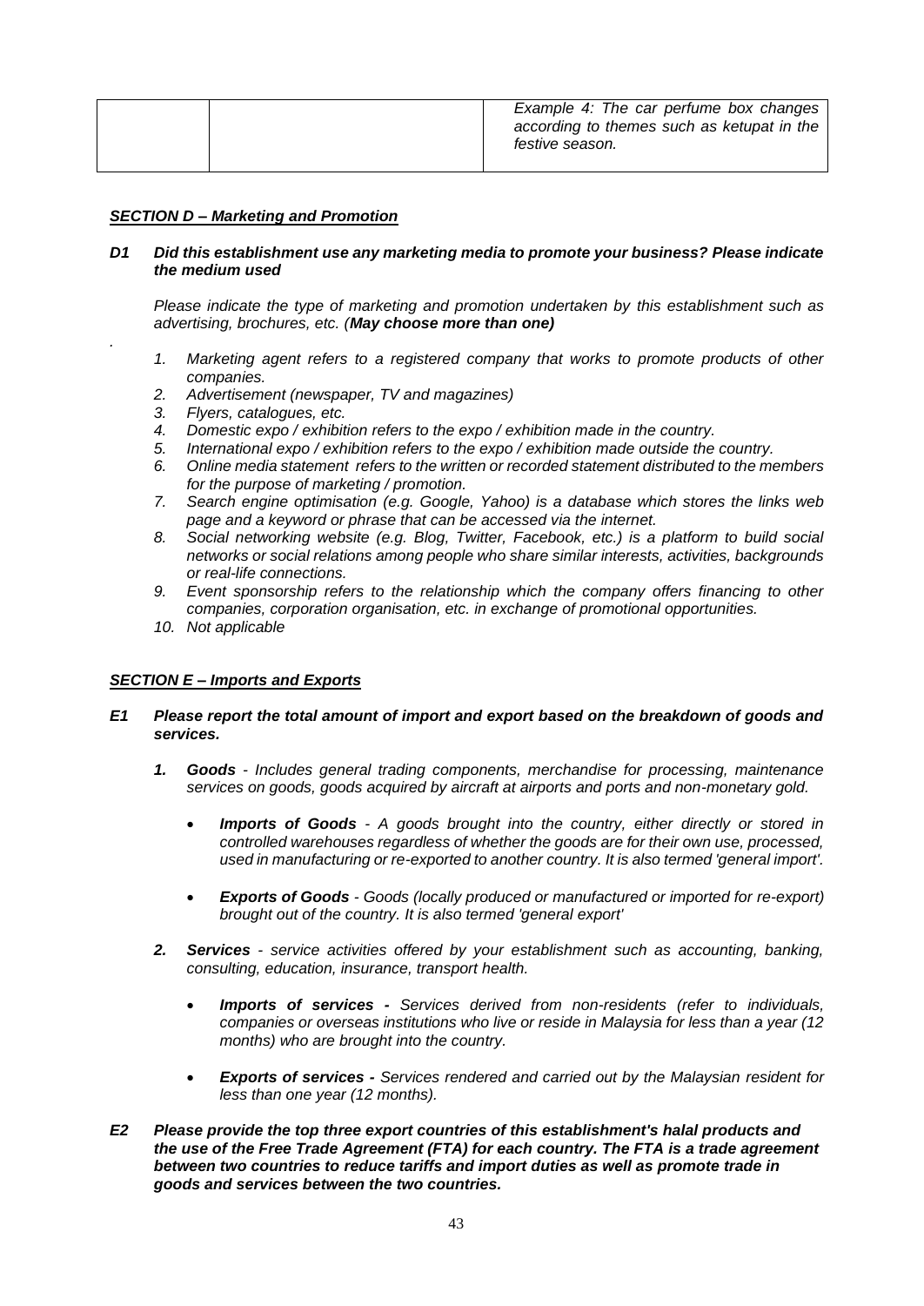| | | Example 4: The car perfume box changes according to themes such as ketupat in the festive season. |
|---|---|---|

***SECTION D – Marketing and Promotion***

***D1 Did this establishment use any marketing media to promote your business? Please indicate the medium used***

*Please indicate the type of marketing and promotion undertaken by this establishment such as advertising, brochures, etc. (**May choose more than one)***

.

1. *Marketing agent refers to a registered company that works to promote products of other companies.*
2. *Advertisement (newspaper, TV and magazines)*
3. *Flyers, catalogues, etc.*
4. *Domestic expo / exhibition refers to the expo / exhibition made in the country.*
5. *International expo / exhibition refers to the expo / exhibition made outside the country.*
6. *Online media statement refers to the written or recorded statement distributed to the members for the purpose of marketing / promotion.*
7. *Search engine optimisation (e.g. Google, Yahoo) is a database which stores the links web page and a keyword or phrase that can be accessed via the internet.*
8. *Social networking website (e.g. Blog, Twitter, Facebook, etc.) is a platform to build social networks or social relations among people who share similar interests, activities, backgrounds or real-life connections.*
9. *Event sponsorship refers to the relationship which the company offers financing to other companies, corporation organisation, etc. in exchange of promotional opportunities.*
10. *Not applicable*

***SECTION E – Imports and Exports***

***E1 Please report the total amount of import and export based on the breakdown of goods and services.***

1. ***Goods*** *- Includes general trading components, merchandise for processing, maintenance services on goods, goods acquired by aircraft at airports and ports and non-monetary gold.*

   - ***Imports of Goods*** *- A goods brought into the country, either directly or stored in controlled warehouses regardless of whether the goods are for their own use, processed, used in manufacturing or re-exported to another country. It is also termed 'general import'.*

   - ***Exports of Goods*** *- Goods (locally produced or manufactured or imported for re-export) brought out of the country. It is also termed 'general export'*

2. ***Services*** *- service activities offered by your establishment such as accounting, banking, consulting, education, insurance, transport health.*

   - ***Imports of services -*** *Services derived from non-residents (refer to individuals, companies or overseas institutions who live or reside in Malaysia for less than a year (12 months) who are brought into the country.*

   - ***Exports of services -*** *Services rendered and carried out by the Malaysian resident for less than one year (12 months).*

***E2 Please provide the top three export countries of this establishment's halal products and the use of the Free Trade Agreement (FTA) for each country. The FTA is a trade agreement between two countries to reduce tariffs and import duties as well as promote trade in goods and services between the two countries.***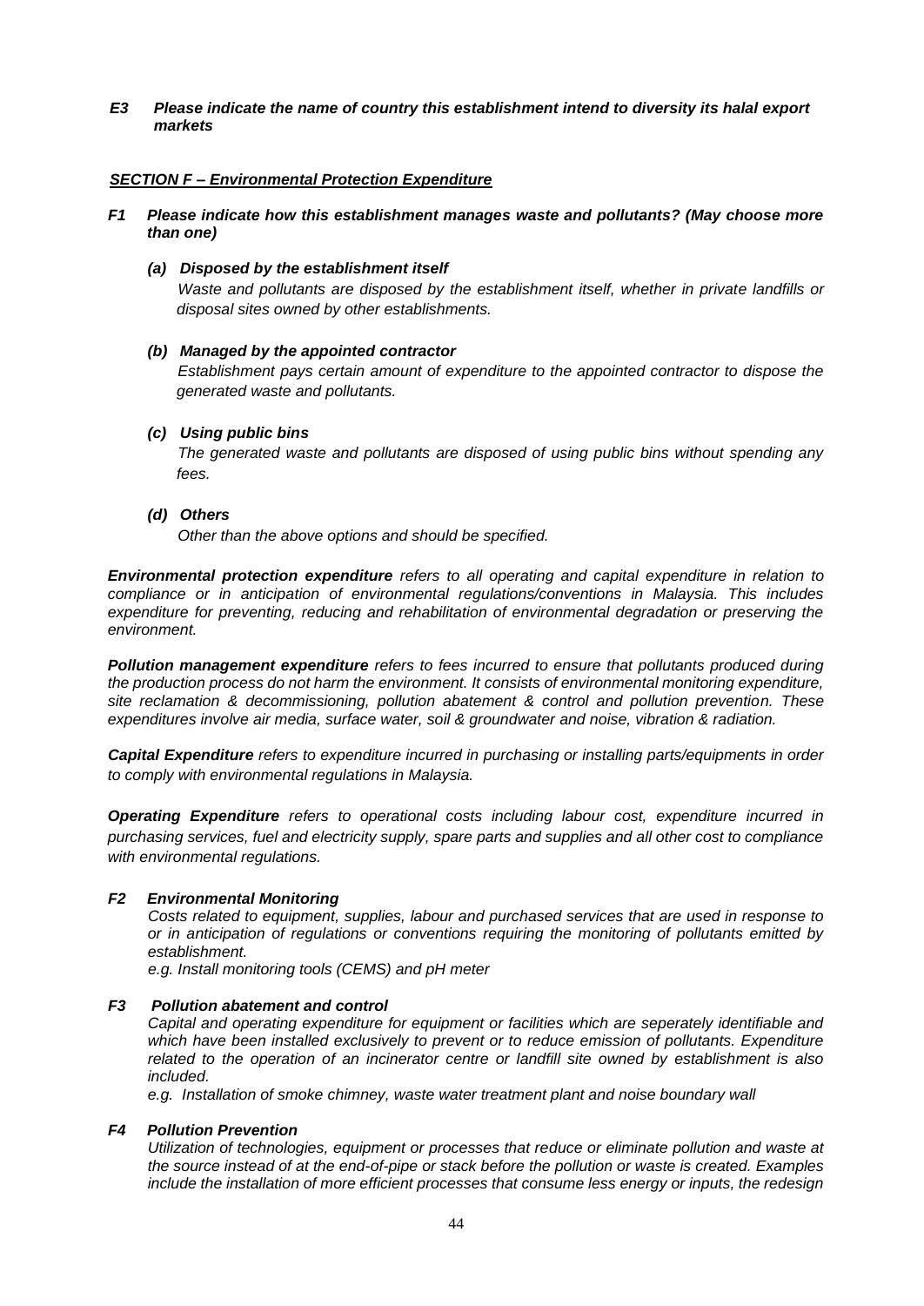***E3 Please indicate the name of country this establishment intend to diversity its halal export markets***

## ***SECTION F – Environmental Protection Expenditure***

***F1 Please indicate how this establishment manages waste and pollutants? (May choose more than one)***

***(a) Disposed by the establishment itself***

*Waste and pollutants are disposed by the establishment itself, whether in private landfills or disposal sites owned by other establishments.*

***(b) Managed by the appointed contractor***

*Establishment pays certain amount of expenditure to the appointed contractor to dispose the generated waste and pollutants.*

***(c) Using public bins***

*The generated waste and pollutants are disposed of using public bins without spending any fees.*

***(d) Others***

*Other than the above options and should be specified.*

***Environmental protection expenditure*** *refers to all operating and capital expenditure in relation to compliance or in anticipation of environmental regulations/conventions in Malaysia. This includes expenditure for preventing, reducing and rehabilitation of environmental degradation or preserving the environment.*

***Pollution management expenditure*** *refers to fees incurred to ensure that pollutants produced during the production process do not harm the environment. It consists of environmental monitoring expenditure, site reclamation & decommissioning, pollution abatement & control and pollution prevention. These expenditures involve air media, surface water, soil & groundwater and noise, vibration & radiation.*

***Capital Expenditure*** *refers to expenditure incurred in purchasing or installing parts/equipments in order to comply with environmental regulations in Malaysia.*

***Operating Expenditure*** *refers to operational costs including labour cost, expenditure incurred in purchasing services, fuel and electricity supply, spare parts and supplies and all other cost to compliance with environmental regulations.*

***F2 Environmental Monitoring***

*Costs related to equipment, supplies, labour and purchased services that are used in response to or in anticipation of regulations or conventions requiring the monitoring of pollutants emitted by establishment.*

*e.g. Install monitoring tools (CEMS) and pH meter*

***F3 Pollution abatement and control***

*Capital and operating expenditure for equipment or facilities which are seperately identifiable and which have been installed exclusively to prevent or to reduce emission of pollutants. Expenditure related to the operation of an incinerator centre or landfill site owned by establishment is also included.*

*e.g. Installation of smoke chimney, waste water treatment plant and noise boundary wall*

***F4 Pollution Prevention***

*Utilization of technologies, equipment or processes that reduce or eliminate pollution and waste at the source instead of at the end-of-pipe or stack before the pollution or waste is created. Examples include the installation of more efficient processes that consume less energy or inputs, the redesign*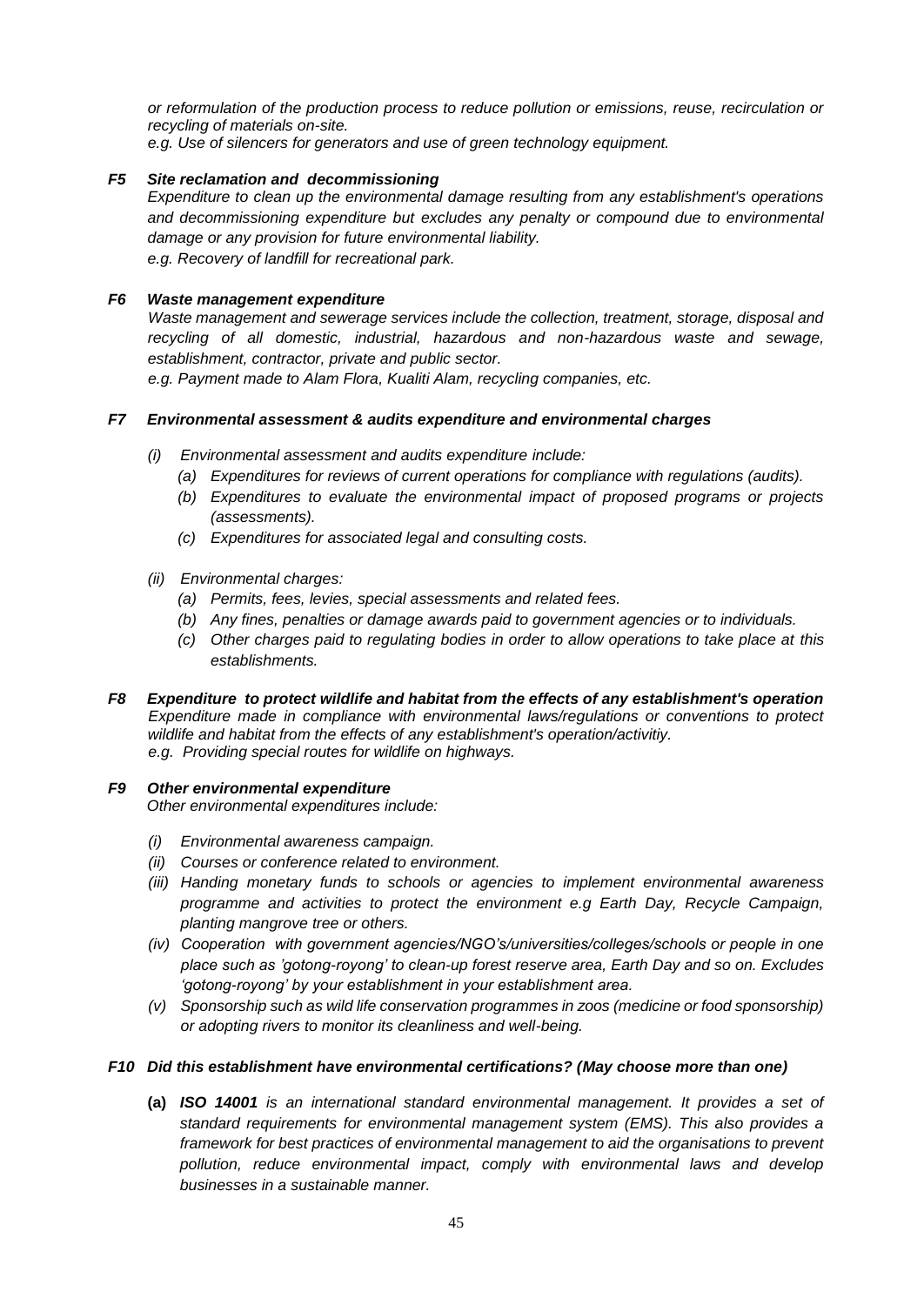*or reformulation of the production process to reduce pollution or emissions, reuse, recirculation or recycling of materials on-site.*
*e.g. Use of silencers for generators and use of green technology equipment.*

***F5 Site reclamation and decommissioning***

*Expenditure to clean up the environmental damage resulting from any establishment's operations and decommissioning expenditure but excludes any penalty or compound due to environmental damage or any provision for future environmental liability.*
*e.g. Recovery of landfill for recreational park.*

***F6 Waste management expenditure***

*Waste management and sewerage services include the collection, treatment, storage, disposal and recycling of all domestic, industrial, hazardous and non-hazardous waste and sewage, establishment, contractor, private and public sector.*
*e.g. Payment made to Alam Flora, Kualiti Alam, recycling companies, etc.*

***F7 Environmental assessment & audits expenditure and environmental charges***

*(i) Environmental assessment and audits expenditure include:*
- *(a) Expenditures for reviews of current operations for compliance with regulations (audits).*
- *(b) Expenditures to evaluate the environmental impact of proposed programs or projects (assessments).*
- *(c) Expenditures for associated legal and consulting costs.*

*(ii) Environmental charges:*
- *(a) Permits, fees, levies, special assessments and related fees.*
- *(b) Any fines, penalties or damage awards paid to government agencies or to individuals.*
- *(c) Other charges paid to regulating bodies in order to allow operations to take place at this establishments.*

***F8 Expenditure to protect wildlife and habitat from the effects of any establishment's operation***

*Expenditure made in compliance with environmental laws/regulations or conventions to protect wildlife and habitat from the effects of any establishment's operation/activitiy.*
*e.g. Providing special routes for wildlife on highways.*

***F9 Other environmental expenditure***

*Other environmental expenditures include:*

- *(i) Environmental awareness campaign.*
- *(ii) Courses or conference related to environment.*
- *(iii) Handing monetary funds to schools or agencies to implement environmental awareness programme and activities to protect the environment e.g Earth Day, Recycle Campaign, planting mangrove tree or others.*
- *(iv) Cooperation with government agencies/NGO's/universities/colleges/schools or people in one place such as 'gotong-royong' to clean-up forest reserve area, Earth Day and so on. Excludes 'gotong-royong' by your establishment in your establishment area.*
- *(v) Sponsorship such as wild life conservation programmes in zoos (medicine or food sponsorship) or adopting rivers to monitor its cleanliness and well-being.*

***F10 Did this establishment have environmental certifications? (May choose more than one)***

**(a)** ***ISO 14001*** *is an international standard environmental management. It provides a set of standard requirements for environmental management system (EMS). This also provides a framework for best practices of environmental management to aid the organisations to prevent pollution, reduce environmental impact, comply with environmental laws and develop businesses in a sustainable manner.*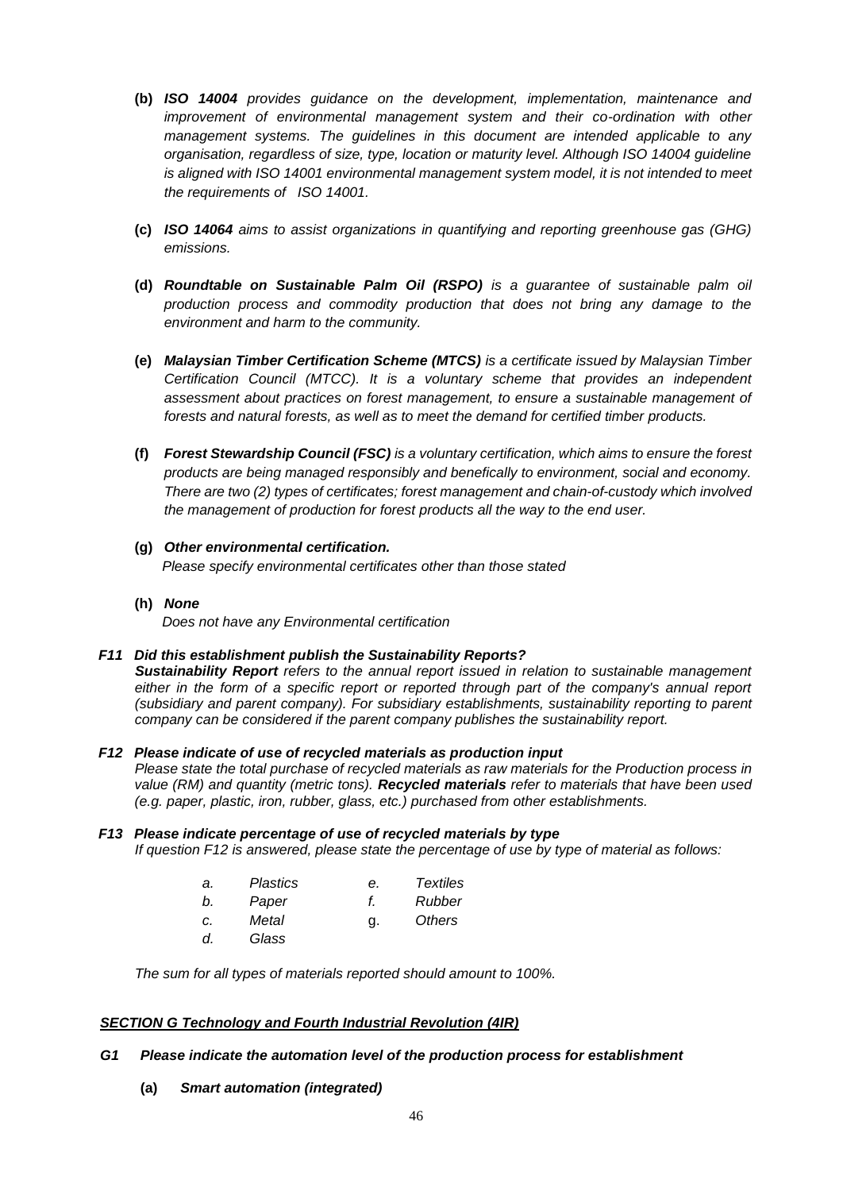**(b)** ***ISO 14004*** *provides guidance on the development, implementation, maintenance and improvement of environmental management system and their co-ordination with other management systems. The guidelines in this document are intended applicable to any organisation, regardless of size, type, location or maturity level. Although ISO 14004 guideline is aligned with ISO 14001 environmental management system model, it is not intended to meet the requirements of ISO 14001.*

**(c)** ***ISO 14064*** *aims to assist organizations in quantifying and reporting greenhouse gas (GHG) emissions.*

**(d)** ***Roundtable on Sustainable Palm Oil (RSPO)*** *is a guarantee of sustainable palm oil production process and commodity production that does not bring any damage to the environment and harm to the community.*

**(e)** ***Malaysian Timber Certification Scheme (MTCS)*** *is a certificate issued by Malaysian Timber Certification Council (MTCC). It is a voluntary scheme that provides an independent assessment about practices on forest management, to ensure a sustainable management of forests and natural forests, as well as to meet the demand for certified timber products.*

**(f)** ***Forest Stewardship Council (FSC)*** *is a voluntary certification, which aims to ensure the forest products are being managed responsibly and beneficially to environment, social and economy. There are two (2) types of certificates; forest management and chain-of-custody which involved the management of production for forest products all the way to the end user.*

**(g)** ***Other environmental certification.***
*Please specify environmental certificates other than those stated*

**(h)** ***None***
*Does not have any Environmental certification*

***F11 Did this establishment publish the Sustainability Reports?***
***Sustainability Report*** *refers to the annual report issued in relation to sustainable management either in the form of a specific report or reported through part of the company's annual report (subsidiary and parent company). For subsidiary establishments, sustainability reporting to parent company can be considered if the parent company publishes the sustainability report.*

***F12 Please indicate of use of recycled materials as production input***
*Please state the total purchase of recycled materials as raw materials for the Production process in value (RM) and quantity (metric tons).* ***Recycled materials*** *refer to materials that have been used (e.g. paper, plastic, iron, rubber, glass, etc.) purchased from other establishments.*

***F13 Please indicate percentage of use of recycled materials by type***
*If question F12 is answered, please state the percentage of use by type of material as follows:*

*a. Plastics*
*b. Paper*
*c. Metal*
*d. Glass*
*e. Textiles*
*f. Rubber*
*g. Others*

*The sum for all types of materials reported should amount to 100%.*

***<u>SECTION G Technology and Fourth Industrial Revolution (4IR)</u>***

***G1 Please indicate the automation level of the production process for establishment***

**(a)** ***Smart automation (integrated)***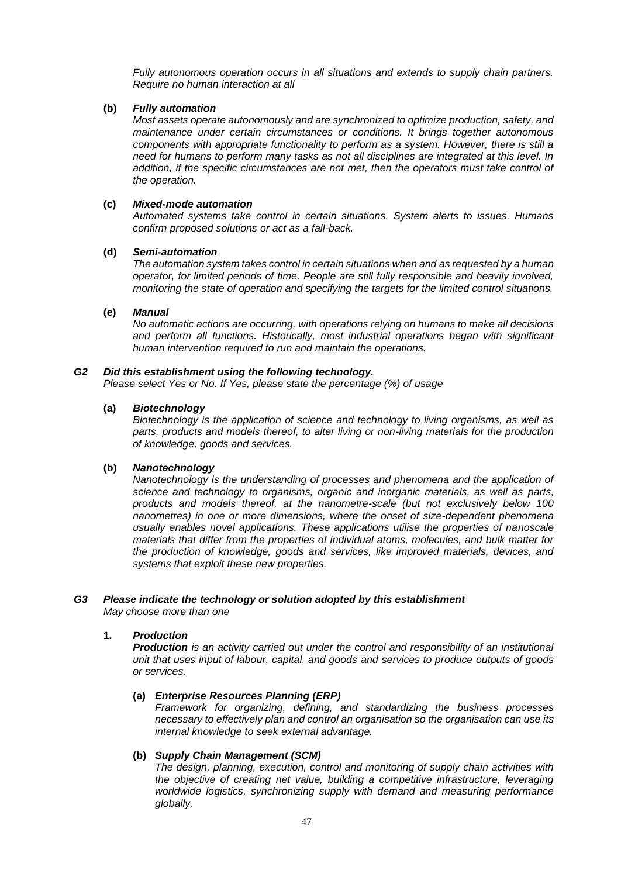*Fully autonomous operation occurs in all situations and extends to supply chain partners. Require no human interaction at all*

**(b)** ***Fully automation***

*Most assets operate autonomously and are synchronized to optimize production, safety, and maintenance under certain circumstances or conditions. It brings together autonomous components with appropriate functionality to perform as a system. However, there is still a need for humans to perform many tasks as not all disciplines are integrated at this level. In addition, if the specific circumstances are not met, then the operators must take control of the operation.*

**(c)** ***Mixed-mode automation***

*Automated systems take control in certain situations. System alerts to issues. Humans confirm proposed solutions or act as a fall-back.*

**(d)** ***Semi-automation***

*The automation system takes control in certain situations when and as requested by a human operator, for limited periods of time. People are still fully responsible and heavily involved, monitoring the state of operation and specifying the targets for the limited control situations.*

**(e)** ***Manual***

*No automatic actions are occurring, with operations relying on humans to make all decisions and perform all functions. Historically, most industrial operations began with significant human intervention required to run and maintain the operations.*

***G2*** ***Did this establishment using the following technology.***

*Please select Yes or No. If Yes, please state the percentage (%) of usage*

**(a)** ***Biotechnology***

*Biotechnology is the application of science and technology to living organisms, as well as parts, products and models thereof, to alter living or non-living materials for the production of knowledge, goods and services.*

**(b)** ***Nanotechnology***

*Nanotechnology is the understanding of processes and phenomena and the application of science and technology to organisms, organic and inorganic materials, as well as parts, products and models thereof, at the nanometre-scale (but not exclusively below 100 nanometres) in one or more dimensions, where the onset of size-dependent phenomena usually enables novel applications. These applications utilise the properties of nanoscale materials that differ from the properties of individual atoms, molecules, and bulk matter for the production of knowledge, goods and services, like improved materials, devices, and systems that exploit these new properties.*

***G3*** ***Please indicate the technology or solution adopted by this establishment***

*May choose more than one*

**1.** ***Production***

***Production*** *is an activity carried out under the control and responsibility of an institutional unit that uses input of labour, capital, and goods and services to produce outputs of goods or services.*

**(a)** ***Enterprise Resources Planning (ERP)***

*Framework for organizing, defining, and standardizing the business processes necessary to effectively plan and control an organisation so the organisation can use its internal knowledge to seek external advantage.*

**(b)** ***Supply Chain Management (SCM)***

*The design, planning, execution, control and monitoring of supply chain activities with the objective of creating net value, building a competitive infrastructure, leveraging worldwide logistics, synchronizing supply with demand and measuring performance globally.*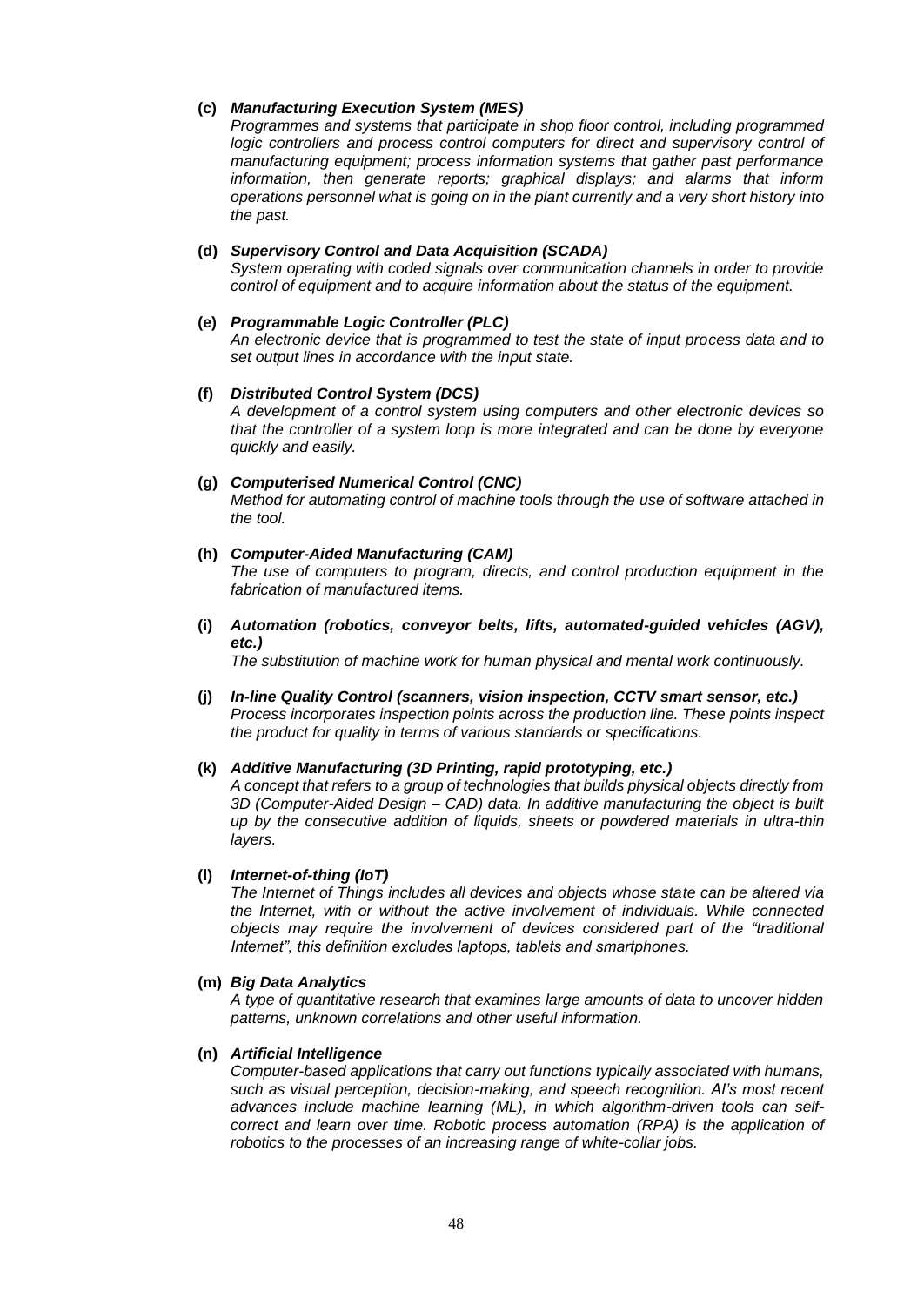**(c)** ***Manufacturing Execution System (MES)***
*Programmes and systems that participate in shop floor control, including programmed logic controllers and process control computers for direct and supervisory control of manufacturing equipment; process information systems that gather past performance information, then generate reports; graphical displays; and alarms that inform operations personnel what is going on in the plant currently and a very short history into the past.*

**(d)** ***Supervisory Control and Data Acquisition (SCADA)***
*System operating with coded signals over communication channels in order to provide control of equipment and to acquire information about the status of the equipment.*

**(e)** ***Programmable Logic Controller (PLC)***
*An electronic device that is programmed to test the state of input process data and to set output lines in accordance with the input state.*

**(f)** ***Distributed Control System (DCS)***
*A development of a control system using computers and other electronic devices so that the controller of a system loop is more integrated and can be done by everyone quickly and easily.*

**(g)** ***Computerised Numerical Control (CNC)***
*Method for automating control of machine tools through the use of software attached in the tool.*

**(h)** ***Computer-Aided Manufacturing (CAM)***
*The use of computers to program, directs, and control production equipment in the fabrication of manufactured items.*

**(i)** ***Automation (robotics, conveyor belts, lifts, automated-guided vehicles (AGV), etc.)***
*The substitution of machine work for human physical and mental work continuously.*

**(j)** ***In-line Quality Control (scanners, vision inspection, CCTV smart sensor, etc.)***
*Process incorporates inspection points across the production line. These points inspect the product for quality in terms of various standards or specifications.*

**(k)** ***Additive Manufacturing (3D Printing, rapid prototyping, etc.)***
*A concept that refers to a group of technologies that builds physical objects directly from 3D (Computer-Aided Design – CAD) data. In additive manufacturing the object is built up by the consecutive addition of liquids, sheets or powdered materials in ultra-thin layers.*

**(l)** ***Internet-of-thing (IoT)***
*The Internet of Things includes all devices and objects whose state can be altered via the Internet, with or without the active involvement of individuals. While connected objects may require the involvement of devices considered part of the "traditional Internet", this definition excludes laptops, tablets and smartphones.*

**(m)** ***Big Data Analytics***
*A type of quantitative research that examines large amounts of data to uncover hidden patterns, unknown correlations and other useful information.*

**(n)** ***Artificial Intelligence***
*Computer-based applications that carry out functions typically associated with humans, such as visual perception, decision-making, and speech recognition. AI's most recent advances include machine learning (ML), in which algorithm-driven tools can self-correct and learn over time. Robotic process automation (RPA) is the application of robotics to the processes of an increasing range of white-collar jobs.*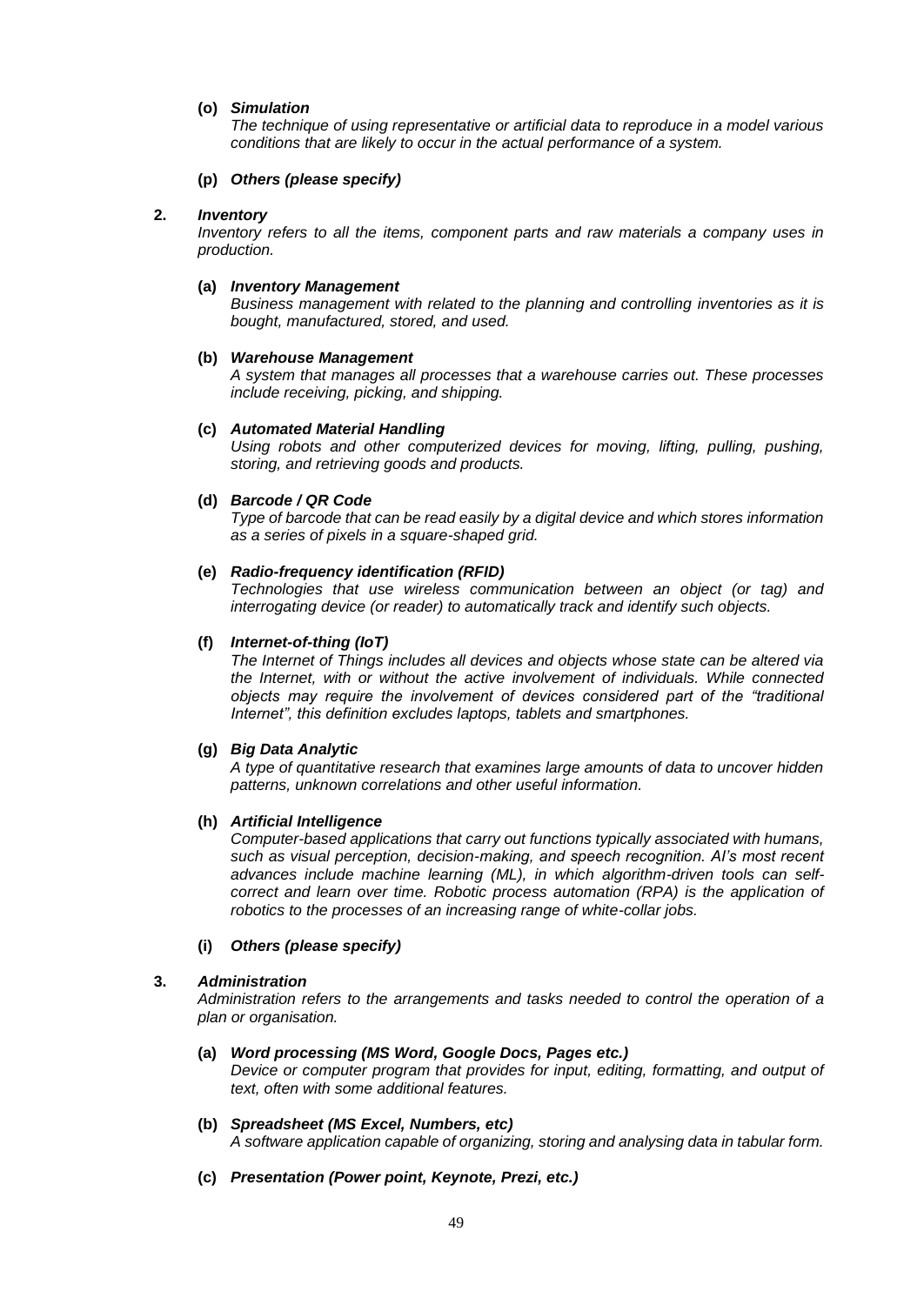**(o)** ***Simulation***

*The technique of using representative or artificial data to reproduce in a model various conditions that are likely to occur in the actual performance of a system.*

**(p)** ***Others (please specify)***

**2.** ***Inventory***

*Inventory refers to all the items, component parts and raw materials a company uses in production.*

**(a)** ***Inventory Management***

*Business management with related to the planning and controlling inventories as it is bought, manufactured, stored, and used.*

**(b)** ***Warehouse Management***

*A system that manages all processes that a warehouse carries out. These processes include receiving, picking, and shipping.*

**(c)** ***Automated Material Handling***

*Using robots and other computerized devices for moving, lifting, pulling, pushing, storing, and retrieving goods and products.*

**(d)** ***Barcode / QR Code***

*Type of barcode that can be read easily by a digital device and which stores information as a series of pixels in a square-shaped grid.*

**(e)** ***Radio-frequency identification (RFID)***

*Technologies that use wireless communication between an object (or tag) and interrogating device (or reader) to automatically track and identify such objects.*

**(f)** ***Internet-of-thing (IoT)***

*The Internet of Things includes all devices and objects whose state can be altered via the Internet, with or without the active involvement of individuals. While connected objects may require the involvement of devices considered part of the "traditional Internet", this definition excludes laptops, tablets and smartphones.*

**(g)** ***Big Data Analytic***

*A type of quantitative research that examines large amounts of data to uncover hidden patterns, unknown correlations and other useful information.*

**(h)** ***Artificial Intelligence***

*Computer-based applications that carry out functions typically associated with humans, such as visual perception, decision-making, and speech recognition. AI's most recent advances include machine learning (ML), in which algorithm-driven tools can self-correct and learn over time. Robotic process automation (RPA) is the application of robotics to the processes of an increasing range of white-collar jobs.*

**(i)** ***Others (please specify)***

**3.** ***Administration***

*Administration refers to the arrangements and tasks needed to control the operation of a plan or organisation.*

**(a)** ***Word processing (MS Word, Google Docs, Pages etc.)***

*Device or computer program that provides for input, editing, formatting, and output of text, often with some additional features.*

**(b)** ***Spreadsheet (MS Excel, Numbers, etc)***

*A software application capable of organizing, storing and analysing data in tabular form.*

**(c)** ***Presentation (Power point, Keynote, Prezi, etc.)***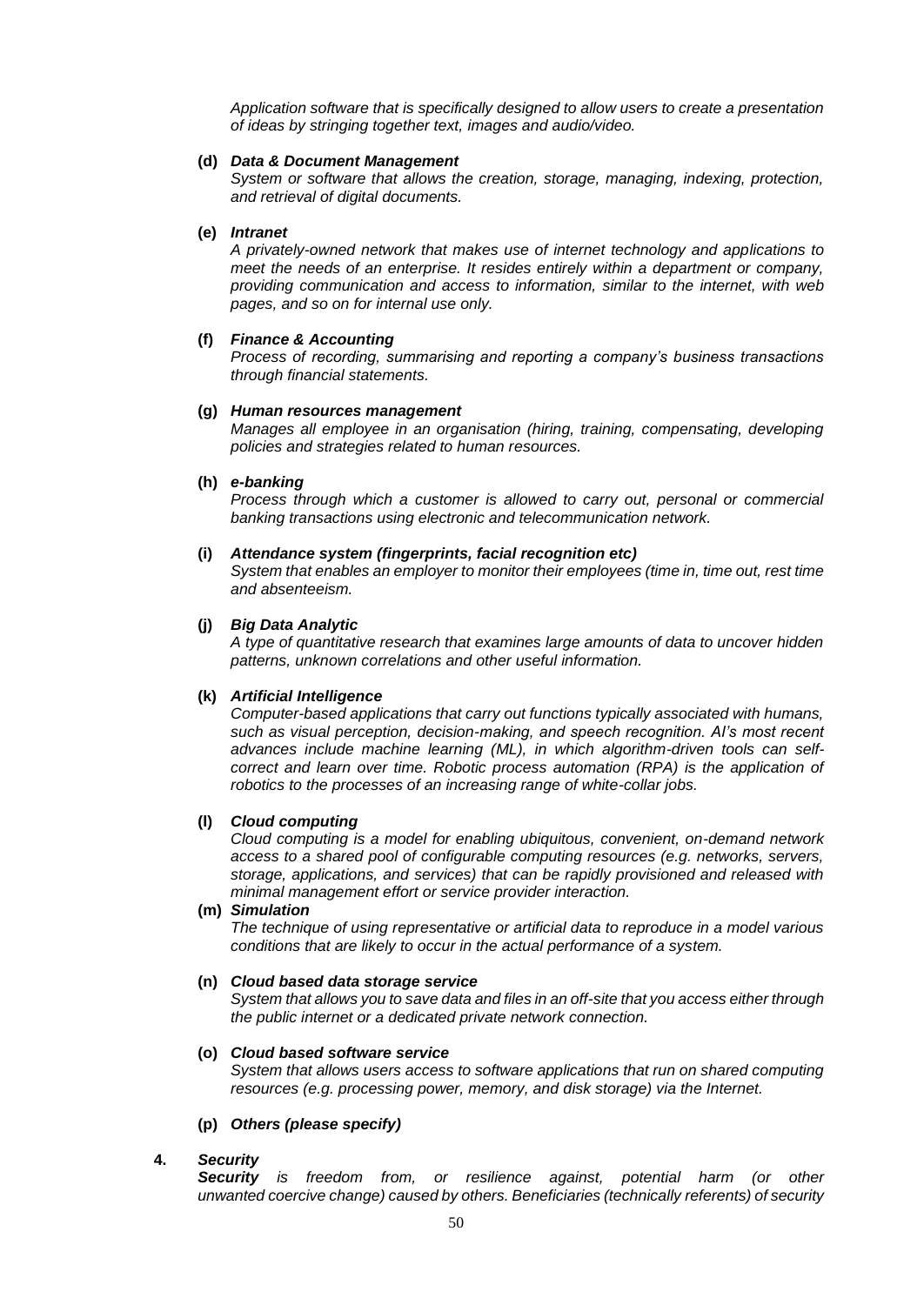*Application software that is specifically designed to allow users to create a presentation of ideas by stringing together text, images and audio/video.*

**(d)** ***Data & Document Management***
*System or software that allows the creation, storage, managing, indexing, protection, and retrieval of digital documents.*

**(e)** ***Intranet***
*A privately-owned network that makes use of internet technology and applications to meet the needs of an enterprise. It resides entirely within a department or company, providing communication and access to information, similar to the internet, with web pages, and so on for internal use only.*

**(f)** ***Finance & Accounting***
*Process of recording, summarising and reporting a company's business transactions through financial statements.*

**(g)** ***Human resources management***
*Manages all employee in an organisation (hiring, training, compensating, developing policies and strategies related to human resources.*

**(h)** ***e-banking***
*Process through which a customer is allowed to carry out, personal or commercial banking transactions using electronic and telecommunication network.*

**(i)** ***Attendance system (fingerprints, facial recognition etc)***
*System that enables an employer to monitor their employees (time in, time out, rest time and absenteeism.*

**(j)** ***Big Data Analytic***
*A type of quantitative research that examines large amounts of data to uncover hidden patterns, unknown correlations and other useful information.*

**(k)** ***Artificial Intelligence***
*Computer-based applications that carry out functions typically associated with humans, such as visual perception, decision-making, and speech recognition. AI's most recent advances include machine learning (ML), in which algorithm-driven tools can self-correct and learn over time. Robotic process automation (RPA) is the application of robotics to the processes of an increasing range of white-collar jobs.*

**(l)** ***Cloud computing***
*Cloud computing is a model for enabling ubiquitous, convenient, on-demand network access to a shared pool of configurable computing resources (e.g. networks, servers, storage, applications, and services) that can be rapidly provisioned and released with minimal management effort or service provider interaction.*

**(m)** ***Simulation***
*The technique of using representative or artificial data to reproduce in a model various conditions that are likely to occur in the actual performance of a system.*

**(n)** ***Cloud based data storage service***
*System that allows you to save data and files in an off-site that you access either through the public internet or a dedicated private network connection.*

**(o)** ***Cloud based software service***
*System that allows users access to software applications that run on shared computing resources (e.g. processing power, memory, and disk storage) via the Internet.*

**(p)** ***Others (please specify)***

**4.** ***Security***
***Security*** *is freedom from, or resilience against, potential harm (or other unwanted coercive change) caused by others. Beneficiaries (technically referents) of security*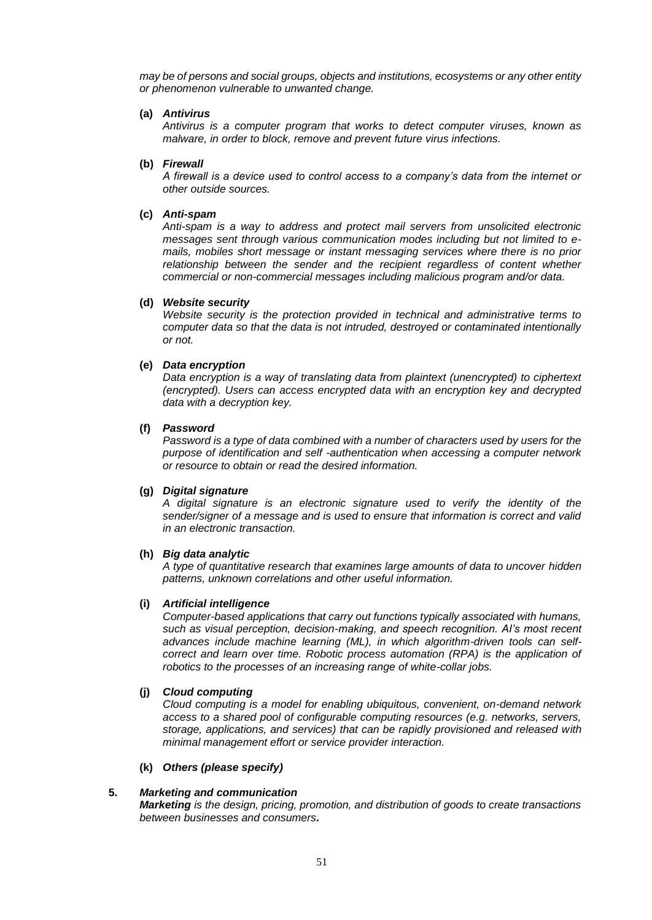*may be of persons and social groups, objects and institutions, ecosystems or any other entity or phenomenon vulnerable to unwanted change.*

**(a)** ***Antivirus***

*Antivirus is a computer program that works to detect computer viruses, known as malware, in order to block, remove and prevent future virus infections.*

**(b)** ***Firewall***

*A firewall is a device used to control access to a company's data from the internet or other outside sources.*

**(c)** ***Anti-spam***

*Anti-spam is a way to address and protect mail servers from unsolicited electronic messages sent through various communication modes including but not limited to e-mails, mobiles short message or instant messaging services where there is no prior relationship between the sender and the recipient regardless of content whether commercial or non-commercial messages including malicious program and/or data.*

**(d)** ***Website security***

*Website security is the protection provided in technical and administrative terms to computer data so that the data is not intruded, destroyed or contaminated intentionally or not.*

**(e)** ***Data encryption***

*Data encryption is a way of translating data from plaintext (unencrypted) to ciphertext (encrypted). Users can access encrypted data with an encryption key and decrypted data with a decryption key.*

**(f)** ***Password***

*Password is a type of data combined with a number of characters used by users for the purpose of identification and self -authentication when accessing a computer network or resource to obtain or read the desired information.*

**(g)** ***Digital signature***

*A digital signature is an electronic signature used to verify the identity of the sender/signer of a message and is used to ensure that information is correct and valid in an electronic transaction.*

**(h)** ***Big data analytic***

*A type of quantitative research that examines large amounts of data to uncover hidden patterns, unknown correlations and other useful information.*

**(i)** ***Artificial intelligence***

*Computer-based applications that carry out functions typically associated with humans, such as visual perception, decision-making, and speech recognition. AI's most recent advances include machine learning (ML), in which algorithm-driven tools can self-correct and learn over time. Robotic process automation (RPA) is the application of robotics to the processes of an increasing range of white-collar jobs.*

**(j)** ***Cloud computing***

*Cloud computing is a model for enabling ubiquitous, convenient, on-demand network access to a shared pool of configurable computing resources (e.g. networks, servers, storage, applications, and services) that can be rapidly provisioned and released with minimal management effort or service provider interaction.*

**(k)** ***Others (please specify)***

**5.** ***Marketing and communication***

***Marketing*** *is the design, pricing, promotion, and distribution of goods to create transactions between businesses and consumers.*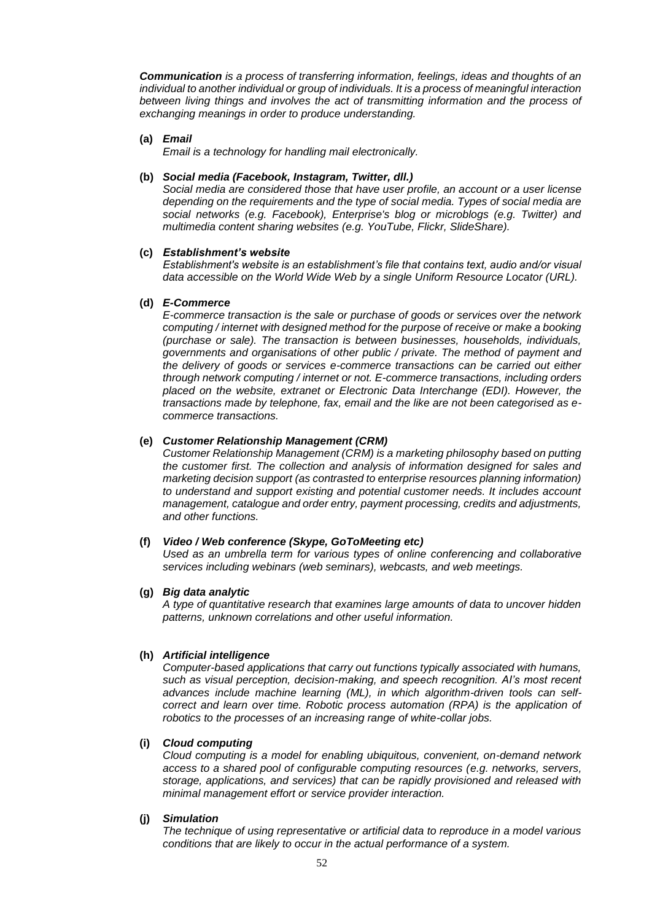***Communication** is a process of transferring information, feelings, ideas and thoughts of an individual to another individual or group of individuals. It is a process of meaningful interaction between living things and involves the act of transmitting information and the process of exchanging meanings in order to produce understanding.*

**(a)** ***Email***

*Email is a technology for handling mail electronically.*

**(b)** ***Social media (Facebook, Instagram, Twitter, dll.)***

*Social media are considered those that have user profile, an account or a user license depending on the requirements and the type of social media. Types of social media are social networks (e.g. Facebook), Enterprise's blog or microblogs (e.g. Twitter) and multimedia content sharing websites (e.g. YouTube, Flickr, SlideShare).*

**(c)** ***Establishment's website***

*Establishment's website is an establishment's file that contains text, audio and/or visual data accessible on the World Wide Web by a single Uniform Resource Locator (URL).*

**(d)** ***E-Commerce***

*E-commerce transaction is the sale or purchase of goods or services over the network computing / internet with designed method for the purpose of receive or make a booking (purchase or sale). The transaction is between businesses, households, individuals, governments and organisations of other public / private. The method of payment and the delivery of goods or services e-commerce transactions can be carried out either through network computing / internet or not. E-commerce transactions, including orders placed on the website, extranet or Electronic Data Interchange (EDI). However, the transactions made by telephone, fax, email and the like are not been categorised as e-commerce transactions.*

**(e)** ***Customer Relationship Management (CRM)***

*Customer Relationship Management (CRM) is a marketing philosophy based on putting the customer first. The collection and analysis of information designed for sales and marketing decision support (as contrasted to enterprise resources planning information) to understand and support existing and potential customer needs. It includes account management, catalogue and order entry, payment processing, credits and adjustments, and other functions.*

**(f)** ***Video / Web conference (Skype, GoToMeeting etc)***

*Used as an umbrella term for various types of online conferencing and collaborative services including webinars (web seminars), webcasts, and web meetings.*

**(g)** ***Big data analytic***

*A type of quantitative research that examines large amounts of data to uncover hidden patterns, unknown correlations and other useful information.*

**(h)** ***Artificial intelligence***

*Computer-based applications that carry out functions typically associated with humans, such as visual perception, decision-making, and speech recognition. AI's most recent advances include machine learning (ML), in which algorithm-driven tools can self-correct and learn over time. Robotic process automation (RPA) is the application of robotics to the processes of an increasing range of white-collar jobs.*

**(i)** ***Cloud computing***

*Cloud computing is a model for enabling ubiquitous, convenient, on-demand network access to a shared pool of configurable computing resources (e.g. networks, servers, storage, applications, and services) that can be rapidly provisioned and released with minimal management effort or service provider interaction.*

**(j)** ***Simulation***

*The technique of using representative or artificial data to reproduce in a model various conditions that are likely to occur in the actual performance of a system.*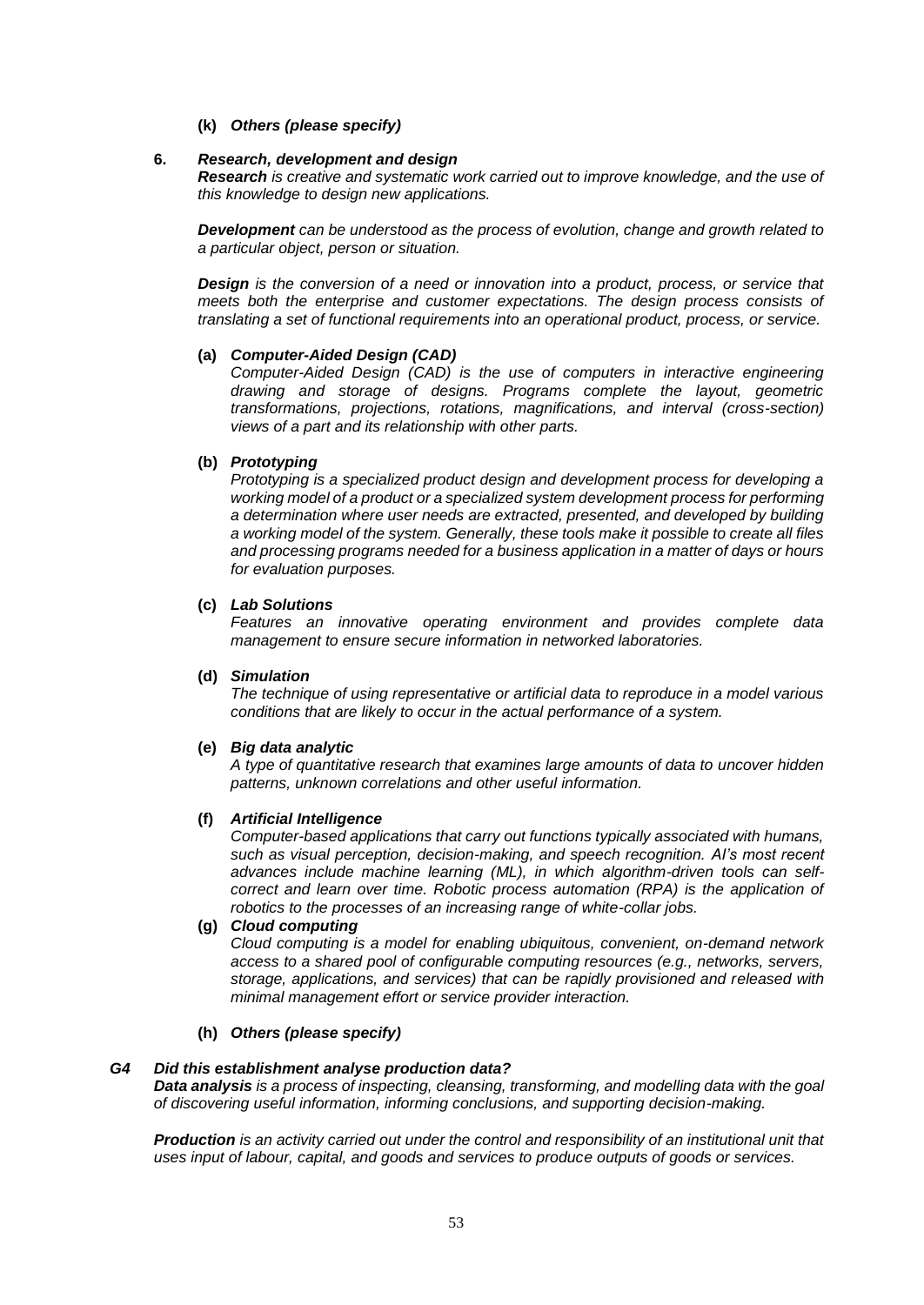**(k)** ***Others (please specify)***

**6.** ***Research, development and design***

***Research*** *is creative and systematic work carried out to improve knowledge, and the use of this knowledge to design new applications.*

***Development*** *can be understood as the process of evolution, change and growth related to a particular object, person or situation.*

***Design*** *is the conversion of a need or innovation into a product, process, or service that meets both the enterprise and customer expectations. The design process consists of translating a set of functional requirements into an operational product, process, or service.*

**(a)** ***Computer-Aided Design (CAD)***

*Computer-Aided Design (CAD) is the use of computers in interactive engineering drawing and storage of designs. Programs complete the layout, geometric transformations, projections, rotations, magnifications, and interval (cross-section) views of a part and its relationship with other parts.*

**(b)** ***Prototyping***

*Prototyping is a specialized product design and development process for developing a working model of a product or a specialized system development process for performing a determination where user needs are extracted, presented, and developed by building a working model of the system. Generally, these tools make it possible to create all files and processing programs needed for a business application in a matter of days or hours for evaluation purposes.*

**(c)** ***Lab Solutions***

*Features an innovative operating environment and provides complete data management to ensure secure information in networked laboratories.*

**(d)** ***Simulation***

*The technique of using representative or artificial data to reproduce in a model various conditions that are likely to occur in the actual performance of a system.*

**(e)** ***Big data analytic***

*A type of quantitative research that examines large amounts of data to uncover hidden patterns, unknown correlations and other useful information.*

**(f)** ***Artificial Intelligence***

*Computer-based applications that carry out functions typically associated with humans, such as visual perception, decision-making, and speech recognition. AI's most recent advances include machine learning (ML), in which algorithm-driven tools can self-correct and learn over time. Robotic process automation (RPA) is the application of robotics to the processes of an increasing range of white-collar jobs.*

**(g)** ***Cloud computing***

*Cloud computing is a model for enabling ubiquitous, convenient, on-demand network access to a shared pool of configurable computing resources (e.g., networks, servers, storage, applications, and services) that can be rapidly provisioned and released with minimal management effort or service provider interaction.*

**(h)** ***Others (please specify)***

***G4 Did this establishment analyse production data?***

***Data analysis*** *is a process of inspecting, cleansing, transforming, and modelling data with the goal of discovering useful information, informing conclusions, and supporting decision-making.*

***Production*** *is an activity carried out under the control and responsibility of an institutional unit that uses input of labour, capital, and goods and services to produce outputs of goods or services.*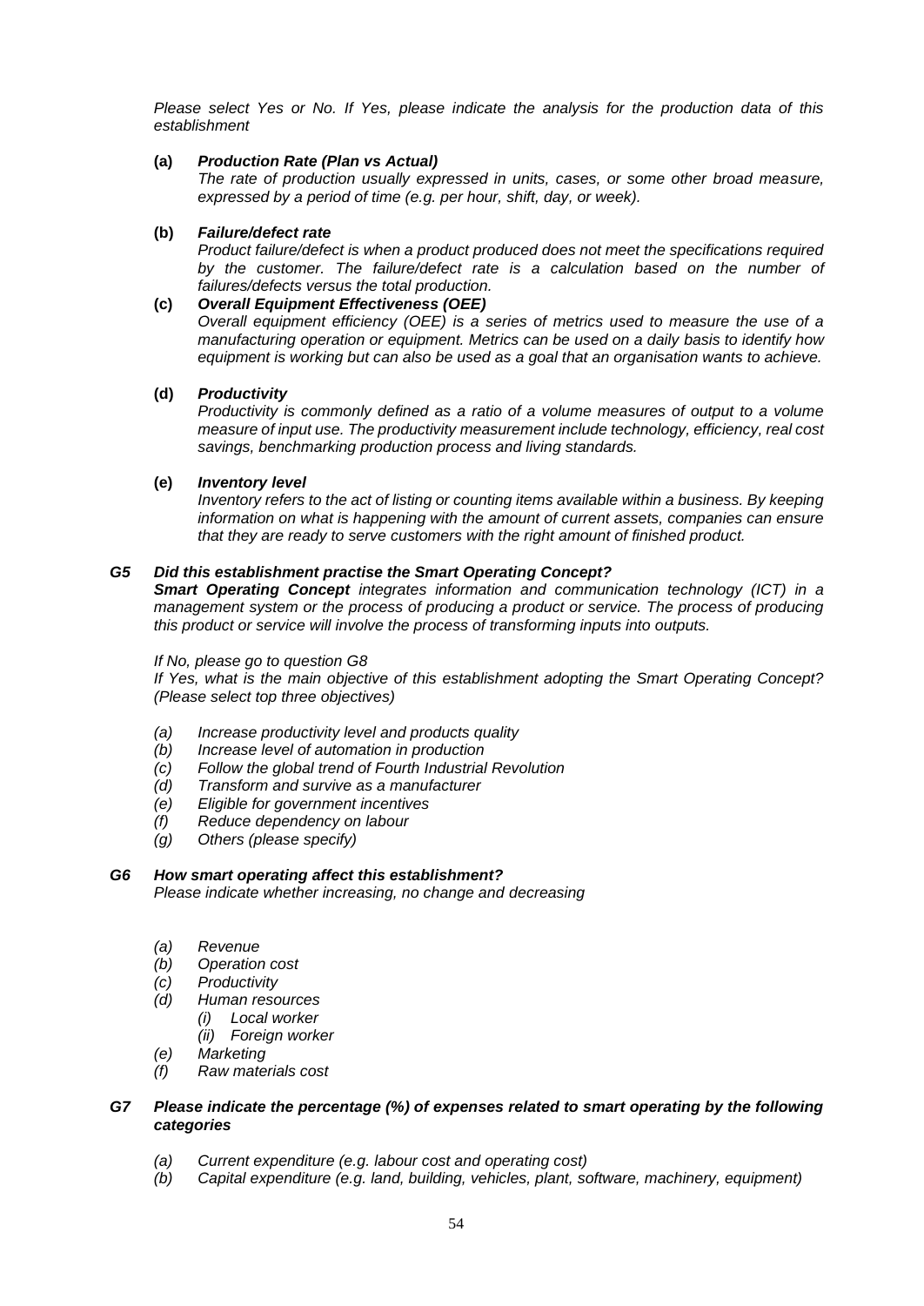*Please select Yes or No. If Yes, please indicate the analysis for the production data of this establishment*

**(a)** ***Production Rate (Plan vs Actual)***
*The rate of production usually expressed in units, cases, or some other broad measure, expressed by a period of time (e.g. per hour, shift, day, or week).*

**(b)** ***Failure/defect rate***
*Product failure/defect is when a product produced does not meet the specifications required by the customer. The failure/defect rate is a calculation based on the number of failures/defects versus the total production.*

**(c)** ***Overall Equipment Effectiveness (OEE)***
*Overall equipment efficiency (OEE) is a series of metrics used to measure the use of a manufacturing operation or equipment. Metrics can be used on a daily basis to identify how equipment is working but can also be used as a goal that an organisation wants to achieve.*

**(d)** ***Productivity***
*Productivity is commonly defined as a ratio of a volume measures of output to a volume measure of input use. The productivity measurement include technology, efficiency, real cost savings, benchmarking production process and living standards.*

**(e)** ***Inventory level***
*Inventory refers to the act of listing or counting items available within a business. By keeping information on what is happening with the amount of current assets, companies can ensure that they are ready to serve customers with the right amount of finished product.*

***G5 Did this establishment practise the Smart Operating Concept?***

***Smart Operating Concept*** *integrates information and communication technology (ICT) in a management system or the process of producing a product or service. The process of producing this product or service will involve the process of transforming inputs into outputs.*

*If No, please go to question G8*

*If Yes, what is the main objective of this establishment adopting the Smart Operating Concept? (Please select top three objectives)*

- *(a) Increase productivity level and products quality*
- *(b) Increase level of automation in production*
- *(c) Follow the global trend of Fourth Industrial Revolution*
- *(d) Transform and survive as a manufacturer*
- *(e) Eligible for government incentives*
- *(f) Reduce dependency on labour*
- *(g) Others (please specify)*

***G6 How smart operating affect this establishment?***

*Please indicate whether increasing, no change and decreasing*

- *(a) Revenue*
- *(b) Operation cost*
- *(c) Productivity*
- *(d) Human resources*
  - *(i) Local worker*
  - *(ii) Foreign worker*
- *(e) Marketing*
- *(f) Raw materials cost*

***G7 Please indicate the percentage (%) of expenses related to smart operating by the following categories***

- *(a) Current expenditure (e.g. labour cost and operating cost)*
- *(b) Capital expenditure (e.g. land, building, vehicles, plant, software, machinery, equipment)*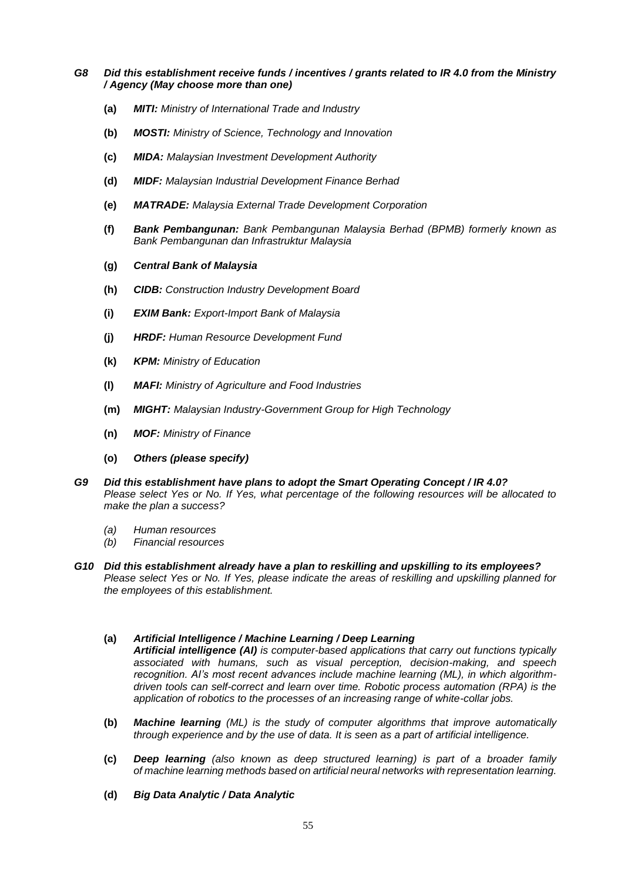***G8 Did this establishment receive funds / incentives / grants related to IR 4.0 from the Ministry / Agency (May choose more than one)***

- **(a)** ***MITI:*** *Ministry of International Trade and Industry*
- **(b)** ***MOSTI:*** *Ministry of Science, Technology and Innovation*
- **(c)** ***MIDA:*** *Malaysian Investment Development Authority*
- **(d)** ***MIDF:*** *Malaysian Industrial Development Finance Berhad*
- **(e)** ***MATRADE:*** *Malaysia External Trade Development Corporation*
- **(f)** ***Bank Pembangunan:*** *Bank Pembangunan Malaysia Berhad (BPMB) formerly known as Bank Pembangunan dan Infrastruktur Malaysia*
- **(g)** ***Central Bank of Malaysia***
- **(h)** ***CIDB:*** *Construction Industry Development Board*
- **(i)** ***EXIM Bank:*** *Export-Import Bank of Malaysia*
- **(j)** ***HRDF:*** *Human Resource Development Fund*
- **(k)** ***KPM:*** *Ministry of Education*
- **(l)** ***MAFI:*** *Ministry of Agriculture and Food Industries*
- **(m)** ***MIGHT:*** *Malaysian Industry-Government Group for High Technology*
- **(n)** ***MOF:*** *Ministry of Finance*
- **(o)** ***Others (please specify)***

***G9 Did this establishment have plans to adopt the Smart Operating Concept / IR 4.0?***
*Please select Yes or No. If Yes, what percentage of the following resources will be allocated to make the plan a success?*

- *(a) Human resources*
- *(b) Financial resources*

***G10 Did this establishment already have a plan to reskilling and upskilling to its employees?***
*Please select Yes or No. If Yes, please indicate the areas of reskilling and upskilling planned for the employees of this establishment.*

- **(a)** ***Artificial Intelligence / Machine Learning / Deep Learning***
  ***Artificial intelligence (AI)*** *is computer-based applications that carry out functions typically associated with humans, such as visual perception, decision-making, and speech recognition. AI's most recent advances include machine learning (ML), in which algorithm-driven tools can self-correct and learn over time. Robotic process automation (RPA) is the application of robotics to the processes of an increasing range of white-collar jobs.*
- **(b)** ***Machine learning*** *(ML) is the study of computer algorithms that improve automatically through experience and by the use of data. It is seen as a part of artificial intelligence.*
- **(c)** ***Deep learning*** *(also known as deep structured learning) is part of a broader family of machine learning methods based on artificial neural networks with representation learning.*
- **(d)** ***Big Data Analytic / Data Analytic***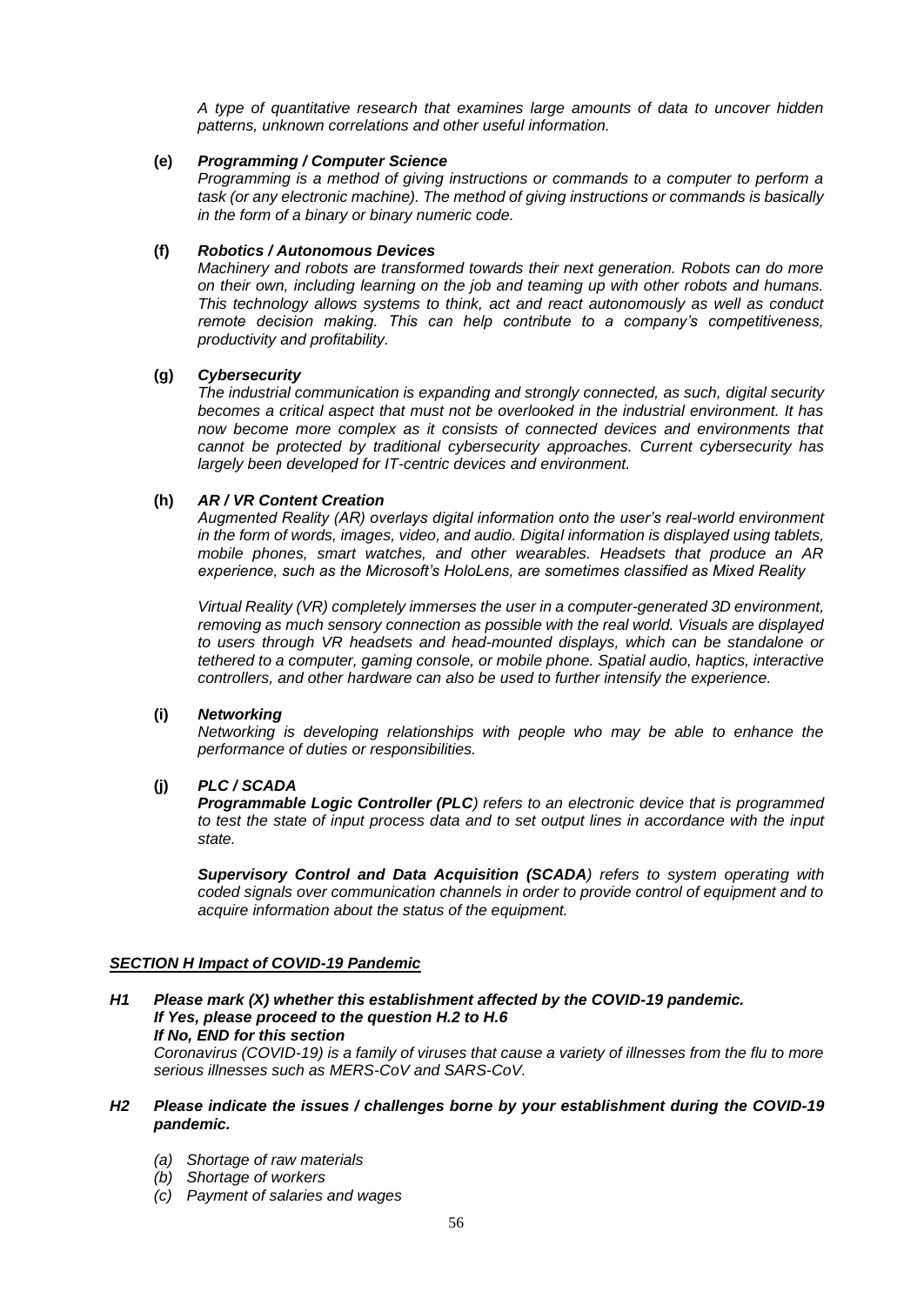*A type of quantitative research that examines large amounts of data to uncover hidden patterns, unknown correlations and other useful information.*

**(e)** ***Programming / Computer Science***

*Programming is a method of giving instructions or commands to a computer to perform a task (or any electronic machine). The method of giving instructions or commands is basically in the form of a binary or binary numeric code.*

**(f)** ***Robotics / Autonomous Devices***

*Machinery and robots are transformed towards their next generation. Robots can do more on their own, including learning on the job and teaming up with other robots and humans. This technology allows systems to think, act and react autonomously as well as conduct remote decision making. This can help contribute to a company's competitiveness, productivity and profitability.*

**(g)** ***Cybersecurity***

*The industrial communication is expanding and strongly connected, as such, digital security becomes a critical aspect that must not be overlooked in the industrial environment. It has now become more complex as it consists of connected devices and environments that cannot be protected by traditional cybersecurity approaches. Current cybersecurity has largely been developed for IT-centric devices and environment.*

**(h)** ***AR / VR Content Creation***

*Augmented Reality (AR) overlays digital information onto the user's real-world environment in the form of words, images, video, and audio. Digital information is displayed using tablets, mobile phones, smart watches, and other wearables. Headsets that produce an AR experience, such as the Microsoft's HoloLens, are sometimes classified as Mixed Reality*

*Virtual Reality (VR) completely immerses the user in a computer-generated 3D environment, removing as much sensory connection as possible with the real world. Visuals are displayed to users through VR headsets and head-mounted displays, which can be standalone or tethered to a computer, gaming console, or mobile phone. Spatial audio, haptics, interactive controllers, and other hardware can also be used to further intensify the experience.*

**(i)** ***Networking***

*Networking is developing relationships with people who may be able to enhance the performance of duties or responsibilities.*

**(j)** ***PLC / SCADA***

***Programmable Logic Controller (PLC****) refers to an electronic device that is programmed to test the state of input process data and to set output lines in accordance with the input state.*

***Supervisory Control and Data Acquisition (SCADA****) refers to system operating with coded signals over communication channels in order to provide control of equipment and to acquire information about the status of the equipment.*

## ***SECTION H Impact of COVID-19 Pandemic***

***H1 Please mark (X) whether this establishment affected by the COVID-19 pandemic.***
***If Yes, please proceed to the question H.2 to H.6***
***If No, END for this section***

*Coronavirus (COVID-19) is a family of viruses that cause a variety of illnesses from the flu to more serious illnesses such as MERS-CoV and SARS-CoV.*

***H2 Please indicate the issues / challenges borne by your establishment during the COVID-19 pandemic.***

*(a) Shortage of raw materials*
*(b) Shortage of workers*
*(c) Payment of salaries and wages*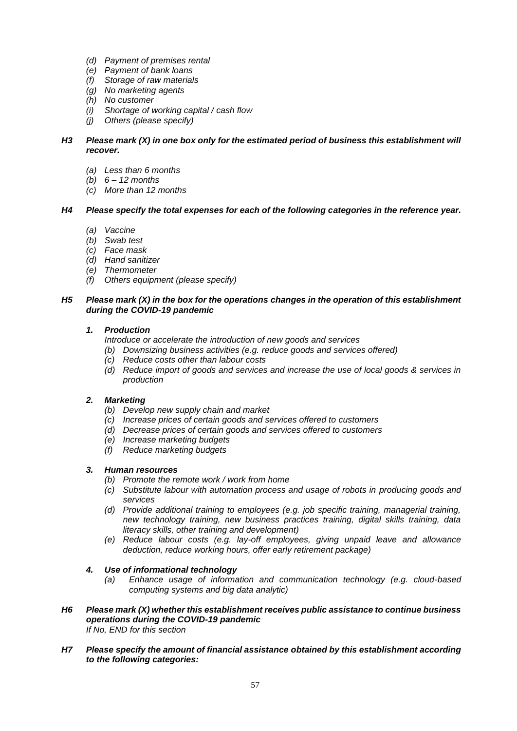- *(d) Payment of premises rental*
- *(e) Payment of bank loans*
- *(f) Storage of raw materials*
- *(g) No marketing agents*
- *(h) No customer*
- *(i) Shortage of working capital / cash flow*
- *(j) Others (please specify)*

***H3 Please mark (X) in one box only for the estimated period of business this establishment will recover.***

- *(a) Less than 6 months*
- *(b) 6 – 12 months*
- *(c) More than 12 months*

***H4 Please specify the total expenses for each of the following categories in the reference year.***

- *(a) Vaccine*
- *(b) Swab test*
- *(c) Face mask*
- *(d) Hand sanitizer*
- *(e) Thermometer*
- *(f) Others equipment (please specify)*

***H5 Please mark (X) in the box for the operations changes in the operation of this establishment during the COVID-19 pandemic***

***1. Production***

*Introduce or accelerate the introduction of new goods and services*

- *(b) Downsizing business activities (e.g. reduce goods and services offered)*
- *(c) Reduce costs other than labour costs*
- *(d) Reduce import of goods and services and increase the use of local goods & services in production*

***2. Marketing***

- *(b) Develop new supply chain and market*
- *(c) Increase prices of certain goods and services offered to customers*
- *(d) Decrease prices of certain goods and services offered to customers*
- *(e) Increase marketing budgets*
- *(f) Reduce marketing budgets*

***3. Human resources***

- *(b) Promote the remote work / work from home*
- *(c) Substitute labour with automation process and usage of robots in producing goods and services*
- *(d) Provide additional training to employees (e.g. job specific training, managerial training, new technology training, new business practices training, digital skills training, data literacy skills, other training and development)*
- *(e) Reduce labour costs (e.g. lay-off employees, giving unpaid leave and allowance deduction, reduce working hours, offer early retirement package)*

***4. Use of informational technology***

- *(a) Enhance usage of information and communication technology (e.g. cloud-based computing systems and big data analytic)*

***H6 Please mark (X) whether this establishment receives public assistance to continue business operations during the COVID-19 pandemic***

*If No, END for this section*

***H7 Please specify the amount of financial assistance obtained by this establishment according to the following categories:***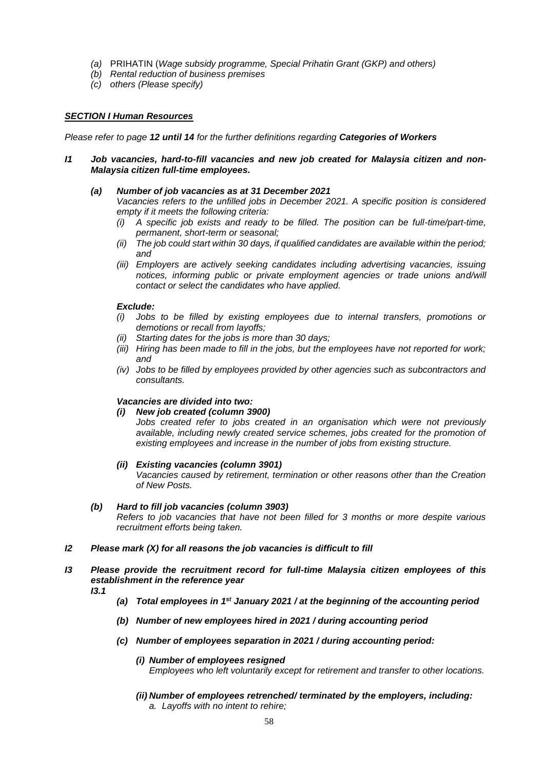*(a)* PRIHATIN (*Wage subsidy programme, Special Prihatin Grant (GKP) and others)*
*(b)* *Rental reduction of business premises*
*(c)* *others (Please specify)*

***SECTION I Human Resources***

*Please refer to page **12 until 14** for the further definitions regarding **Categories of Workers***

***I1 Job vacancies, hard-to-fill vacancies and new job created for Malaysia citizen and non-Malaysia citizen full-time employees.***

***(a) Number of job vacancies as at 31 December 2021***

*Vacancies refers to the unfilled jobs in December 2021. A specific position is considered empty if it meets the following criteria:*

*(i) A specific job exists and ready to be filled. The position can be full-time/part-time, permanent, short-term or seasonal;*
*(ii) The job could start within 30 days, if qualified candidates are available within the period; and*
*(iii) Employers are actively seeking candidates including advertising vacancies, issuing notices, informing public or private employment agencies or trade unions and/will contact or select the candidates who have applied.*

***Exclude:***

*(i) Jobs to be filled by existing employees due to internal transfers, promotions or demotions or recall from layoffs;*
*(ii) Starting dates for the jobs is more than 30 days;*
*(iii) Hiring has been made to fill in the jobs, but the employees have not reported for work; and*
*(iv) Jobs to be filled by employees provided by other agencies such as subcontractors and consultants.*

***Vacancies are divided into two:***

***(i) New job created (column 3900)***

*Jobs created refer to jobs created in an organisation which were not previously available, including newly created service schemes, jobs created for the promotion of existing employees and increase in the number of jobs from existing structure.*

***(ii) Existing vacancies (column 3901)***

*Vacancies caused by retirement, termination or other reasons other than the Creation of New Posts.*

***(b) Hard to fill job vacancies (column 3903)***

*Refers to job vacancies that have not been filled for 3 months or more despite various recruitment efforts being taken.*

***I2 Please mark (X) for all reasons the job vacancies is difficult to fill***

***I3 Please provide the recruitment record for full-time Malaysia citizen employees of this establishment in the reference year***

***I3.1***

***(a) Total employees in 1st January 2021 / at the beginning of the accounting period***

***(b) Number of new employees hired in 2021 / during accounting period***

***(c) Number of employees separation in 2021 / during accounting period:***

***(i) Number of employees resigned***

*Employees who left voluntarily except for retirement and transfer to other locations.*

***(ii) Number of employees retrenched/ terminated by the employers, including:***

*a. Layoffs with no intent to rehire;*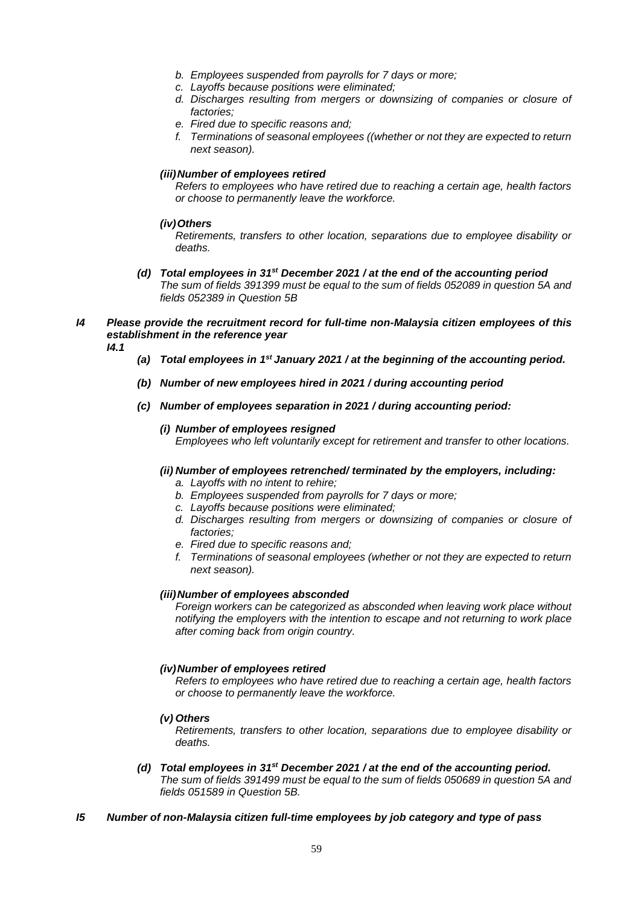*b. Employees suspended from payrolls for 7 days or more;*
*c. Layoffs because positions were eliminated;*
*d. Discharges resulting from mergers or downsizing of companies or closure of factories;*
*e. Fired due to specific reasons and;*
*f. Terminations of seasonal employees ((whether or not they are expected to return next season).*

***(iii) Number of employees retired***

*Refers to employees who have retired due to reaching a certain age, health factors or choose to permanently leave the workforce.*

***(iv) Others***

*Retirements, transfers to other location, separations due to employee disability or deaths.*

***(d) Total employees in 31st December 2021 / at the end of the accounting period***

*The sum of fields 391399 must be equal to the sum of fields 052089 in question 5A and fields 052389 in Question 5B*

***I4 Please provide the recruitment record for full-time non-Malaysia citizen employees of this establishment in the reference year***

***I4.1***

***(a) Total employees in 1st January 2021 / at the beginning of the accounting period.***

***(b) Number of new employees hired in 2021 / during accounting period***

***(c) Number of employees separation in 2021 / during accounting period:***

***(i) Number of employees resigned***

*Employees who left voluntarily except for retirement and transfer to other locations.*

***(ii) Number of employees retrenched/ terminated by the employers, including:***

*a. Layoffs with no intent to rehire;*
*b. Employees suspended from payrolls for 7 days or more;*
*c. Layoffs because positions were eliminated;*
*d. Discharges resulting from mergers or downsizing of companies or closure of factories;*
*e. Fired due to specific reasons and;*
*f. Terminations of seasonal employees (whether or not they are expected to return next season).*

***(iii) Number of employees absconded***

*Foreign workers can be categorized as absconded when leaving work place without notifying the employers with the intention to escape and not returning to work place after coming back from origin country.*

***(iv) Number of employees retired***

*Refers to employees who have retired due to reaching a certain age, health factors or choose to permanently leave the workforce.*

***(v) Others***

*Retirements, transfers to other location, separations due to employee disability or deaths.*

***(d) Total employees in 31st December 2021 / at the end of the accounting period.***

*The sum of fields 391499 must be equal to the sum of fields 050689 in question 5A and fields 051589 in Question 5B.*

***I5 Number of non-Malaysia citizen full-time employees by job category and type of pass***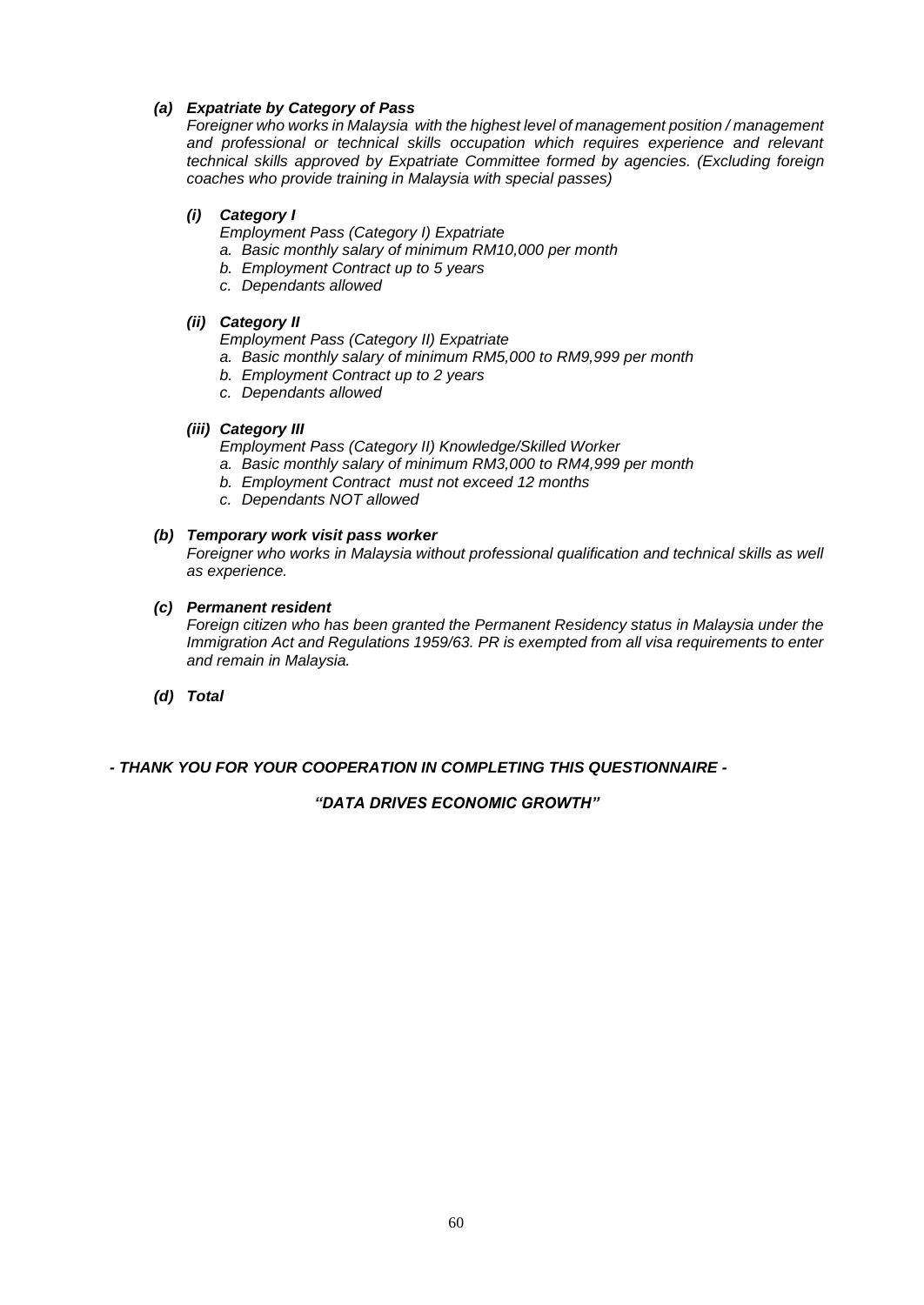***(a) Expatriate by Category of Pass***

*Foreigner who works in Malaysia with the highest level of management position / management and professional or technical skills occupation which requires experience and relevant technical skills approved by Expatriate Committee formed by agencies. (Excluding foreign coaches who provide training in Malaysia with special passes)*

***(i) Category I***

*Employment Pass (Category I) Expatriate*

*a. Basic monthly salary of minimum RM10,000 per month*
*b. Employment Contract up to 5 years*
*c. Dependants allowed*

***(ii) Category II***

*Employment Pass (Category II) Expatriate*

*a. Basic monthly salary of minimum RM5,000 to RM9,999 per month*
*b. Employment Contract up to 2 years*
*c. Dependants allowed*

***(iii) Category III***

*Employment Pass (Category II) Knowledge/Skilled Worker*

*a. Basic monthly salary of minimum RM3,000 to RM4,999 per month*
*b. Employment Contract must not exceed 12 months*
*c. Dependants NOT allowed*

***(b) Temporary work visit pass worker***

*Foreigner who works in Malaysia without professional qualification and technical skills as well as experience.*

***(c) Permanent resident***

*Foreign citizen who has been granted the Permanent Residency status in Malaysia under the Immigration Act and Regulations 1959/63. PR is exempted from all visa requirements to enter and remain in Malaysia.*

***(d) Total***

***- THANK YOU FOR YOUR COOPERATION IN COMPLETING THIS QUESTIONNAIRE -***

***"DATA DRIVES ECONOMIC GROWTH"***